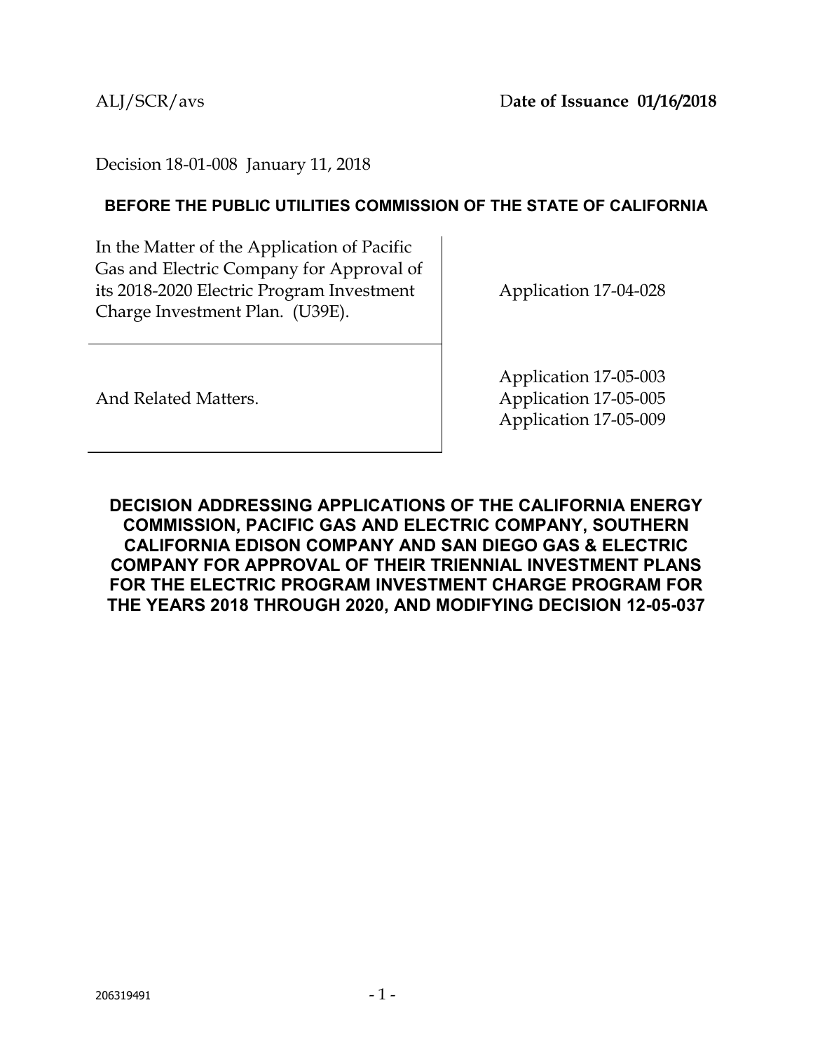ALJ/SCR/avs **Date of Issuance 01/16/2018**

Decision 18-01-008 January 11, 2018

**BEFORE THE PUBLIC UTILITIES COMMISSION OF THE STATE OF CALIFORNIA**

| | |
|---|---|
| In the Matter of the Application of Pacific Gas and Electric Company for Approval of its 2018-2020 Electric Program Investment Charge Investment Plan. (U39E). | Application 17-04-028 |
| And Related Matters. | Application 17-05-003<br>Application 17-05-005<br>Application 17-05-009 |

**DECISION ADDRESSING APPLICATIONS OF THE CALIFORNIA ENERGY COMMISSION, PACIFIC GAS AND ELECTRIC COMPANY, SOUTHERN CALIFORNIA EDISON COMPANY AND SAN DIEGO GAS & ELECTRIC COMPANY FOR APPROVAL OF THEIR TRIENNIAL INVESTMENT PLANS FOR THE ELECTRIC PROGRAM INVESTMENT CHARGE PROGRAM FOR THE YEARS 2018 THROUGH 2020, AND MODIFYING DECISION 12-05-037**

206319491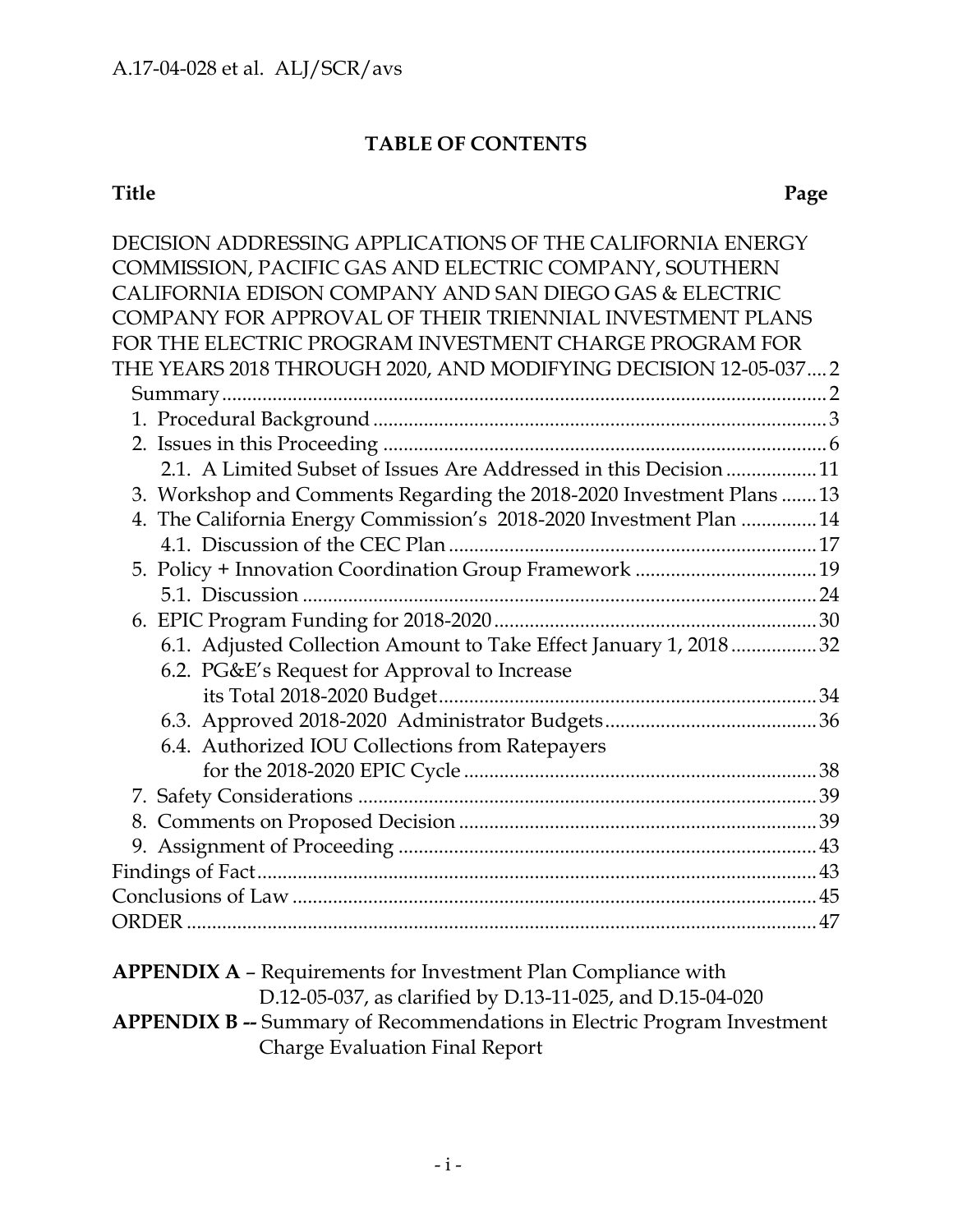## TABLE OF CONTENTS

| Title | Page |
|---|---|
| DECISION ADDRESSING APPLICATIONS OF THE CALIFORNIA ENERGY COMMISSION, PACIFIC GAS AND ELECTRIC COMPANY, SOUTHERN CALIFORNIA EDISON COMPANY AND SAN DIEGO GAS & ELECTRIC COMPANY FOR APPROVAL OF THEIR TRIENNIAL INVESTMENT PLANS FOR THE ELECTRIC PROGRAM INVESTMENT CHARGE PROGRAM FOR THE YEARS 2018 THROUGH 2020, AND MODIFYING DECISION 12-05-037 | 2 |
| Summary | 2 |
| 1. Procedural Background | 3 |
| 2. Issues in this Proceeding | 6 |
| 2.1. A Limited Subset of Issues Are Addressed in this Decision | 11 |
| 3. Workshop and Comments Regarding the 2018-2020 Investment Plans | 13 |
| 4. The California Energy Commission's 2018-2020 Investment Plan | 14 |
| 4.1. Discussion of the CEC Plan | 17 |
| 5. Policy + Innovation Coordination Group Framework | 19 |
| 5.1. Discussion | 24 |
| 6. EPIC Program Funding for 2018-2020 | 30 |
| 6.1. Adjusted Collection Amount to Take Effect January 1, 2018 | 32 |
| 6.2. PG&E's Request for Approval to Increase its Total 2018-2020 Budget | 34 |
| 6.3. Approved 2018-2020 Administrator Budgets | 36 |
| 6.4. Authorized IOU Collections from Ratepayers for the 2018-2020 EPIC Cycle | 38 |
| 7. Safety Considerations | 39 |
| 8. Comments on Proposed Decision | 39 |
| 9. Assignment of Proceeding | 43 |
| Findings of Fact | 43 |
| Conclusions of Law | 45 |
| ORDER | 47 |

**APPENDIX A** – Requirements for Investment Plan Compliance with D.12-05-037, as clarified by D.13-11-025, and D.15-04-020

**APPENDIX B --** Summary of Recommendations in Electric Program Investment Charge Evaluation Final Report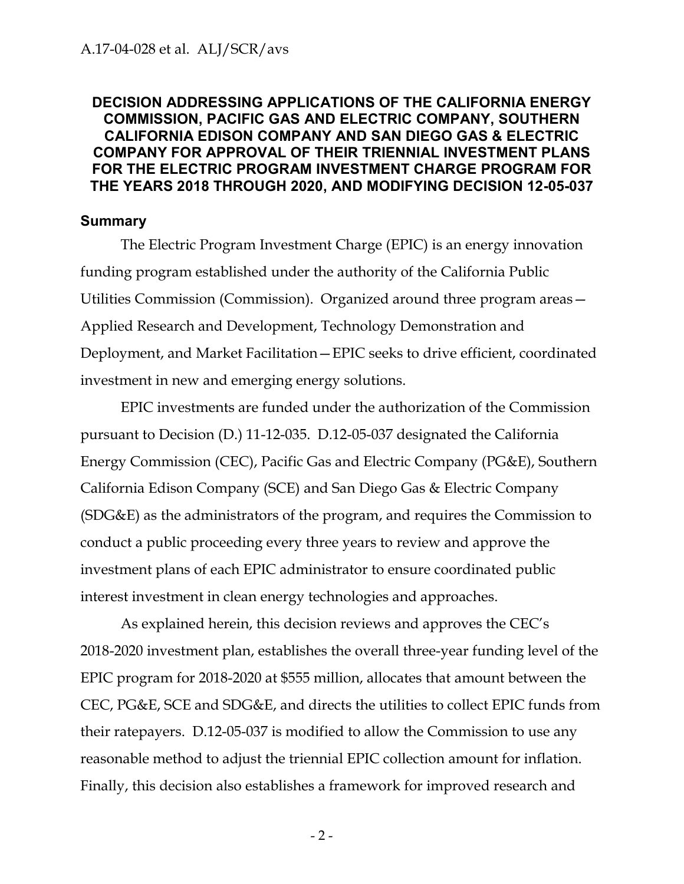# DECISION ADDRESSING APPLICATIONS OF THE CALIFORNIA ENERGY COMMISSION, PACIFIC GAS AND ELECTRIC COMPANY, SOUTHERN CALIFORNIA EDISON COMPANY AND SAN DIEGO GAS & ELECTRIC COMPANY FOR APPROVAL OF THEIR TRIENNIAL INVESTMENT PLANS FOR THE ELECTRIC PROGRAM INVESTMENT CHARGE PROGRAM FOR THE YEARS 2018 THROUGH 2020, AND MODIFYING DECISION 12-05-037

## Summary

The Electric Program Investment Charge (EPIC) is an energy innovation funding program established under the authority of the California Public Utilities Commission (Commission). Organized around three program areas—Applied Research and Development, Technology Demonstration and Deployment, and Market Facilitation—EPIC seeks to drive efficient, coordinated investment in new and emerging energy solutions.

EPIC investments are funded under the authorization of the Commission pursuant to Decision (D.) 11-12-035. D.12-05-037 designated the California Energy Commission (CEC), Pacific Gas and Electric Company (PG&E), Southern California Edison Company (SCE) and San Diego Gas & Electric Company (SDG&E) as the administrators of the program, and requires the Commission to conduct a public proceeding every three years to review and approve the investment plans of each EPIC administrator to ensure coordinated public interest investment in clean energy technologies and approaches.

As explained herein, this decision reviews and approves the CEC's 2018-2020 investment plan, establishes the overall three-year funding level of the EPIC program for 2018-2020 at $555 million, allocates that amount between the CEC, PG&E, SCE and SDG&E, and directs the utilities to collect EPIC funds from their ratepayers. D.12-05-037 is modified to allow the Commission to use any reasonable method to adjust the triennial EPIC collection amount for inflation. Finally, this decision also establishes a framework for improved research and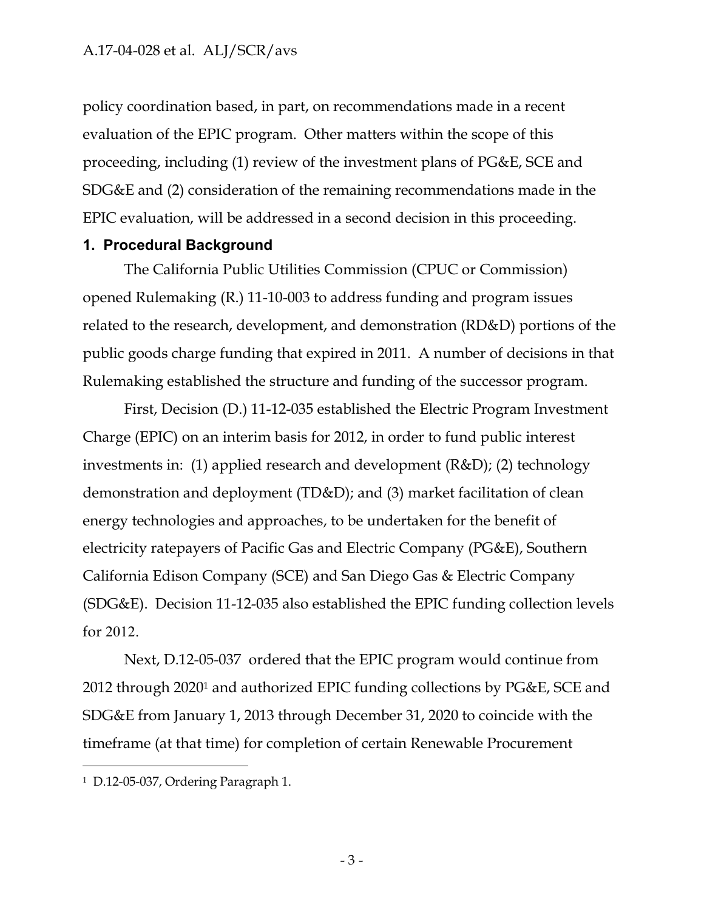policy coordination based, in part, on recommendations made in a recent evaluation of the EPIC program. Other matters within the scope of this proceeding, including (1) review of the investment plans of PG&E, SCE and SDG&E and (2) consideration of the remaining recommendations made in the EPIC evaluation, will be addressed in a second decision in this proceeding.

## 1. Procedural Background

The California Public Utilities Commission (CPUC or Commission) opened Rulemaking (R.) 11-10-003 to address funding and program issues related to the research, development, and demonstration (RD&D) portions of the public goods charge funding that expired in 2011. A number of decisions in that Rulemaking established the structure and funding of the successor program.

First, Decision (D.) 11-12-035 established the Electric Program Investment Charge (EPIC) on an interim basis for 2012, in order to fund public interest investments in: (1) applied research and development (R&D); (2) technology demonstration and deployment (TD&D); and (3) market facilitation of clean energy technologies and approaches, to be undertaken for the benefit of electricity ratepayers of Pacific Gas and Electric Company (PG&E), Southern California Edison Company (SCE) and San Diego Gas & Electric Company (SDG&E). Decision 11-12-035 also established the EPIC funding collection levels for 2012.

Next, D.12-05-037 ordered that the EPIC program would continue from 2012 through 2020[1] and authorized EPIC funding collections by PG&E, SCE and SDG&E from January 1, 2013 through December 31, 2020 to coincide with the timeframe (at that time) for completion of certain Renewable Procurement

---

[1] D.12-05-037, Ordering Paragraph 1.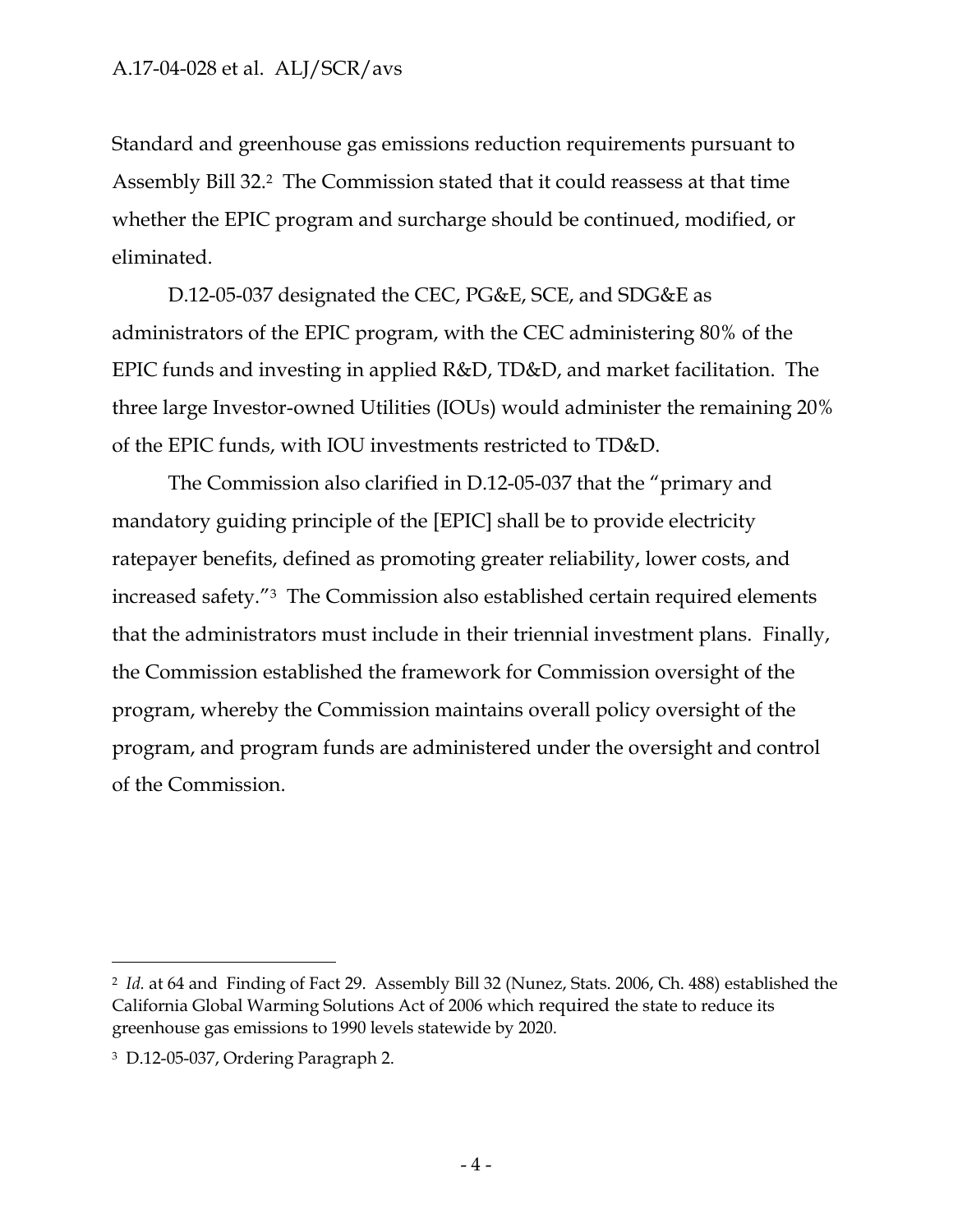Standard and greenhouse gas emissions reduction requirements pursuant to Assembly Bill 32.[2] The Commission stated that it could reassess at that time whether the EPIC program and surcharge should be continued, modified, or eliminated.

D.12-05-037 designated the CEC, PG&E, SCE, and SDG&E as administrators of the EPIC program, with the CEC administering 80% of the EPIC funds and investing in applied R&D, TD&D, and market facilitation. The three large Investor-owned Utilities (IOUs) would administer the remaining 20% of the EPIC funds, with IOU investments restricted to TD&D.

The Commission also clarified in D.12-05-037 that the "primary and mandatory guiding principle of the [EPIC] shall be to provide electricity ratepayer benefits, defined as promoting greater reliability, lower costs, and increased safety."[3] The Commission also established certain required elements that the administrators must include in their triennial investment plans. Finally, the Commission established the framework for Commission oversight of the program, whereby the Commission maintains overall policy oversight of the program, and program funds are administered under the oversight and control of the Commission.

---

[2] *Id.* at 64 and Finding of Fact 29. Assembly Bill 32 (Nunez, Stats. 2006, Ch. 488) established the California Global Warming Solutions Act of 2006 which required the state to reduce its greenhouse gas emissions to 1990 levels statewide by 2020.

[3] D.12-05-037, Ordering Paragraph 2.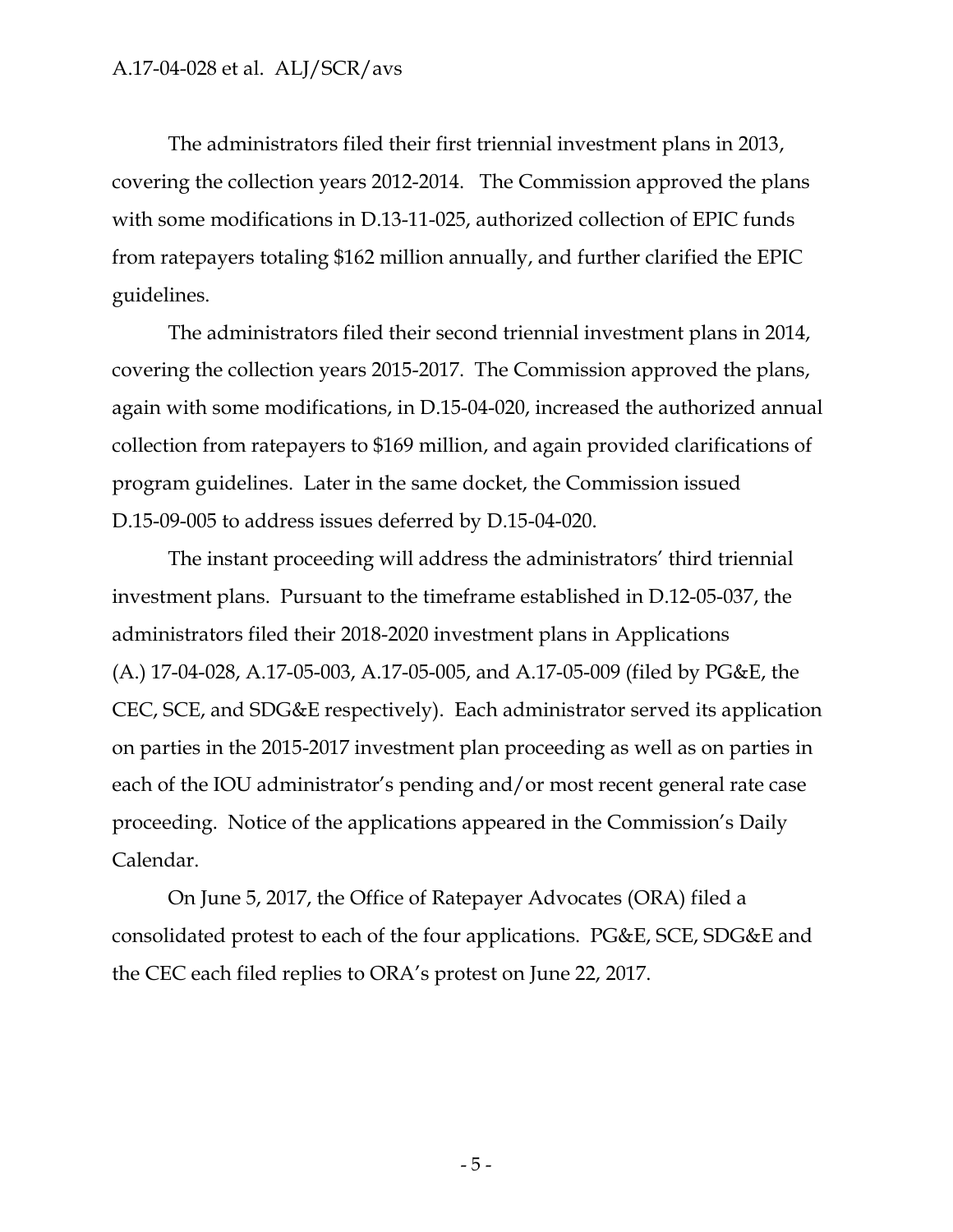The administrators filed their first triennial investment plans in 2013, covering the collection years 2012-2014. The Commission approved the plans with some modifications in D.13-11-025, authorized collection of EPIC funds from ratepayers totaling $162 million annually, and further clarified the EPIC guidelines.

The administrators filed their second triennial investment plans in 2014, covering the collection years 2015-2017. The Commission approved the plans, again with some modifications, in D.15-04-020, increased the authorized annual collection from ratepayers to $169 million, and again provided clarifications of program guidelines. Later in the same docket, the Commission issued D.15-09-005 to address issues deferred by D.15-04-020.

The instant proceeding will address the administrators' third triennial investment plans. Pursuant to the timeframe established in D.12-05-037, the administrators filed their 2018-2020 investment plans in Applications (A.) 17-04-028, A.17-05-003, A.17-05-005, and A.17-05-009 (filed by PG&E, the CEC, SCE, and SDG&E respectively). Each administrator served its application on parties in the 2015-2017 investment plan proceeding as well as on parties in each of the IOU administrator's pending and/or most recent general rate case proceeding. Notice of the applications appeared in the Commission's Daily Calendar.

On June 5, 2017, the Office of Ratepayer Advocates (ORA) filed a consolidated protest to each of the four applications. PG&E, SCE, SDG&E and the CEC each filed replies to ORA's protest on June 22, 2017.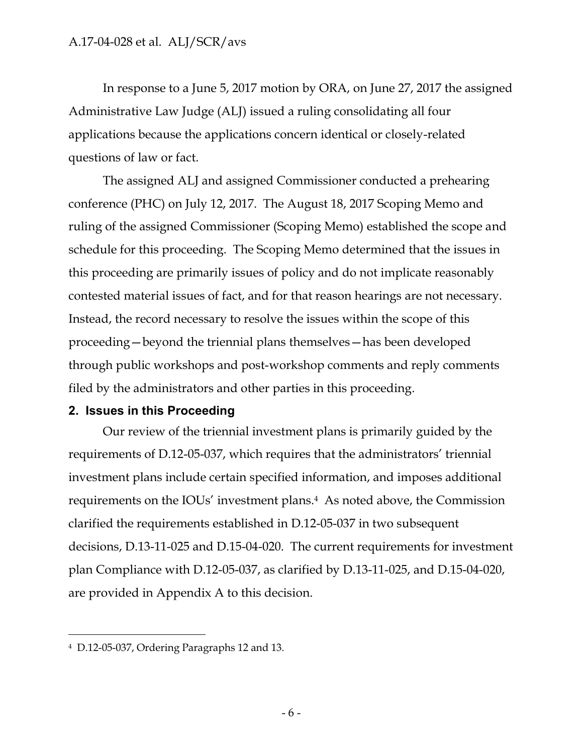In response to a June 5, 2017 motion by ORA, on June 27, 2017 the assigned Administrative Law Judge (ALJ) issued a ruling consolidating all four applications because the applications concern identical or closely-related questions of law or fact.

The assigned ALJ and assigned Commissioner conducted a prehearing conference (PHC) on July 12, 2017. The August 18, 2017 Scoping Memo and ruling of the assigned Commissioner (Scoping Memo) established the scope and schedule for this proceeding. The Scoping Memo determined that the issues in this proceeding are primarily issues of policy and do not implicate reasonably contested material issues of fact, and for that reason hearings are not necessary. Instead, the record necessary to resolve the issues within the scope of this proceeding—beyond the triennial plans themselves—has been developed through public workshops and post-workshop comments and reply comments filed by the administrators and other parties in this proceeding.

## 2. Issues in this Proceeding

Our review of the triennial investment plans is primarily guided by the requirements of D.12-05-037, which requires that the administrators' triennial investment plans include certain specified information, and imposes additional requirements on the IOUs' investment plans.[4] As noted above, the Commission clarified the requirements established in D.12-05-037 in two subsequent decisions, D.13-11-025 and D.15-04-020. The current requirements for investment plan Compliance with D.12-05-037, as clarified by D.13-11-025, and D.15-04-020, are provided in Appendix A to this decision.

---

[4] D.12-05-037, Ordering Paragraphs 12 and 13.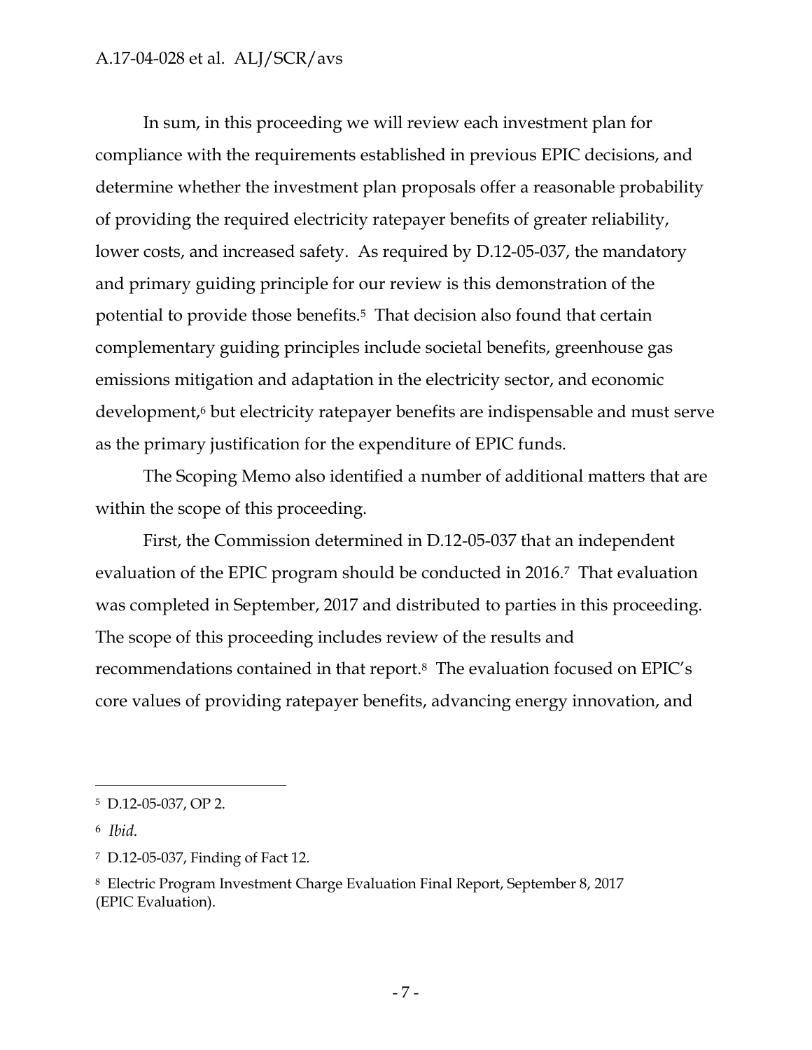In sum, in this proceeding we will review each investment plan for compliance with the requirements established in previous EPIC decisions, and determine whether the investment plan proposals offer a reasonable probability of providing the required electricity ratepayer benefits of greater reliability, lower costs, and increased safety. As required by D.12-05-037, the mandatory and primary guiding principle for our review is this demonstration of the potential to provide those benefits.[5] That decision also found that certain complementary guiding principles include societal benefits, greenhouse gas emissions mitigation and adaptation in the electricity sector, and economic development,[6] but electricity ratepayer benefits are indispensable and must serve as the primary justification for the expenditure of EPIC funds.

The Scoping Memo also identified a number of additional matters that are within the scope of this proceeding.

First, the Commission determined in D.12-05-037 that an independent evaluation of the EPIC program should be conducted in 2016.[7] That evaluation was completed in September, 2017 and distributed to parties in this proceeding. The scope of this proceeding includes review of the results and recommendations contained in that report.[8] The evaluation focused on EPIC's core values of providing ratepayer benefits, advancing energy innovation, and

---

[5] D.12-05-037, OP 2.

[6] *Ibid.*

[7] D.12-05-037, Finding of Fact 12.

[8] Electric Program Investment Charge Evaluation Final Report, September 8, 2017 (EPIC Evaluation).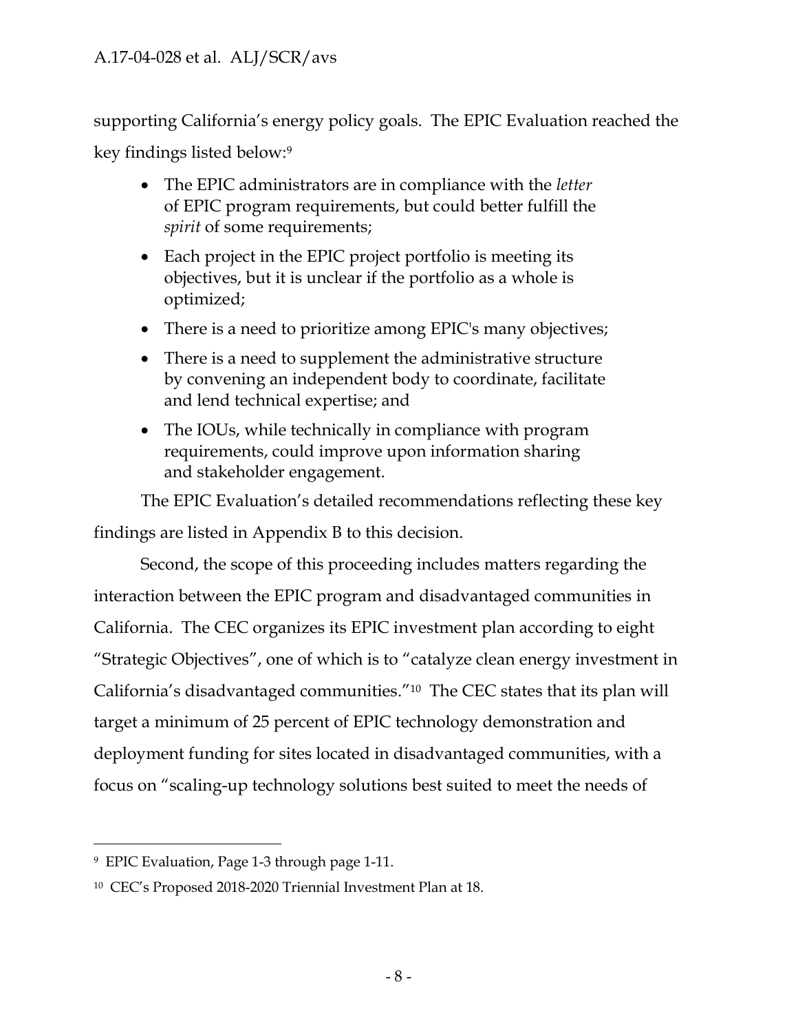supporting California's energy policy goals. The EPIC Evaluation reached the key findings listed below:[9]

- The EPIC administrators are in compliance with the *letter* of EPIC program requirements, but could better fulfill the *spirit* of some requirements;
- Each project in the EPIC project portfolio is meeting its objectives, but it is unclear if the portfolio as a whole is optimized;
- There is a need to prioritize among EPIC's many objectives;
- There is a need to supplement the administrative structure by convening an independent body to coordinate, facilitate and lend technical expertise; and
- The IOUs, while technically in compliance with program requirements, could improve upon information sharing and stakeholder engagement.

The EPIC Evaluation's detailed recommendations reflecting these key findings are listed in Appendix B to this decision.

Second, the scope of this proceeding includes matters regarding the interaction between the EPIC program and disadvantaged communities in California. The CEC organizes its EPIC investment plan according to eight "Strategic Objectives", one of which is to "catalyze clean energy investment in California's disadvantaged communities."[10] The CEC states that its plan will target a minimum of 25 percent of EPIC technology demonstration and deployment funding for sites located in disadvantaged communities, with a focus on "scaling-up technology solutions best suited to meet the needs of

---

[9] EPIC Evaluation, Page 1-3 through page 1-11.

[10] CEC's Proposed 2018-2020 Triennial Investment Plan at 18.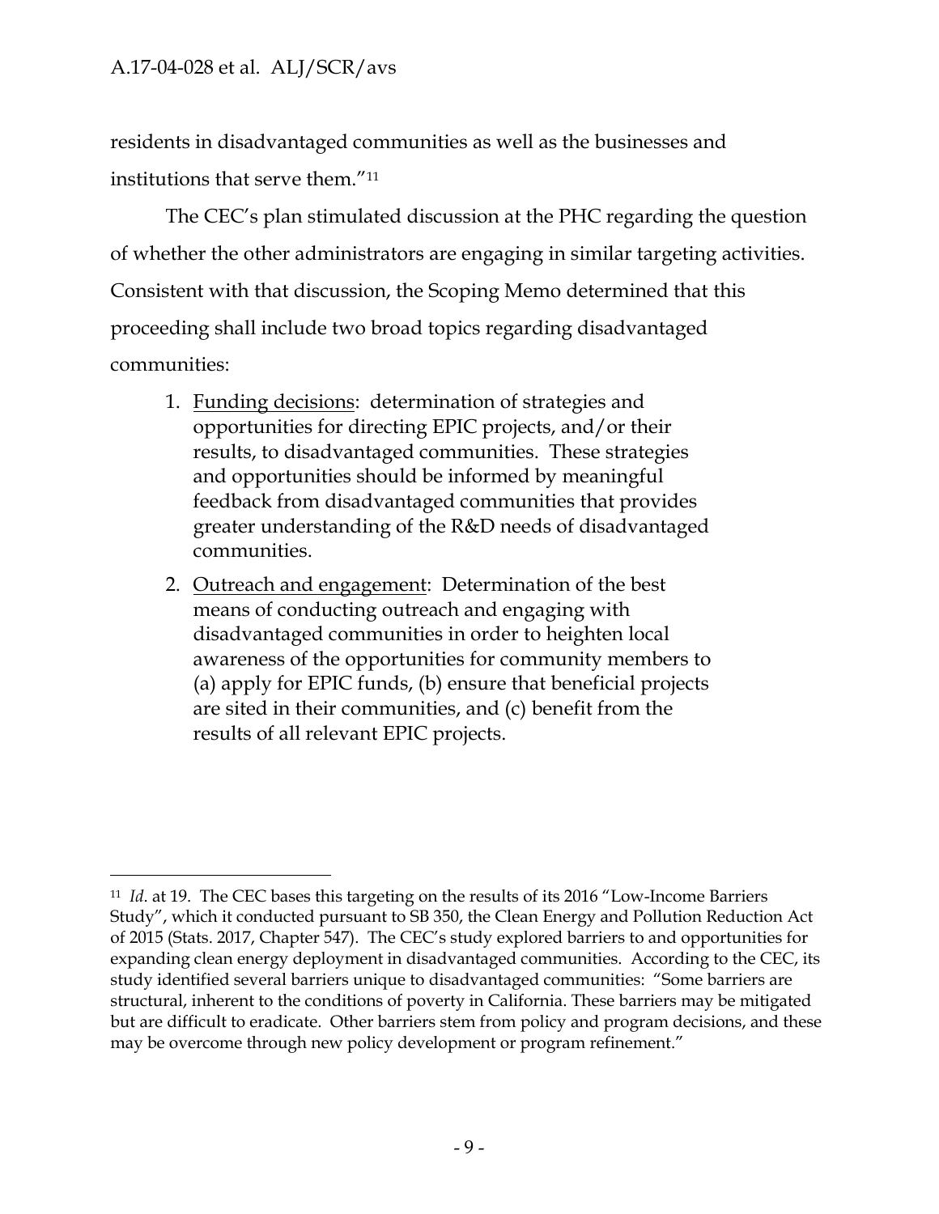residents in disadvantaged communities as well as the businesses and institutions that serve them."[11]

The CEC's plan stimulated discussion at the PHC regarding the question of whether the other administrators are engaging in similar targeting activities. Consistent with that discussion, the Scoping Memo determined that this proceeding shall include two broad topics regarding disadvantaged communities:

1. Funding decisions: determination of strategies and opportunities for directing EPIC projects, and/or their results, to disadvantaged communities. These strategies and opportunities should be informed by meaningful feedback from disadvantaged communities that provides greater understanding of the R&D needs of disadvantaged communities.
2. Outreach and engagement: Determination of the best means of conducting outreach and engaging with disadvantaged communities in order to heighten local awareness of the opportunities for community members to (a) apply for EPIC funds, (b) ensure that beneficial projects are sited in their communities, and (c) benefit from the results of all relevant EPIC projects.

---

[11] *Id*. at 19. The CEC bases this targeting on the results of its 2016 "Low-Income Barriers Study", which it conducted pursuant to SB 350, the Clean Energy and Pollution Reduction Act of 2015 (Stats. 2017, Chapter 547). The CEC's study explored barriers to and opportunities for expanding clean energy deployment in disadvantaged communities. According to the CEC, its study identified several barriers unique to disadvantaged communities: "Some barriers are structural, inherent to the conditions of poverty in California. These barriers may be mitigated but are difficult to eradicate. Other barriers stem from policy and program decisions, and these may be overcome through new policy development or program refinement."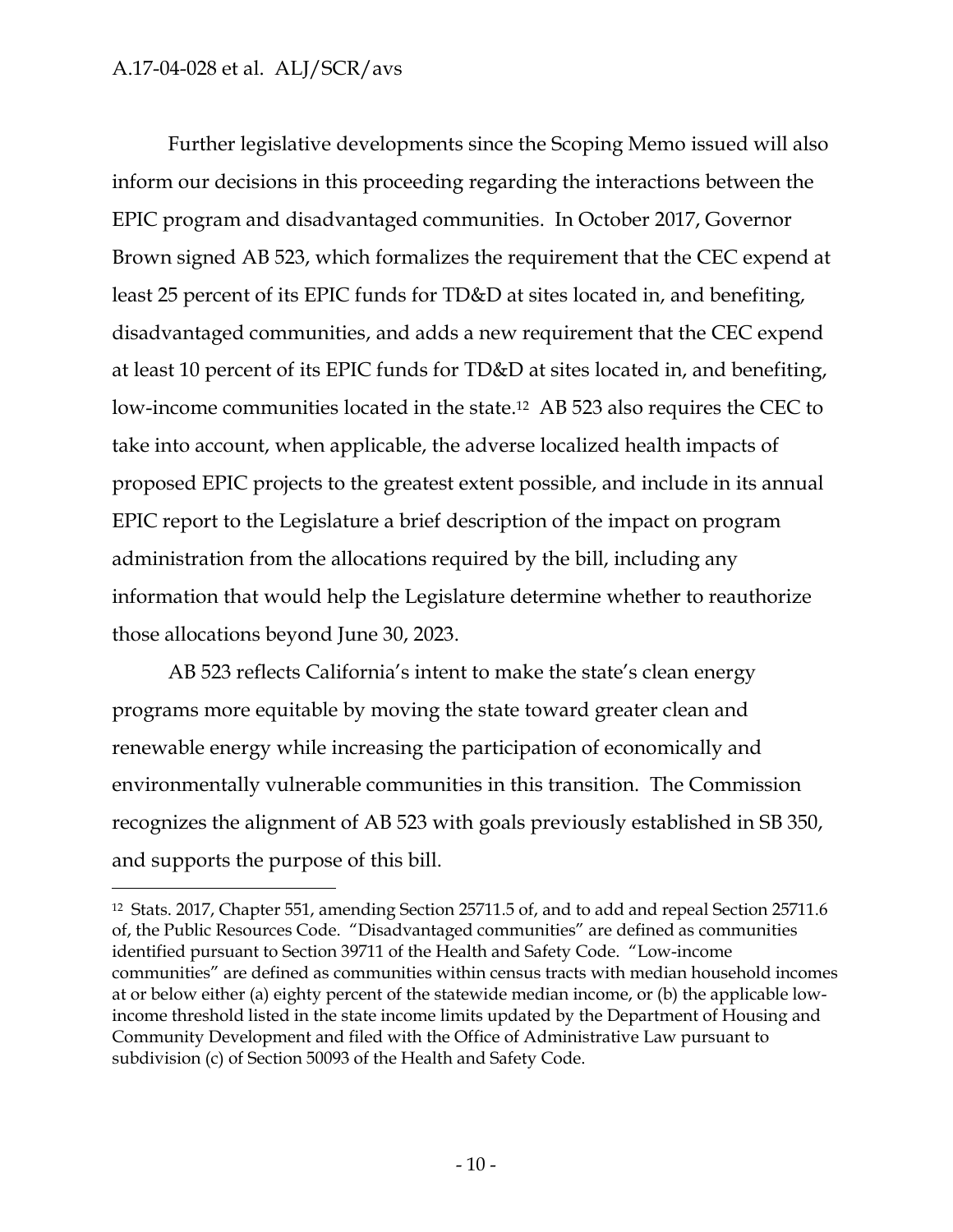Further legislative developments since the Scoping Memo issued will also inform our decisions in this proceeding regarding the interactions between the EPIC program and disadvantaged communities. In October 2017, Governor Brown signed AB 523, which formalizes the requirement that the CEC expend at least 25 percent of its EPIC funds for TD&D at sites located in, and benefiting, disadvantaged communities, and adds a new requirement that the CEC expend at least 10 percent of its EPIC funds for TD&D at sites located in, and benefiting, low-income communities located in the state.[12] AB 523 also requires the CEC to take into account, when applicable, the adverse localized health impacts of proposed EPIC projects to the greatest extent possible, and include in its annual EPIC report to the Legislature a brief description of the impact on program administration from the allocations required by the bill, including any information that would help the Legislature determine whether to reauthorize those allocations beyond June 30, 2023.

AB 523 reflects California's intent to make the state's clean energy programs more equitable by moving the state toward greater clean and renewable energy while increasing the participation of economically and environmentally vulnerable communities in this transition. The Commission recognizes the alignment of AB 523 with goals previously established in SB 350, and supports the purpose of this bill.

---

[12] Stats. 2017, Chapter 551, amending Section 25711.5 of, and to add and repeal Section 25711.6 of, the Public Resources Code. "Disadvantaged communities" are defined as communities identified pursuant to Section 39711 of the Health and Safety Code. "Low-income communities" are defined as communities within census tracts with median household incomes at or below either (a) eighty percent of the statewide median income, or (b) the applicable low-income threshold listed in the state income limits updated by the Department of Housing and Community Development and filed with the Office of Administrative Law pursuant to subdivision (c) of Section 50093 of the Health and Safety Code.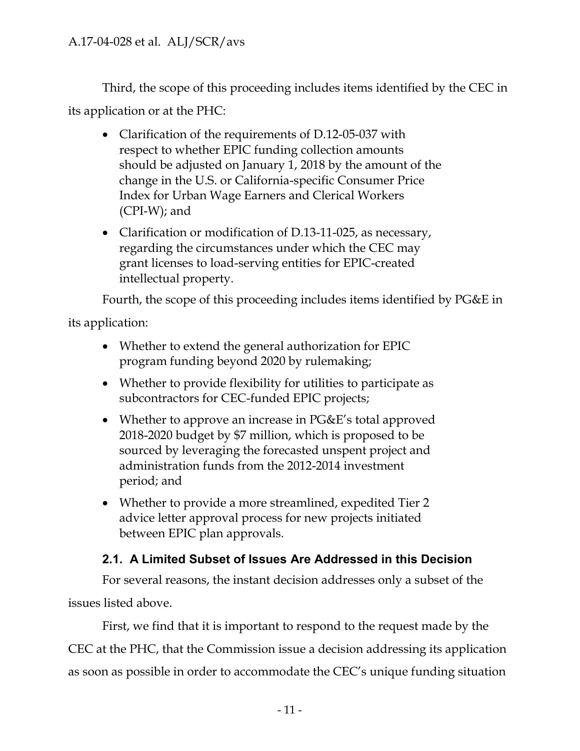Third, the scope of this proceeding includes items identified by the CEC in its application or at the PHC:

- Clarification of the requirements of D.12-05-037 with respect to whether EPIC funding collection amounts should be adjusted on January 1, 2018 by the amount of the change in the U.S. or California-specific Consumer Price Index for Urban Wage Earners and Clerical Workers (CPI-W); and
- Clarification or modification of D.13-11-025, as necessary, regarding the circumstances under which the CEC may grant licenses to load-serving entities for EPIC-created intellectual property.

Fourth, the scope of this proceeding includes items identified by PG&E in its application:

- Whether to extend the general authorization for EPIC program funding beyond 2020 by rulemaking;
- Whether to provide flexibility for utilities to participate as subcontractors for CEC-funded EPIC projects;
- Whether to approve an increase in PG&E's total approved 2018-2020 budget by $7 million, which is proposed to be sourced by leveraging the forecasted unspent project and administration funds from the 2012-2014 investment period; and
- Whether to provide a more streamlined, expedited Tier 2 advice letter approval process for new projects initiated between EPIC plan approvals.

### 2.1. A Limited Subset of Issues Are Addressed in this Decision

For several reasons, the instant decision addresses only a subset of the issues listed above.

First, we find that it is important to respond to the request made by the CEC at the PHC, that the Commission issue a decision addressing its application as soon as possible in order to accommodate the CEC's unique funding situation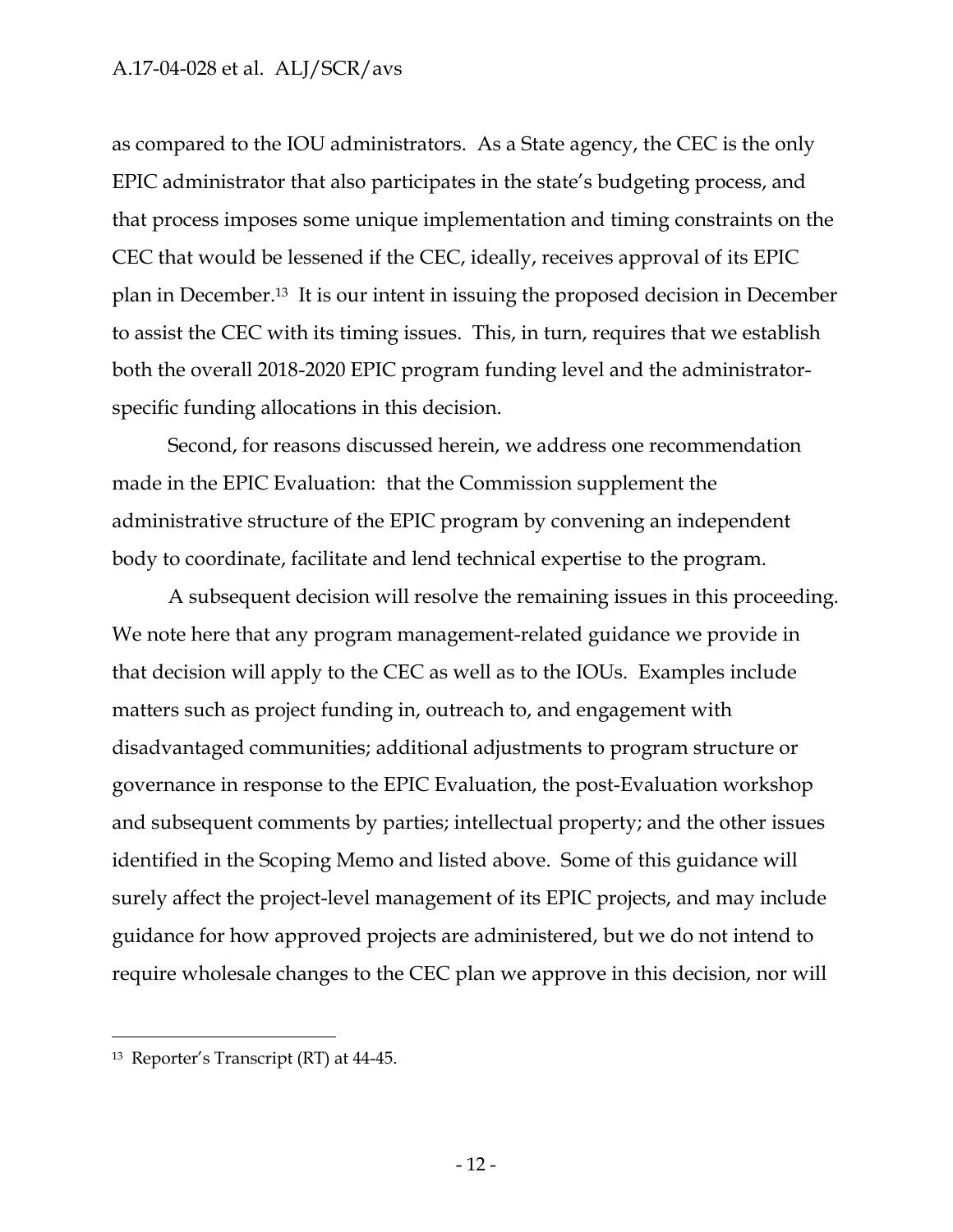as compared to the IOU administrators. As a State agency, the CEC is the only EPIC administrator that also participates in the state's budgeting process, and that process imposes some unique implementation and timing constraints on the CEC that would be lessened if the CEC, ideally, receives approval of its EPIC plan in December.[13] It is our intent in issuing the proposed decision in December to assist the CEC with its timing issues. This, in turn, requires that we establish both the overall 2018-2020 EPIC program funding level and the administrator-specific funding allocations in this decision.

Second, for reasons discussed herein, we address one recommendation made in the EPIC Evaluation: that the Commission supplement the administrative structure of the EPIC program by convening an independent body to coordinate, facilitate and lend technical expertise to the program.

A subsequent decision will resolve the remaining issues in this proceeding. We note here that any program management-related guidance we provide in that decision will apply to the CEC as well as to the IOUs. Examples include matters such as project funding in, outreach to, and engagement with disadvantaged communities; additional adjustments to program structure or governance in response to the EPIC Evaluation, the post-Evaluation workshop and subsequent comments by parties; intellectual property; and the other issues identified in the Scoping Memo and listed above. Some of this guidance will surely affect the project-level management of its EPIC projects, and may include guidance for how approved projects are administered, but we do not intend to require wholesale changes to the CEC plan we approve in this decision, nor will

---

[13] Reporter's Transcript (RT) at 44-45.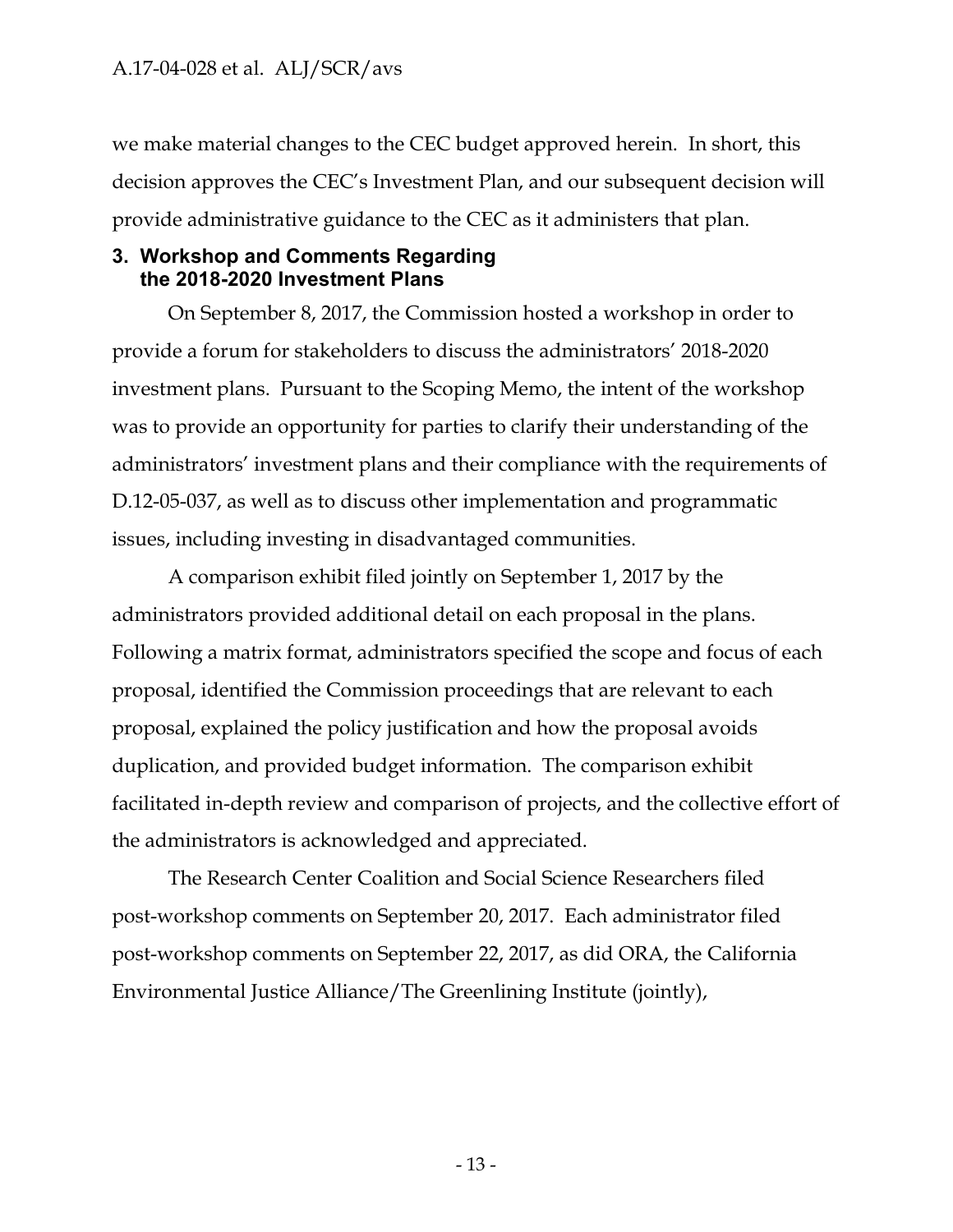we make material changes to the CEC budget approved herein. In short, this decision approves the CEC's Investment Plan, and our subsequent decision will provide administrative guidance to the CEC as it administers that plan.

### 3. Workshop and Comments Regarding the 2018-2020 Investment Plans

On September 8, 2017, the Commission hosted a workshop in order to provide a forum for stakeholders to discuss the administrators' 2018-2020 investment plans. Pursuant to the Scoping Memo, the intent of the workshop was to provide an opportunity for parties to clarify their understanding of the administrators' investment plans and their compliance with the requirements of D.12-05-037, as well as to discuss other implementation and programmatic issues, including investing in disadvantaged communities.

A comparison exhibit filed jointly on September 1, 2017 by the administrators provided additional detail on each proposal in the plans. Following a matrix format, administrators specified the scope and focus of each proposal, identified the Commission proceedings that are relevant to each proposal, explained the policy justification and how the proposal avoids duplication, and provided budget information. The comparison exhibit facilitated in-depth review and comparison of projects, and the collective effort of the administrators is acknowledged and appreciated.

The Research Center Coalition and Social Science Researchers filed post-workshop comments on September 20, 2017. Each administrator filed post-workshop comments on September 22, 2017, as did ORA, the California Environmental Justice Alliance/The Greenlining Institute (jointly),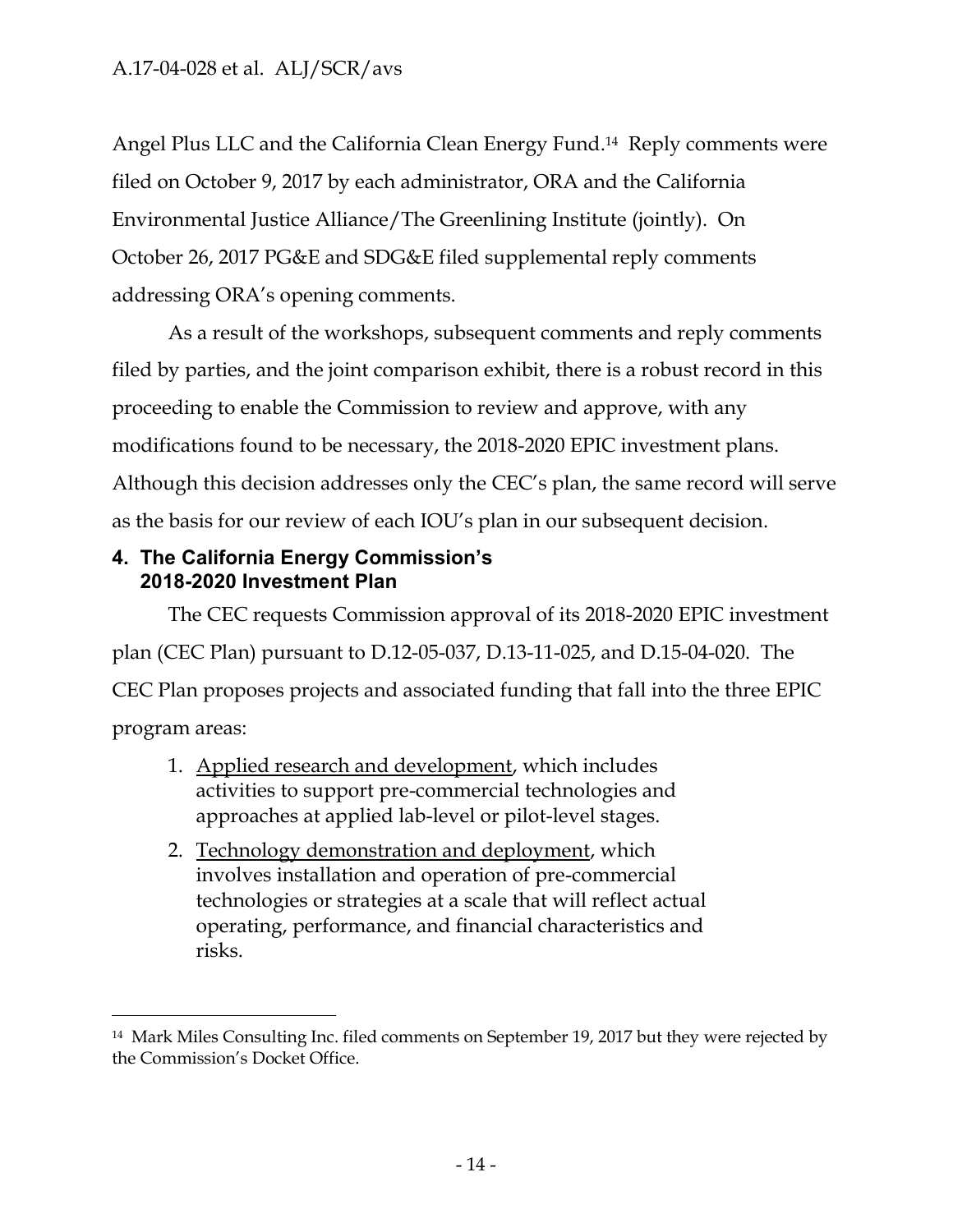Angel Plus LLC and the California Clean Energy Fund.[14] Reply comments were filed on October 9, 2017 by each administrator, ORA and the California Environmental Justice Alliance/The Greenlining Institute (jointly). On October 26, 2017 PG&E and SDG&E filed supplemental reply comments addressing ORA's opening comments.

As a result of the workshops, subsequent comments and reply comments filed by parties, and the joint comparison exhibit, there is a robust record in this proceeding to enable the Commission to review and approve, with any modifications found to be necessary, the 2018-2020 EPIC investment plans. Although this decision addresses only the CEC's plan, the same record will serve as the basis for our review of each IOU's plan in our subsequent decision.

## 4. The California Energy Commission's 2018-2020 Investment Plan

The CEC requests Commission approval of its 2018-2020 EPIC investment plan (CEC Plan) pursuant to D.12-05-037, D.13-11-025, and D.15-04-020. The CEC Plan proposes projects and associated funding that fall into the three EPIC program areas:

1. <u>Applied research and development</u>, which includes activities to support pre-commercial technologies and approaches at applied lab-level or pilot-level stages.
2. <u>Technology demonstration and deployment</u>, which involves installation and operation of pre-commercial technologies or strategies at a scale that will reflect actual operating, performance, and financial characteristics and risks.

---

[14] Mark Miles Consulting Inc. filed comments on September 19, 2017 but they were rejected by the Commission's Docket Office.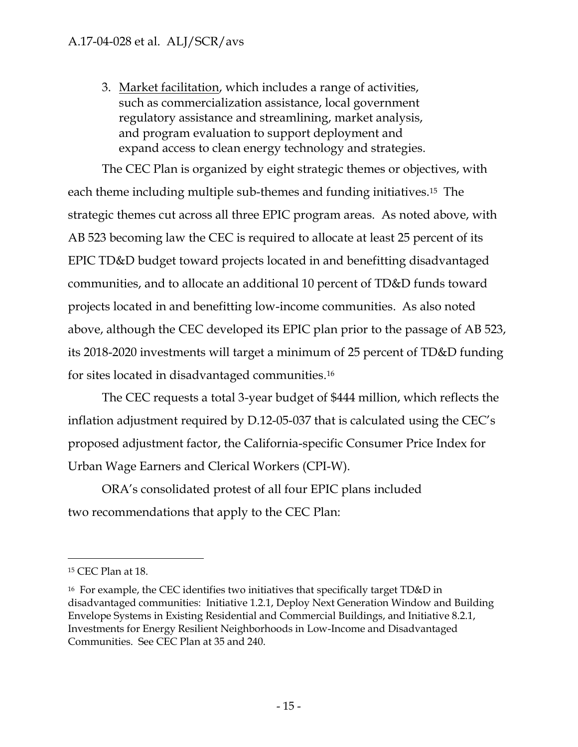3. Market facilitation, which includes a range of activities, such as commercialization assistance, local government regulatory assistance and streamlining, market analysis, and program evaluation to support deployment and expand access to clean energy technology and strategies.

The CEC Plan is organized by eight strategic themes or objectives, with each theme including multiple sub-themes and funding initiatives.[15] The strategic themes cut across all three EPIC program areas. As noted above, with AB 523 becoming law the CEC is required to allocate at least 25 percent of its EPIC TD&D budget toward projects located in and benefitting disadvantaged communities, and to allocate an additional 10 percent of TD&D funds toward projects located in and benefitting low-income communities. As also noted above, although the CEC developed its EPIC plan prior to the passage of AB 523, its 2018-2020 investments will target a minimum of 25 percent of TD&D funding for sites located in disadvantaged communities.[16]

The CEC requests a total 3-year budget of $444 million, which reflects the inflation adjustment required by D.12-05-037 that is calculated using the CEC's proposed adjustment factor, the California-specific Consumer Price Index for Urban Wage Earners and Clerical Workers (CPI-W).

ORA's consolidated protest of all four EPIC plans included two recommendations that apply to the CEC Plan:

---

[15] CEC Plan at 18.

[16] For example, the CEC identifies two initiatives that specifically target TD&D in disadvantaged communities: Initiative 1.2.1, Deploy Next Generation Window and Building Envelope Systems in Existing Residential and Commercial Buildings, and Initiative 8.2.1, Investments for Energy Resilient Neighborhoods in Low-Income and Disadvantaged Communities. See CEC Plan at 35 and 240.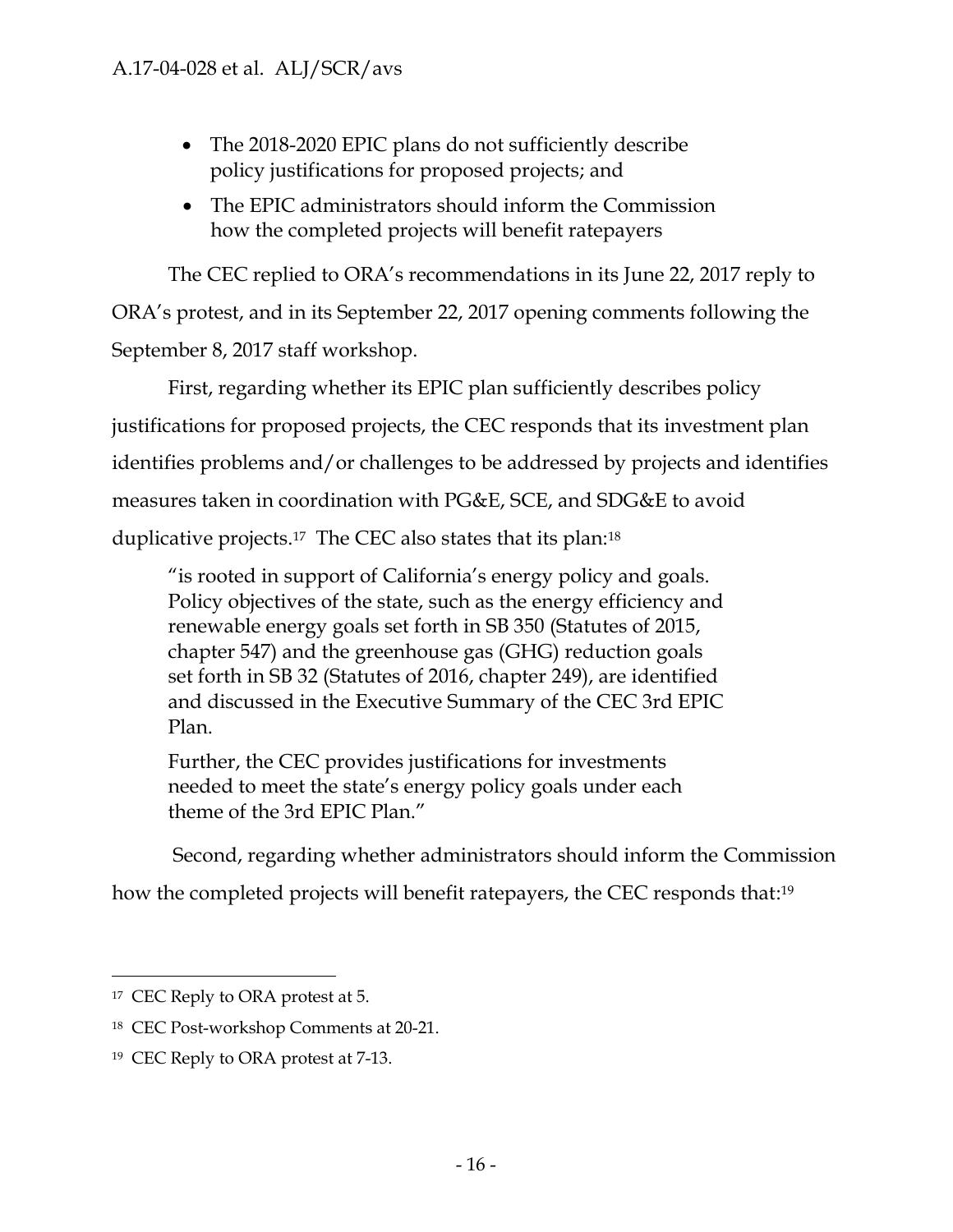- The 2018-2020 EPIC plans do not sufficiently describe policy justifications for proposed projects; and
- The EPIC administrators should inform the Commission how the completed projects will benefit ratepayers

The CEC replied to ORA's recommendations in its June 22, 2017 reply to ORA's protest, and in its September 22, 2017 opening comments following the September 8, 2017 staff workshop.

First, regarding whether its EPIC plan sufficiently describes policy justifications for proposed projects, the CEC responds that its investment plan identifies problems and/or challenges to be addressed by projects and identifies measures taken in coordination with PG&E, SCE, and SDG&E to avoid duplicative projects.[17] The CEC also states that its plan:[18]

> "is rooted in support of California's energy policy and goals. Policy objectives of the state, such as the energy efficiency and renewable energy goals set forth in SB 350 (Statutes of 2015, chapter 547) and the greenhouse gas (GHG) reduction goals set forth in SB 32 (Statutes of 2016, chapter 249), are identified and discussed in the Executive Summary of the CEC 3rd EPIC Plan.
>
> Further, the CEC provides justifications for investments needed to meet the state's energy policy goals under each theme of the 3rd EPIC Plan."

Second, regarding whether administrators should inform the Commission how the completed projects will benefit ratepayers, the CEC responds that:[19]

---

[17] CEC Reply to ORA protest at 5.

[18] CEC Post-workshop Comments at 20-21.

[19] CEC Reply to ORA protest at 7-13.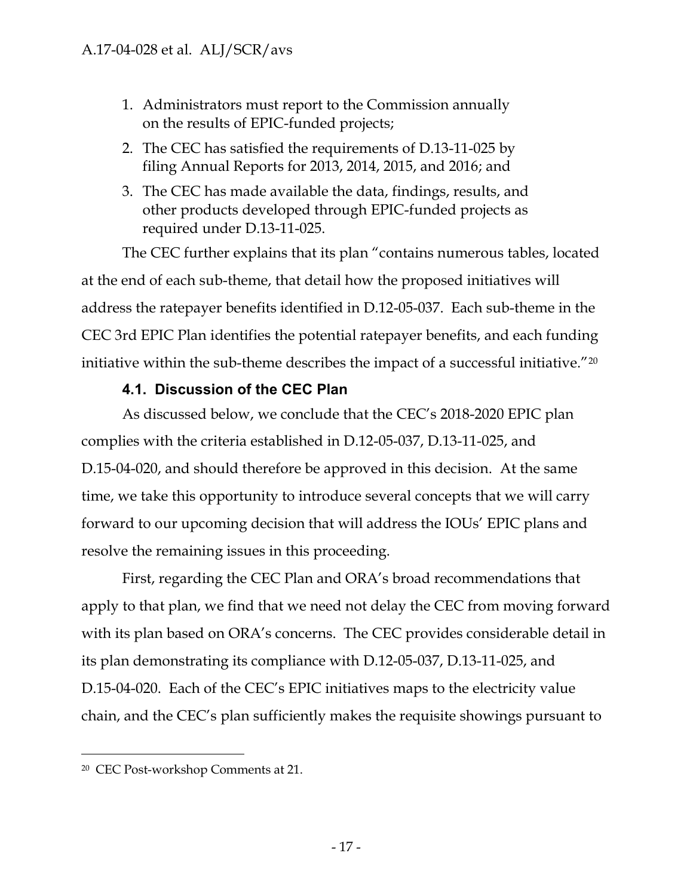1. Administrators must report to the Commission annually on the results of EPIC-funded projects;
2. The CEC has satisfied the requirements of D.13-11-025 by filing Annual Reports for 2013, 2014, 2015, and 2016; and
3. The CEC has made available the data, findings, results, and other products developed through EPIC-funded projects as required under D.13-11-025.

The CEC further explains that its plan "contains numerous tables, located at the end of each sub-theme, that detail how the proposed initiatives will address the ratepayer benefits identified in D.12-05-037. Each sub-theme in the CEC 3rd EPIC Plan identifies the potential ratepayer benefits, and each funding initiative within the sub-theme describes the impact of a successful initiative."[20]

### 4.1. Discussion of the CEC Plan

As discussed below, we conclude that the CEC's 2018-2020 EPIC plan complies with the criteria established in D.12-05-037, D.13-11-025, and D.15-04-020, and should therefore be approved in this decision. At the same time, we take this opportunity to introduce several concepts that we will carry forward to our upcoming decision that will address the IOUs' EPIC plans and resolve the remaining issues in this proceeding.

First, regarding the CEC Plan and ORA's broad recommendations that apply to that plan, we find that we need not delay the CEC from moving forward with its plan based on ORA's concerns. The CEC provides considerable detail in its plan demonstrating its compliance with D.12-05-037, D.13-11-025, and D.15-04-020. Each of the CEC's EPIC initiatives maps to the electricity value chain, and the CEC's plan sufficiently makes the requisite showings pursuant to

---

[20] CEC Post-workshop Comments at 21.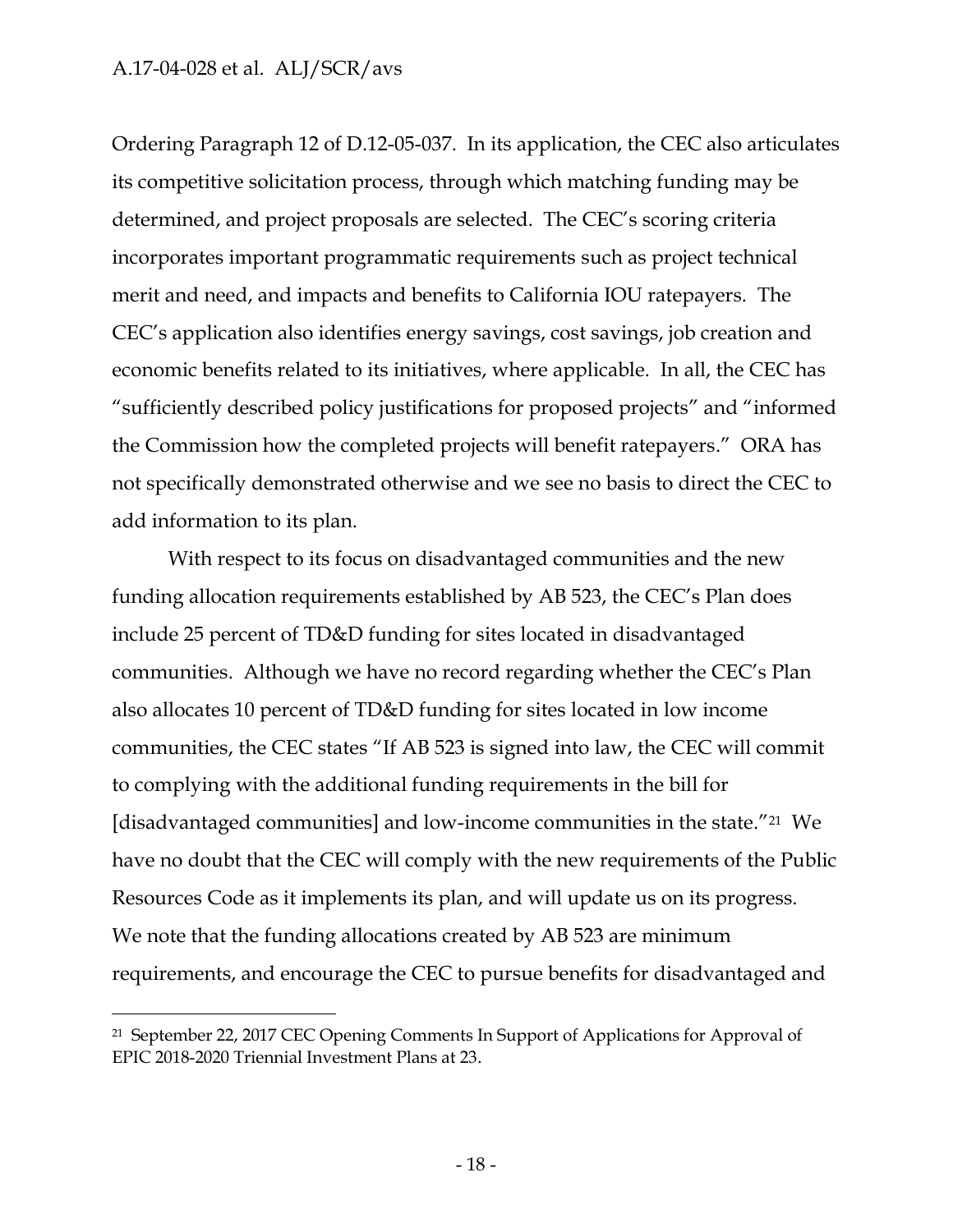Ordering Paragraph 12 of D.12-05-037. In its application, the CEC also articulates its competitive solicitation process, through which matching funding may be determined, and project proposals are selected. The CEC's scoring criteria incorporates important programmatic requirements such as project technical merit and need, and impacts and benefits to California IOU ratepayers. The CEC's application also identifies energy savings, cost savings, job creation and economic benefits related to its initiatives, where applicable. In all, the CEC has "sufficiently described policy justifications for proposed projects" and "informed the Commission how the completed projects will benefit ratepayers." ORA has not specifically demonstrated otherwise and we see no basis to direct the CEC to add information to its plan.

With respect to its focus on disadvantaged communities and the new funding allocation requirements established by AB 523, the CEC's Plan does include 25 percent of TD&D funding for sites located in disadvantaged communities. Although we have no record regarding whether the CEC's Plan also allocates 10 percent of TD&D funding for sites located in low income communities, the CEC states "If AB 523 is signed into law, the CEC will commit to complying with the additional funding requirements in the bill for [disadvantaged communities] and low-income communities in the state."[21] We have no doubt that the CEC will comply with the new requirements of the Public Resources Code as it implements its plan, and will update us on its progress. We note that the funding allocations created by AB 523 are minimum requirements, and encourage the CEC to pursue benefits for disadvantaged and

---

[21] September 22, 2017 CEC Opening Comments In Support of Applications for Approval of EPIC 2018-2020 Triennial Investment Plans at 23.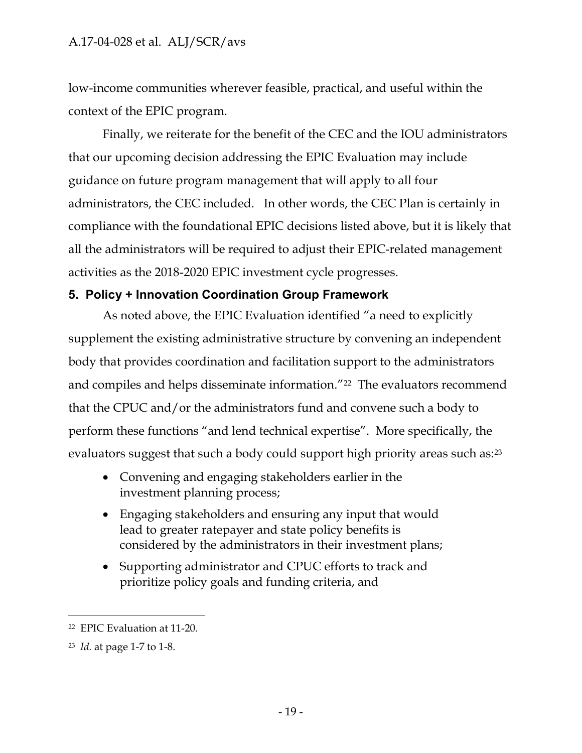low-income communities wherever feasible, practical, and useful within the context of the EPIC program.

Finally, we reiterate for the benefit of the CEC and the IOU administrators that our upcoming decision addressing the EPIC Evaluation may include guidance on future program management that will apply to all four administrators, the CEC included. In other words, the CEC Plan is certainly in compliance with the foundational EPIC decisions listed above, but it is likely that all the administrators will be required to adjust their EPIC-related management activities as the 2018-2020 EPIC investment cycle progresses.

## 5. Policy + Innovation Coordination Group Framework

As noted above, the EPIC Evaluation identified "a need to explicitly supplement the existing administrative structure by convening an independent body that provides coordination and facilitation support to the administrators and compiles and helps disseminate information."[22] The evaluators recommend that the CPUC and/or the administrators fund and convene such a body to perform these functions "and lend technical expertise". More specifically, the evaluators suggest that such a body could support high priority areas such as:[23]

- Convening and engaging stakeholders earlier in the investment planning process;
- Engaging stakeholders and ensuring any input that would lead to greater ratepayer and state policy benefits is considered by the administrators in their investment plans;
- Supporting administrator and CPUC efforts to track and prioritize policy goals and funding criteria, and

---

[22] EPIC Evaluation at 11-20.

[23] *Id.* at page 1-7 to 1-8.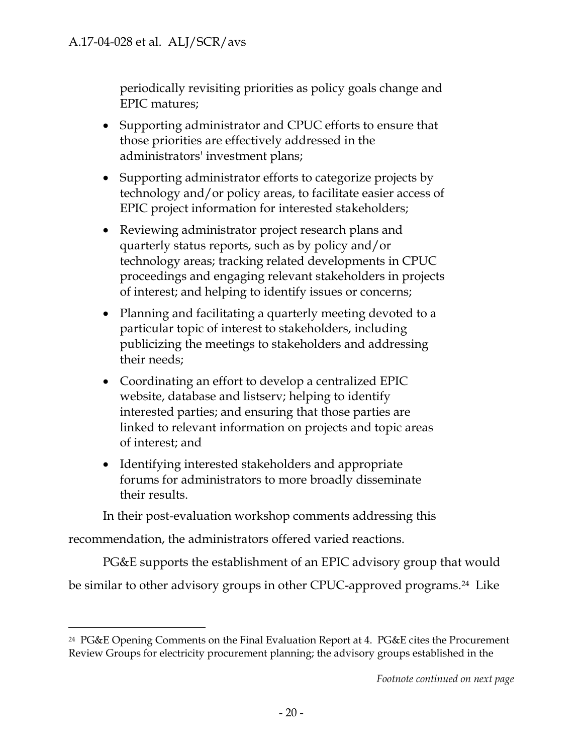periodically revisiting priorities as policy goals change and EPIC matures;

- Supporting administrator and CPUC efforts to ensure that those priorities are effectively addressed in the administrators' investment plans;
- Supporting administrator efforts to categorize projects by technology and/or policy areas, to facilitate easier access of EPIC project information for interested stakeholders;
- Reviewing administrator project research plans and quarterly status reports, such as by policy and/or technology areas; tracking related developments in CPUC proceedings and engaging relevant stakeholders in projects of interest; and helping to identify issues or concerns;
- Planning and facilitating a quarterly meeting devoted to a particular topic of interest to stakeholders, including publicizing the meetings to stakeholders and addressing their needs;
- Coordinating an effort to develop a centralized EPIC website, database and listserv; helping to identify interested parties; and ensuring that those parties are linked to relevant information on projects and topic areas of interest; and
- Identifying interested stakeholders and appropriate forums for administrators to more broadly disseminate their results.

In their post-evaluation workshop comments addressing this recommendation, the administrators offered varied reactions.

PG&E supports the establishment of an EPIC advisory group that would be similar to other advisory groups in other CPUC-approved programs.[24] Like

---

[24] PG&E Opening Comments on the Final Evaluation Report at 4. PG&E cites the Procurement Review Groups for electricity procurement planning; the advisory groups established in the

*Footnote continued on next page*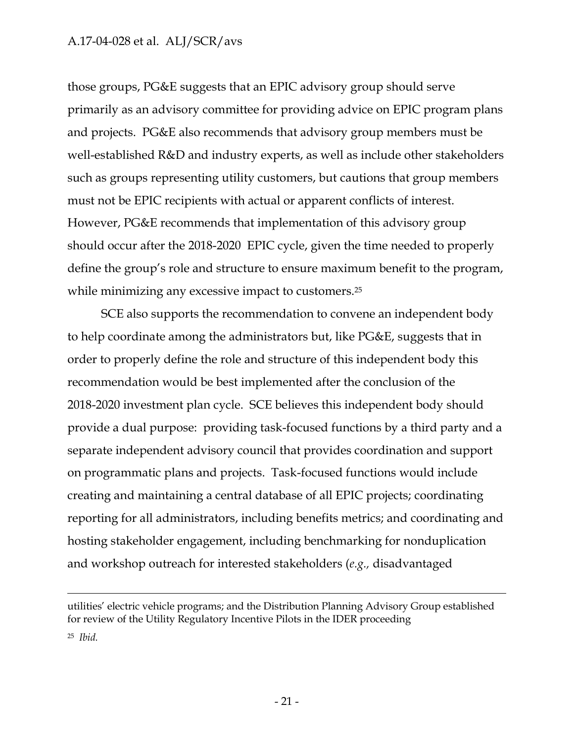those groups, PG&E suggests that an EPIC advisory group should serve primarily as an advisory committee for providing advice on EPIC program plans and projects. PG&E also recommends that advisory group members must be well-established R&D and industry experts, as well as include other stakeholders such as groups representing utility customers, but cautions that group members must not be EPIC recipients with actual or apparent conflicts of interest. However, PG&E recommends that implementation of this advisory group should occur after the 2018-2020 EPIC cycle, given the time needed to properly define the group's role and structure to ensure maximum benefit to the program, while minimizing any excessive impact to customers.[25]

SCE also supports the recommendation to convene an independent body to help coordinate among the administrators but, like PG&E, suggests that in order to properly define the role and structure of this independent body this recommendation would be best implemented after the conclusion of the 2018-2020 investment plan cycle. SCE believes this independent body should provide a dual purpose: providing task-focused functions by a third party and a separate independent advisory council that provides coordination and support on programmatic plans and projects. Task-focused functions would include creating and maintaining a central database of all EPIC projects; coordinating reporting for all administrators, including benefits metrics; and coordinating and hosting stakeholder engagement, including benchmarking for nonduplication and workshop outreach for interested stakeholders (*e.g.,* disadvantaged

---

utilities' electric vehicle programs; and the Distribution Planning Advisory Group established for review of the Utility Regulatory Incentive Pilots in the IDER proceeding

[25] *Ibid.*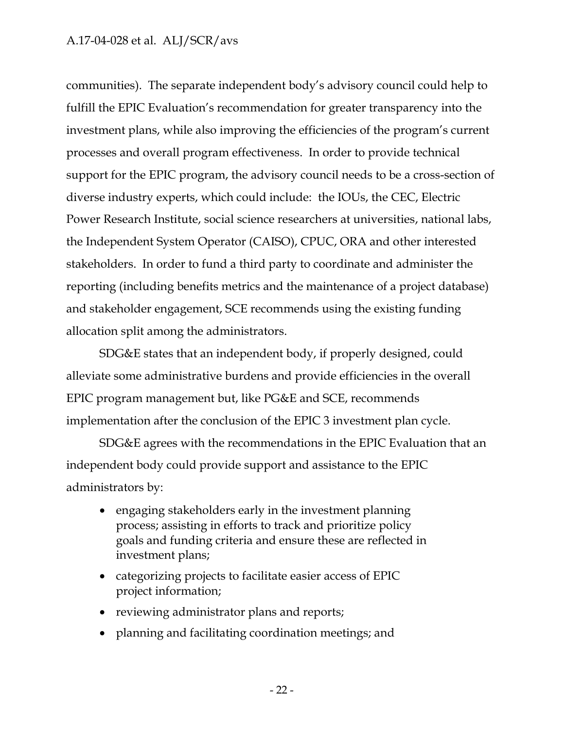communities). The separate independent body's advisory council could help to fulfill the EPIC Evaluation's recommendation for greater transparency into the investment plans, while also improving the efficiencies of the program's current processes and overall program effectiveness. In order to provide technical support for the EPIC program, the advisory council needs to be a cross-section of diverse industry experts, which could include: the IOUs, the CEC, Electric Power Research Institute, social science researchers at universities, national labs, the Independent System Operator (CAISO), CPUC, ORA and other interested stakeholders. In order to fund a third party to coordinate and administer the reporting (including benefits metrics and the maintenance of a project database) and stakeholder engagement, SCE recommends using the existing funding allocation split among the administrators.

SDG&E states that an independent body, if properly designed, could alleviate some administrative burdens and provide efficiencies in the overall EPIC program management but, like PG&E and SCE, recommends implementation after the conclusion of the EPIC 3 investment plan cycle.

SDG&E agrees with the recommendations in the EPIC Evaluation that an independent body could provide support and assistance to the EPIC administrators by:

- engaging stakeholders early in the investment planning process; assisting in efforts to track and prioritize policy goals and funding criteria and ensure these are reflected in investment plans;
- categorizing projects to facilitate easier access of EPIC project information;
- reviewing administrator plans and reports;
- planning and facilitating coordination meetings; and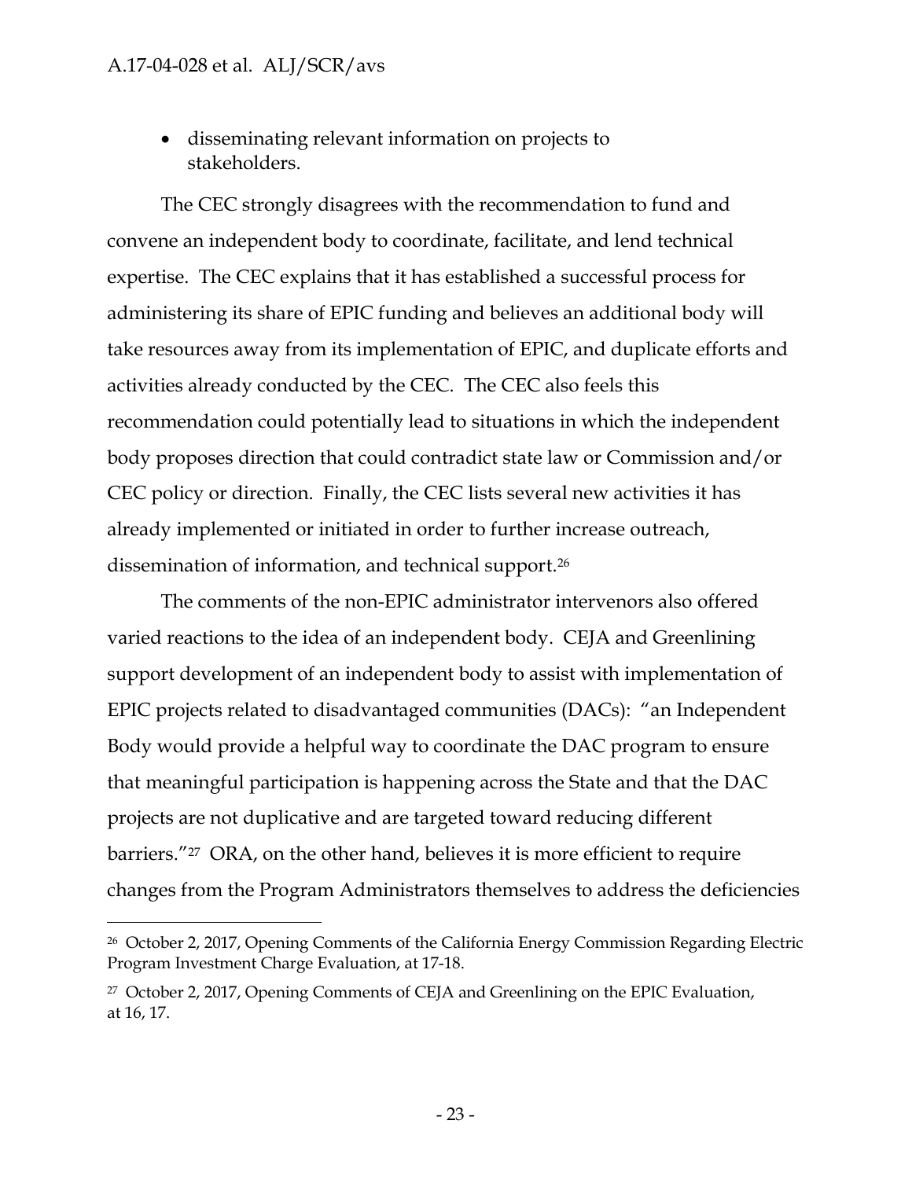- disseminating relevant information on projects to stakeholders.

The CEC strongly disagrees with the recommendation to fund and convene an independent body to coordinate, facilitate, and lend technical expertise. The CEC explains that it has established a successful process for administering its share of EPIC funding and believes an additional body will take resources away from its implementation of EPIC, and duplicate efforts and activities already conducted by the CEC. The CEC also feels this recommendation could potentially lead to situations in which the independent body proposes direction that could contradict state law or Commission and/or CEC policy or direction. Finally, the CEC lists several new activities it has already implemented or initiated in order to further increase outreach, dissemination of information, and technical support.[26]

The comments of the non-EPIC administrator intervenors also offered varied reactions to the idea of an independent body. CEJA and Greenlining support development of an independent body to assist with implementation of EPIC projects related to disadvantaged communities (DACs): "an Independent Body would provide a helpful way to coordinate the DAC program to ensure that meaningful participation is happening across the State and that the DAC projects are not duplicative and are targeted toward reducing different barriers."[27] ORA, on the other hand, believes it is more efficient to require changes from the Program Administrators themselves to address the deficiencies

---

[26] October 2, 2017, Opening Comments of the California Energy Commission Regarding Electric Program Investment Charge Evaluation, at 17-18.

[27] October 2, 2017, Opening Comments of CEJA and Greenlining on the EPIC Evaluation, at 16, 17.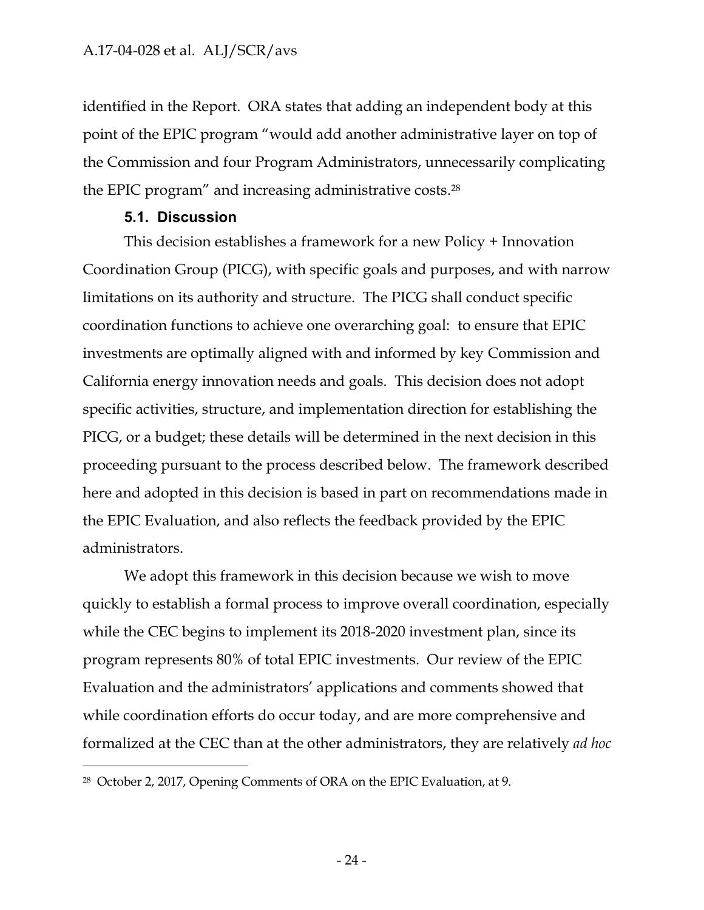identified in the Report. ORA states that adding an independent body at this point of the EPIC program "would add another administrative layer on top of the Commission and four Program Administrators, unnecessarily complicating the EPIC program" and increasing administrative costs.[28]

### 5.1. Discussion

This decision establishes a framework for a new Policy + Innovation Coordination Group (PICG), with specific goals and purposes, and with narrow limitations on its authority and structure. The PICG shall conduct specific coordination functions to achieve one overarching goal: to ensure that EPIC investments are optimally aligned with and informed by key Commission and California energy innovation needs and goals. This decision does not adopt specific activities, structure, and implementation direction for establishing the PICG, or a budget; these details will be determined in the next decision in this proceeding pursuant to the process described below. The framework described here and adopted in this decision is based in part on recommendations made in the EPIC Evaluation, and also reflects the feedback provided by the EPIC administrators.

We adopt this framework in this decision because we wish to move quickly to establish a formal process to improve overall coordination, especially while the CEC begins to implement its 2018-2020 investment plan, since its program represents 80% of total EPIC investments. Our review of the EPIC Evaluation and the administrators' applications and comments showed that while coordination efforts do occur today, and are more comprehensive and formalized at the CEC than at the other administrators, they are relatively *ad hoc*

---

[28] October 2, 2017, Opening Comments of ORA on the EPIC Evaluation, at 9.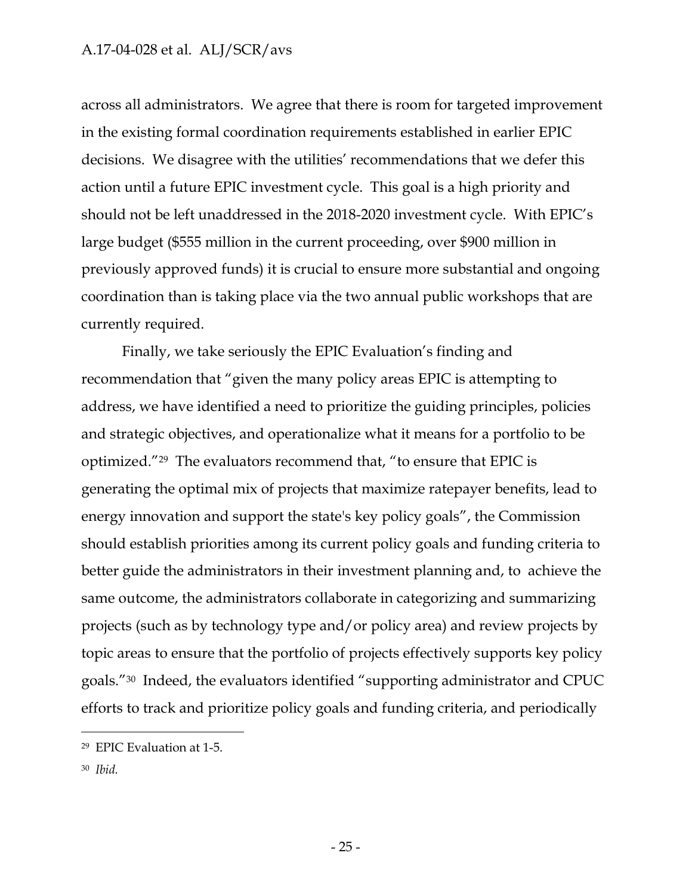across all administrators. We agree that there is room for targeted improvement in the existing formal coordination requirements established in earlier EPIC decisions. We disagree with the utilities' recommendations that we defer this action until a future EPIC investment cycle. This goal is a high priority and should not be left unaddressed in the 2018-2020 investment cycle. With EPIC's large budget ($555 million in the current proceeding, over $900 million in previously approved funds) it is crucial to ensure more substantial and ongoing coordination than is taking place via the two annual public workshops that are currently required.

Finally, we take seriously the EPIC Evaluation's finding and recommendation that "given the many policy areas EPIC is attempting to address, we have identified a need to prioritize the guiding principles, policies and strategic objectives, and operationalize what it means for a portfolio to be optimized."[29] The evaluators recommend that, "to ensure that EPIC is generating the optimal mix of projects that maximize ratepayer benefits, lead to energy innovation and support the state's key policy goals", the Commission should establish priorities among its current policy goals and funding criteria to better guide the administrators in their investment planning and, to achieve the same outcome, the administrators collaborate in categorizing and summarizing projects (such as by technology type and/or policy area) and review projects by topic areas to ensure that the portfolio of projects effectively supports key policy goals."[30] Indeed, the evaluators identified "supporting administrator and CPUC efforts to track and prioritize policy goals and funding criteria, and periodically

---

[29] EPIC Evaluation at 1-5.

[30] *Ibid.*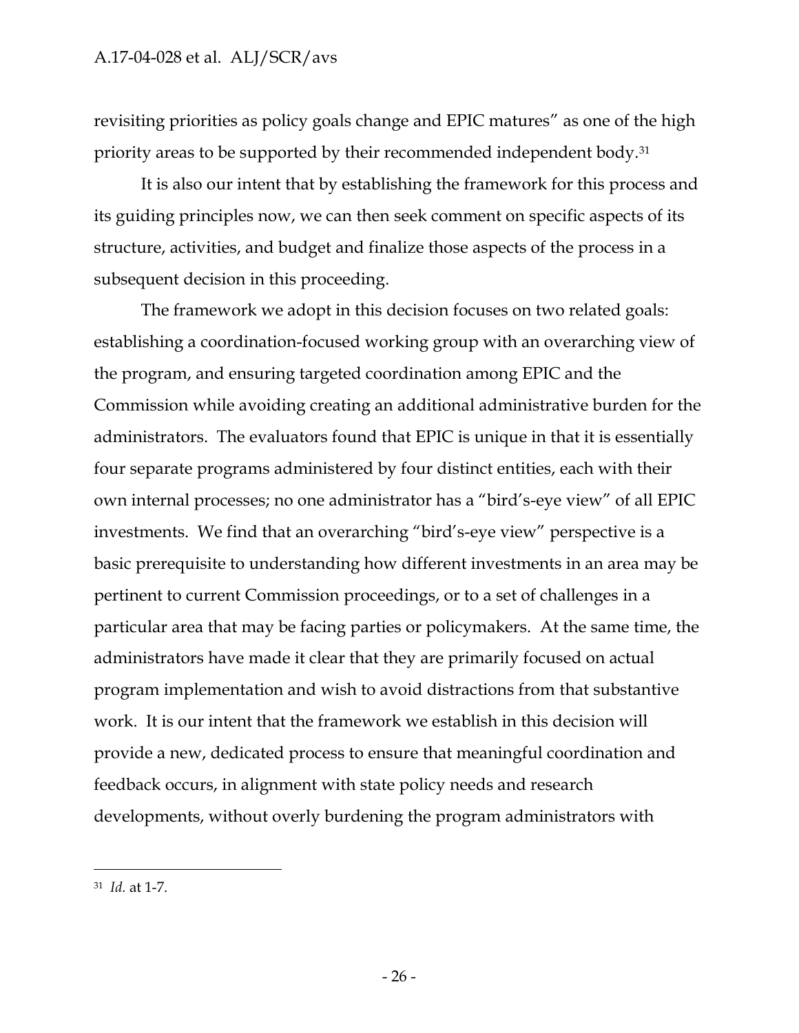revisiting priorities as policy goals change and EPIC matures" as one of the high priority areas to be supported by their recommended independent body.[31]

It is also our intent that by establishing the framework for this process and its guiding principles now, we can then seek comment on specific aspects of its structure, activities, and budget and finalize those aspects of the process in a subsequent decision in this proceeding.

The framework we adopt in this decision focuses on two related goals: establishing a coordination-focused working group with an overarching view of the program, and ensuring targeted coordination among EPIC and the Commission while avoiding creating an additional administrative burden for the administrators. The evaluators found that EPIC is unique in that it is essentially four separate programs administered by four distinct entities, each with their own internal processes; no one administrator has a "bird's-eye view" of all EPIC investments. We find that an overarching "bird's-eye view" perspective is a basic prerequisite to understanding how different investments in an area may be pertinent to current Commission proceedings, or to a set of challenges in a particular area that may be facing parties or policymakers. At the same time, the administrators have made it clear that they are primarily focused on actual program implementation and wish to avoid distractions from that substantive work. It is our intent that the framework we establish in this decision will provide a new, dedicated process to ensure that meaningful coordination and feedback occurs, in alignment with state policy needs and research developments, without overly burdening the program administrators with

---

[31] *Id.* at 1-7.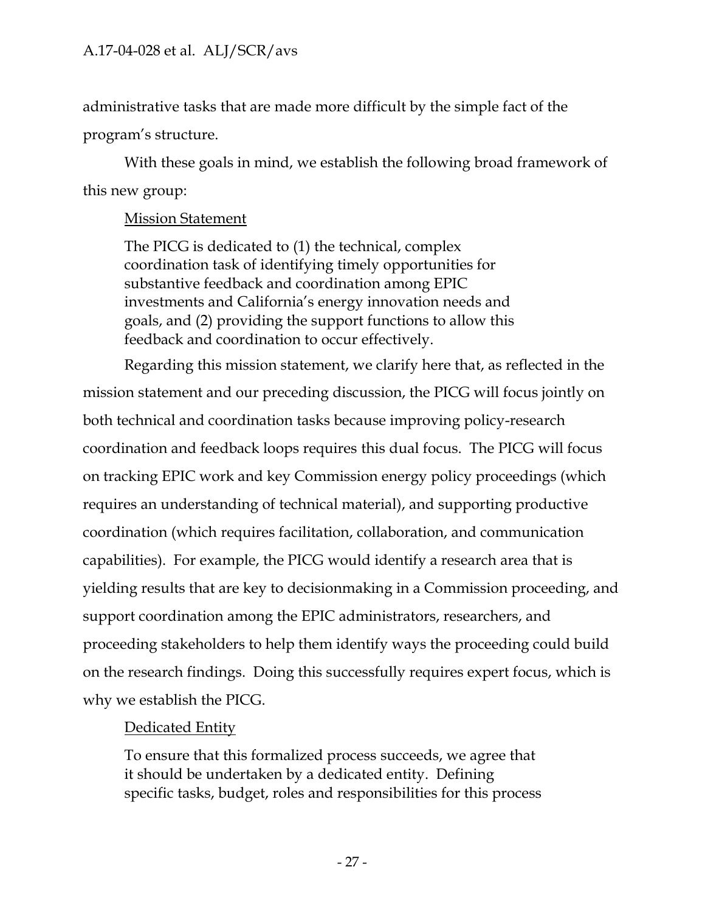administrative tasks that are made more difficult by the simple fact of the program's structure.

With these goals in mind, we establish the following broad framework of this new group:

<u>Mission Statement</u>

> The PICG is dedicated to (1) the technical, complex coordination task of identifying timely opportunities for substantive feedback and coordination among EPIC investments and California's energy innovation needs and goals, and (2) providing the support functions to allow this feedback and coordination to occur effectively.

Regarding this mission statement, we clarify here that, as reflected in the mission statement and our preceding discussion, the PICG will focus jointly on both technical and coordination tasks because improving policy-research coordination and feedback loops requires this dual focus. The PICG will focus on tracking EPIC work and key Commission energy policy proceedings (which requires an understanding of technical material), and supporting productive coordination (which requires facilitation, collaboration, and communication capabilities). For example, the PICG would identify a research area that is yielding results that are key to decisionmaking in a Commission proceeding, and support coordination among the EPIC administrators, researchers, and proceeding stakeholders to help them identify ways the proceeding could build on the research findings. Doing this successfully requires expert focus, which is why we establish the PICG.

<u>Dedicated Entity</u>

> To ensure that this formalized process succeeds, we agree that it should be undertaken by a dedicated entity. Defining specific tasks, budget, roles and responsibilities for this process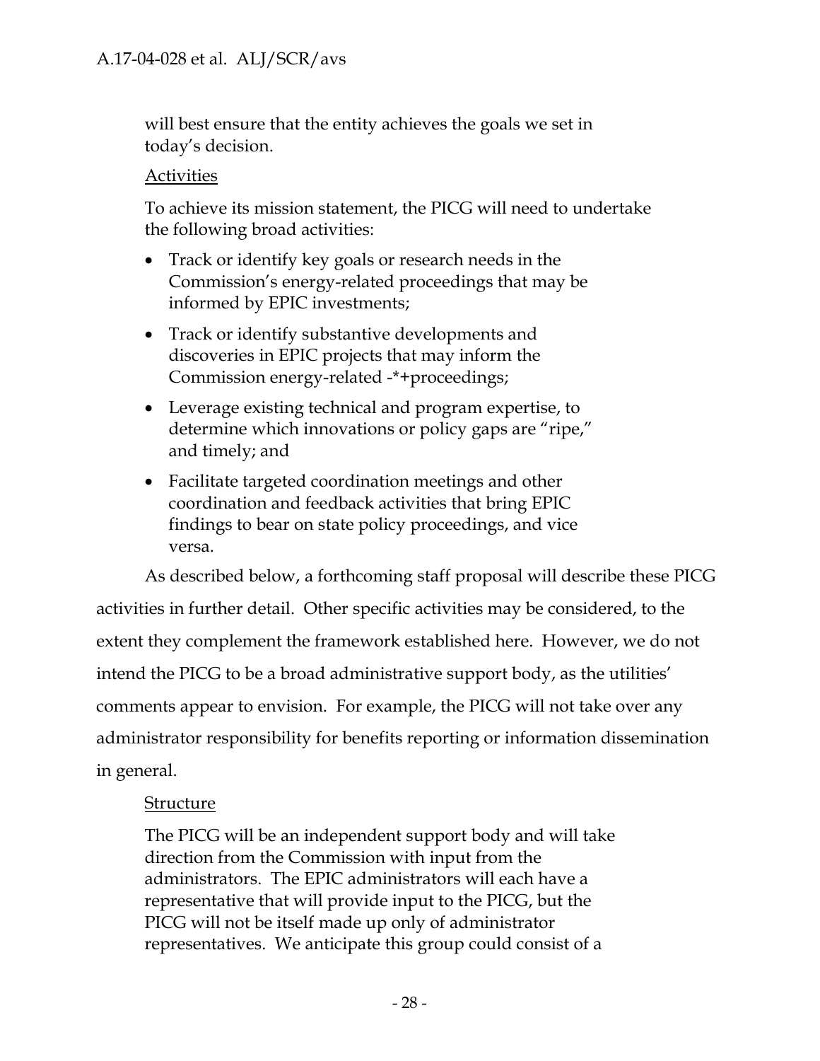will best ensure that the entity achieves the goals we set in today's decision.

<u>Activities</u>

To achieve its mission statement, the PICG will need to undertake the following broad activities:

- Track or identify key goals or research needs in the Commission's energy-related proceedings that may be informed by EPIC investments;
- Track or identify substantive developments and discoveries in EPIC projects that may inform the Commission energy-related -*+proceedings;
- Leverage existing technical and program expertise, to determine which innovations or policy gaps are "ripe," and timely; and
- Facilitate targeted coordination meetings and other coordination and feedback activities that bring EPIC findings to bear on state policy proceedings, and vice versa.

As described below, a forthcoming staff proposal will describe these PICG activities in further detail. Other specific activities may be considered, to the extent they complement the framework established here. However, we do not intend the PICG to be a broad administrative support body, as the utilities' comments appear to envision. For example, the PICG will not take over any administrator responsibility for benefits reporting or information dissemination in general.

<u>Structure</u>

The PICG will be an independent support body and will take direction from the Commission with input from the administrators. The EPIC administrators will each have a representative that will provide input to the PICG, but the PICG will not be itself made up only of administrator representatives. We anticipate this group could consist of a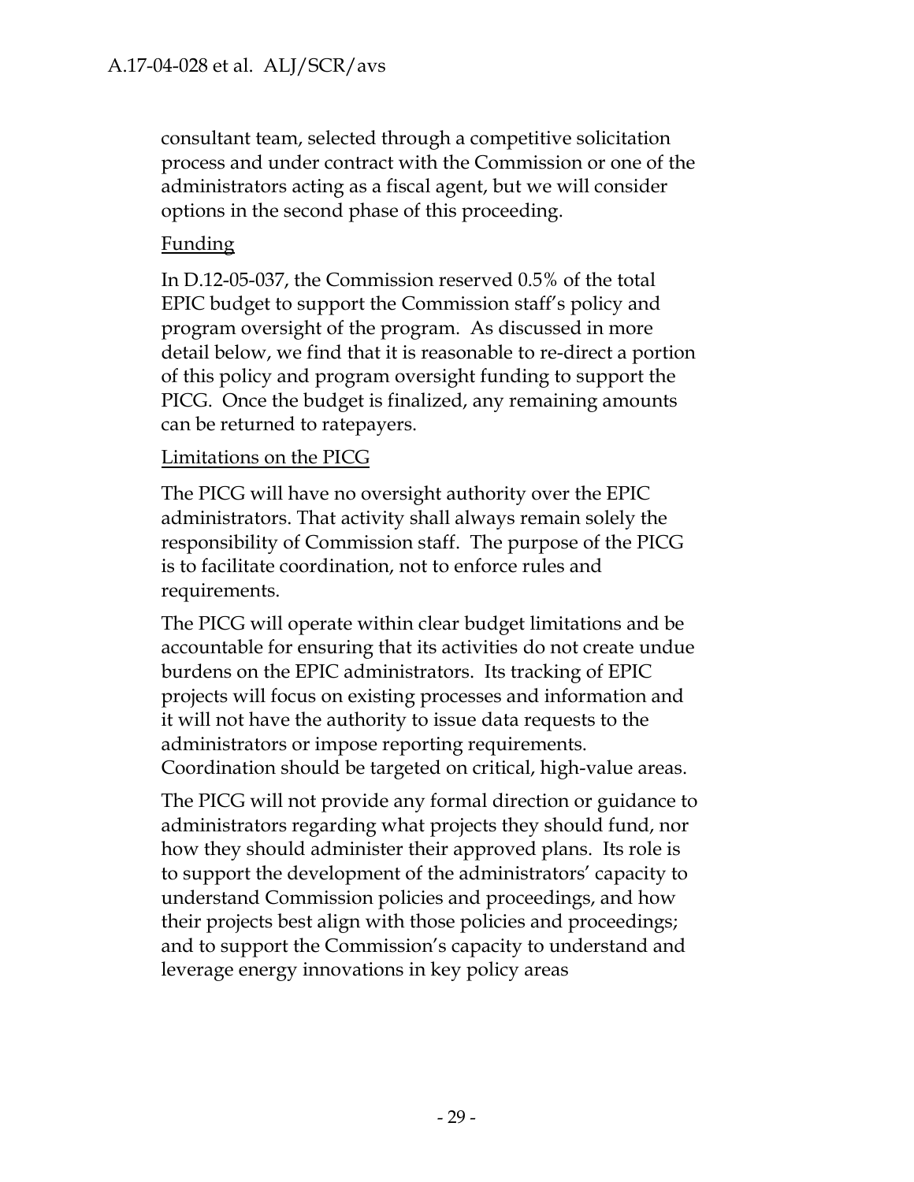consultant team, selected through a competitive solicitation process and under contract with the Commission or one of the administrators acting as a fiscal agent, but we will consider options in the second phase of this proceeding.

<u>Funding</u>

In D.12-05-037, the Commission reserved 0.5% of the total EPIC budget to support the Commission staff's policy and program oversight of the program. As discussed in more detail below, we find that it is reasonable to re-direct a portion of this policy and program oversight funding to support the PICG. Once the budget is finalized, any remaining amounts can be returned to ratepayers.

<u>Limitations on the PICG</u>

The PICG will have no oversight authority over the EPIC administrators. That activity shall always remain solely the responsibility of Commission staff. The purpose of the PICG is to facilitate coordination, not to enforce rules and requirements.

The PICG will operate within clear budget limitations and be accountable for ensuring that its activities do not create undue burdens on the EPIC administrators. Its tracking of EPIC projects will focus on existing processes and information and it will not have the authority to issue data requests to the administrators or impose reporting requirements. Coordination should be targeted on critical, high-value areas.

The PICG will not provide any formal direction or guidance to administrators regarding what projects they should fund, nor how they should administer their approved plans. Its role is to support the development of the administrators' capacity to understand Commission policies and proceedings, and how their projects best align with those policies and proceedings; and to support the Commission's capacity to understand and leverage energy innovations in key policy areas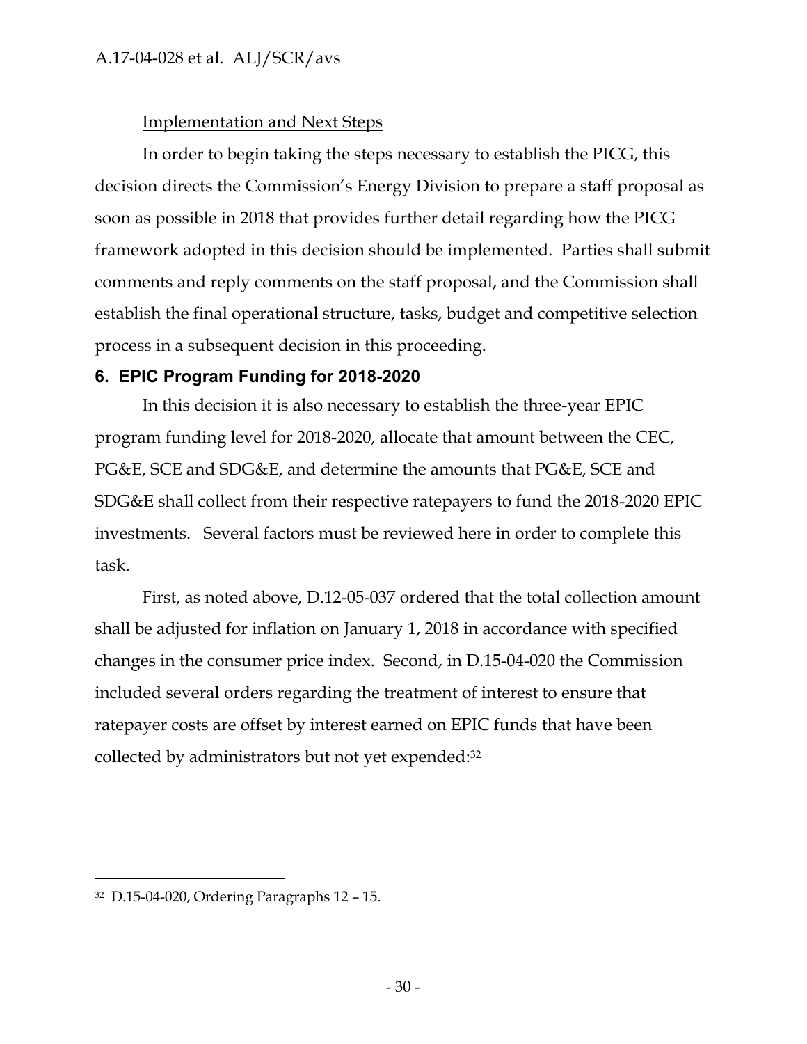Implementation and Next Steps

In order to begin taking the steps necessary to establish the PICG, this decision directs the Commission's Energy Division to prepare a staff proposal as soon as possible in 2018 that provides further detail regarding how the PICG framework adopted in this decision should be implemented. Parties shall submit comments and reply comments on the staff proposal, and the Commission shall establish the final operational structure, tasks, budget and competitive selection process in a subsequent decision in this proceeding.

## 6. EPIC Program Funding for 2018-2020

In this decision it is also necessary to establish the three-year EPIC program funding level for 2018-2020, allocate that amount between the CEC, PG&E, SCE and SDG&E, and determine the amounts that PG&E, SCE and SDG&E shall collect from their respective ratepayers to fund the 2018-2020 EPIC investments. Several factors must be reviewed here in order to complete this task.

First, as noted above, D.12-05-037 ordered that the total collection amount shall be adjusted for inflation on January 1, 2018 in accordance with specified changes in the consumer price index. Second, in D.15-04-020 the Commission included several orders regarding the treatment of interest to ensure that ratepayer costs are offset by interest earned on EPIC funds that have been collected by administrators but not yet expended:[32]

---

[32] D.15-04-020, Ordering Paragraphs 12 – 15.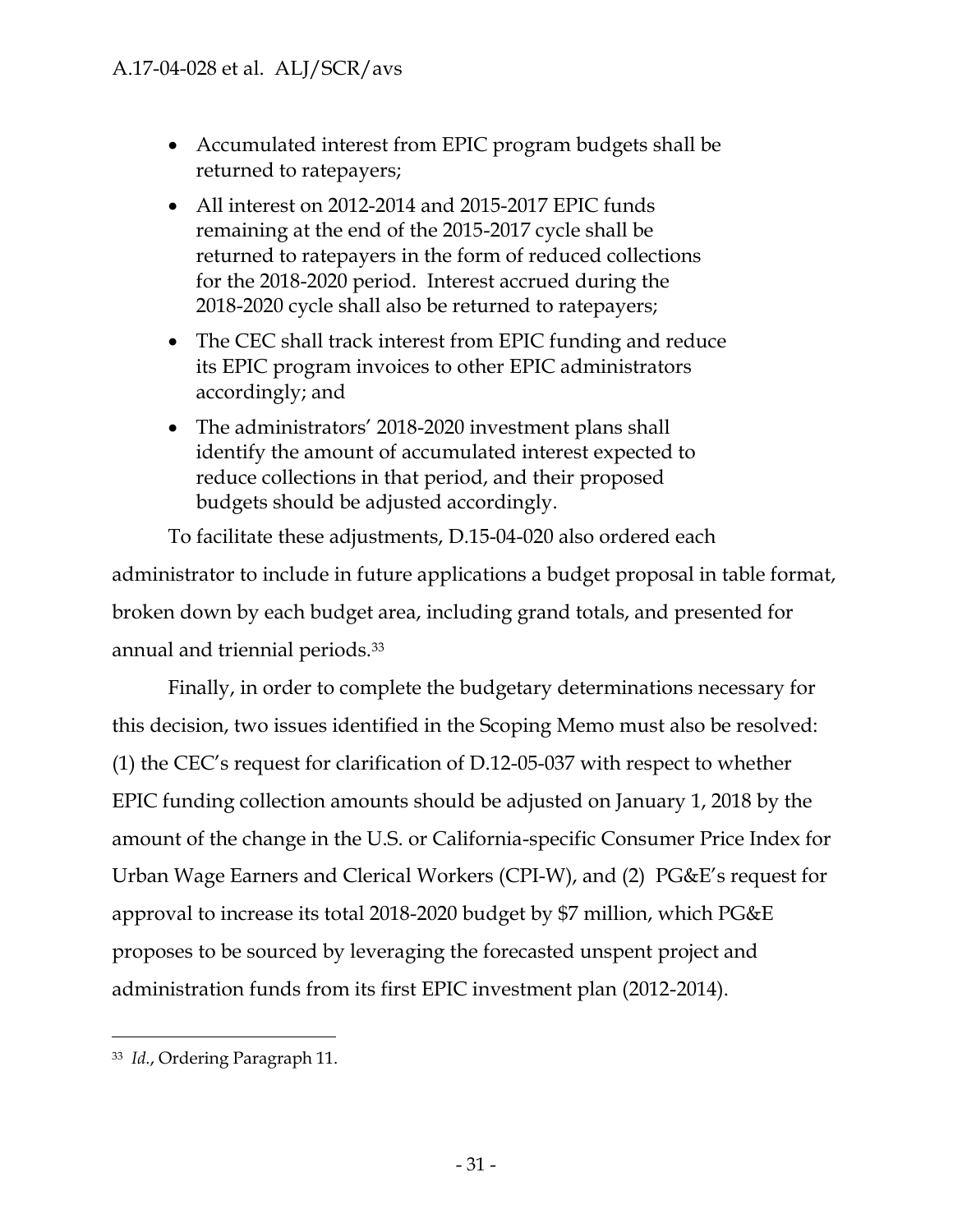- Accumulated interest from EPIC program budgets shall be returned to ratepayers;
- All interest on 2012-2014 and 2015-2017 EPIC funds remaining at the end of the 2015-2017 cycle shall be returned to ratepayers in the form of reduced collections for the 2018-2020 period. Interest accrued during the 2018-2020 cycle shall also be returned to ratepayers;
- The CEC shall track interest from EPIC funding and reduce its EPIC program invoices to other EPIC administrators accordingly; and
- The administrators' 2018-2020 investment plans shall identify the amount of accumulated interest expected to reduce collections in that period, and their proposed budgets should be adjusted accordingly.

To facilitate these adjustments, D.15-04-020 also ordered each administrator to include in future applications a budget proposal in table format, broken down by each budget area, including grand totals, and presented for annual and triennial periods.[33]

Finally, in order to complete the budgetary determinations necessary for this decision, two issues identified in the Scoping Memo must also be resolved: (1) the CEC's request for clarification of D.12-05-037 with respect to whether EPIC funding collection amounts should be adjusted on January 1, 2018 by the amount of the change in the U.S. or California-specific Consumer Price Index for Urban Wage Earners and Clerical Workers (CPI-W), and (2) PG&E's request for approval to increase its total 2018-2020 budget by $7 million, which PG&E proposes to be sourced by leveraging the forecasted unspent project and administration funds from its first EPIC investment plan (2012-2014).

---

[33] *Id.*, Ordering Paragraph 11.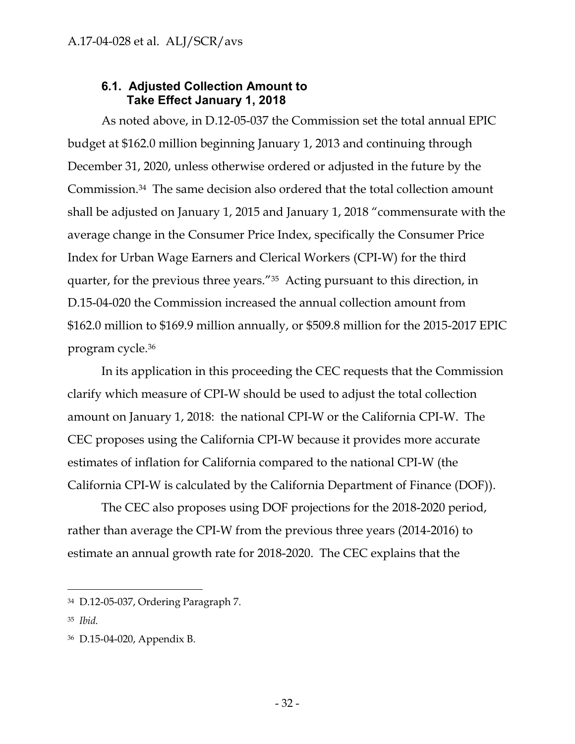### 6.1. Adjusted Collection Amount to Take Effect January 1, 2018

As noted above, in D.12-05-037 the Commission set the total annual EPIC budget at $162.0 million beginning January 1, 2013 and continuing through December 31, 2020, unless otherwise ordered or adjusted in the future by the Commission.[34] The same decision also ordered that the total collection amount shall be adjusted on January 1, 2015 and January 1, 2018 "commensurate with the average change in the Consumer Price Index, specifically the Consumer Price Index for Urban Wage Earners and Clerical Workers (CPI-W) for the third quarter, for the previous three years."[35] Acting pursuant to this direction, in D.15-04-020 the Commission increased the annual collection amount from $162.0 million to $169.9 million annually, or $509.8 million for the 2015-2017 EPIC program cycle.[36]

In its application in this proceeding the CEC requests that the Commission clarify which measure of CPI-W should be used to adjust the total collection amount on January 1, 2018: the national CPI-W or the California CPI-W. The CEC proposes using the California CPI-W because it provides more accurate estimates of inflation for California compared to the national CPI-W (the California CPI-W is calculated by the California Department of Finance (DOF)).

The CEC also proposes using DOF projections for the 2018-2020 period, rather than average the CPI-W from the previous three years (2014-2016) to estimate an annual growth rate for 2018-2020. The CEC explains that the

---

[34] D.12-05-037, Ordering Paragraph 7.

[35] *Ibid.*

[36] D.15-04-020, Appendix B.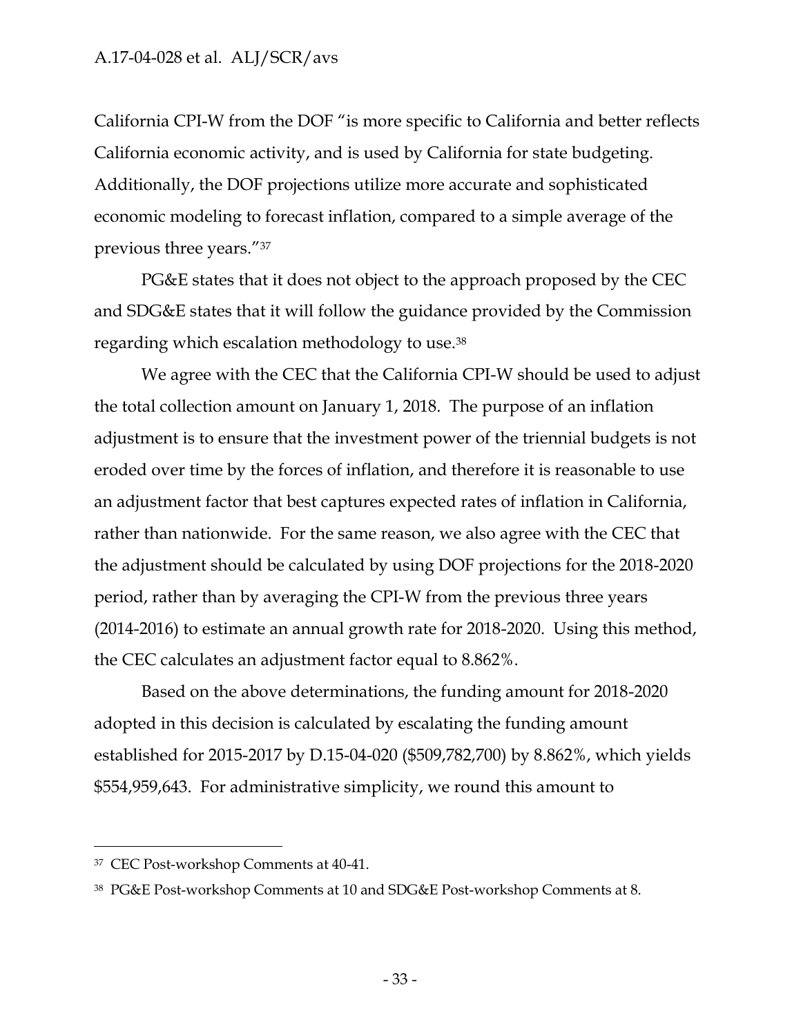California CPI-W from the DOF "is more specific to California and better reflects California economic activity, and is used by California for state budgeting. Additionally, the DOF projections utilize more accurate and sophisticated economic modeling to forecast inflation, compared to a simple average of the previous three years."[37]

PG&E states that it does not object to the approach proposed by the CEC and SDG&E states that it will follow the guidance provided by the Commission regarding which escalation methodology to use.[38]

We agree with the CEC that the California CPI-W should be used to adjust the total collection amount on January 1, 2018. The purpose of an inflation adjustment is to ensure that the investment power of the triennial budgets is not eroded over time by the forces of inflation, and therefore it is reasonable to use an adjustment factor that best captures expected rates of inflation in California, rather than nationwide. For the same reason, we also agree with the CEC that the adjustment should be calculated by using DOF projections for the 2018-2020 period, rather than by averaging the CPI-W from the previous three years (2014-2016) to estimate an annual growth rate for 2018-2020. Using this method, the CEC calculates an adjustment factor equal to 8.862%.

Based on the above determinations, the funding amount for 2018-2020 adopted in this decision is calculated by escalating the funding amount established for 2015-2017 by D.15-04-020 ($509,782,700) by 8.862%, which yields $554,959,643. For administrative simplicity, we round this amount to

---

[37] CEC Post-workshop Comments at 40-41.

[38] PG&E Post-workshop Comments at 10 and SDG&E Post-workshop Comments at 8.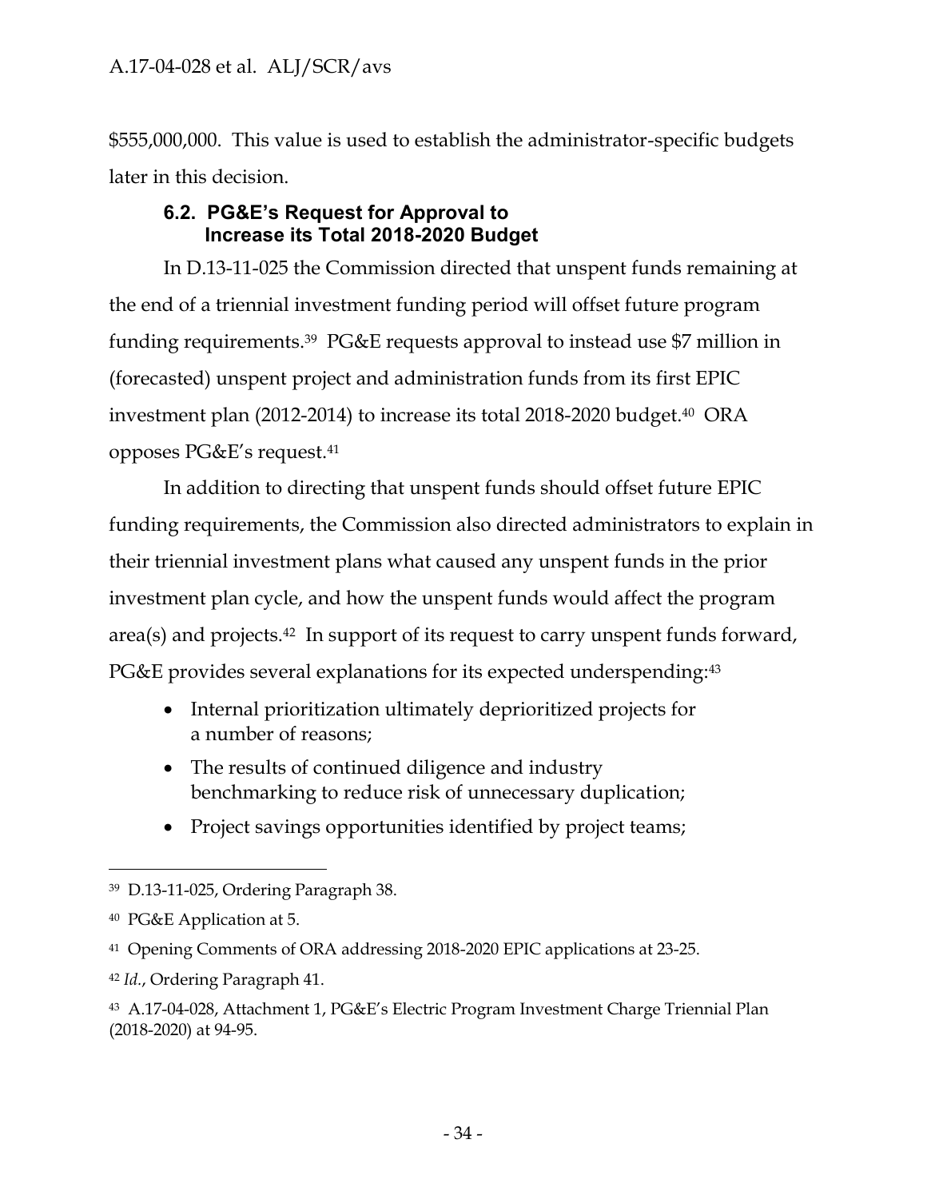$555,000,000. This value is used to establish the administrator-specific budgets later in this decision.

### 6.2. PG&E's Request for Approval to Increase its Total 2018-2020 Budget

In D.13-11-025 the Commission directed that unspent funds remaining at the end of a triennial investment funding period will offset future program funding requirements.[39] PG&E requests approval to instead use $7 million in (forecasted) unspent project and administration funds from its first EPIC investment plan (2012-2014) to increase its total 2018-2020 budget.[40] ORA opposes PG&E's request.[41]

In addition to directing that unspent funds should offset future EPIC funding requirements, the Commission also directed administrators to explain in their triennial investment plans what caused any unspent funds in the prior investment plan cycle, and how the unspent funds would affect the program area(s) and projects.[42] In support of its request to carry unspent funds forward, PG&E provides several explanations for its expected underspending:[43]

- Internal prioritization ultimately deprioritized projects for a number of reasons;
- The results of continued diligence and industry benchmarking to reduce risk of unnecessary duplication;
- Project savings opportunities identified by project teams;

---

[39] D.13-11-025, Ordering Paragraph 38.

[40] PG&E Application at 5.

[41] Opening Comments of ORA addressing 2018-2020 EPIC applications at 23-25.

[42] *Id.*, Ordering Paragraph 41.

[43] A.17-04-028, Attachment 1, PG&E's Electric Program Investment Charge Triennial Plan (2018-2020) at 94-95.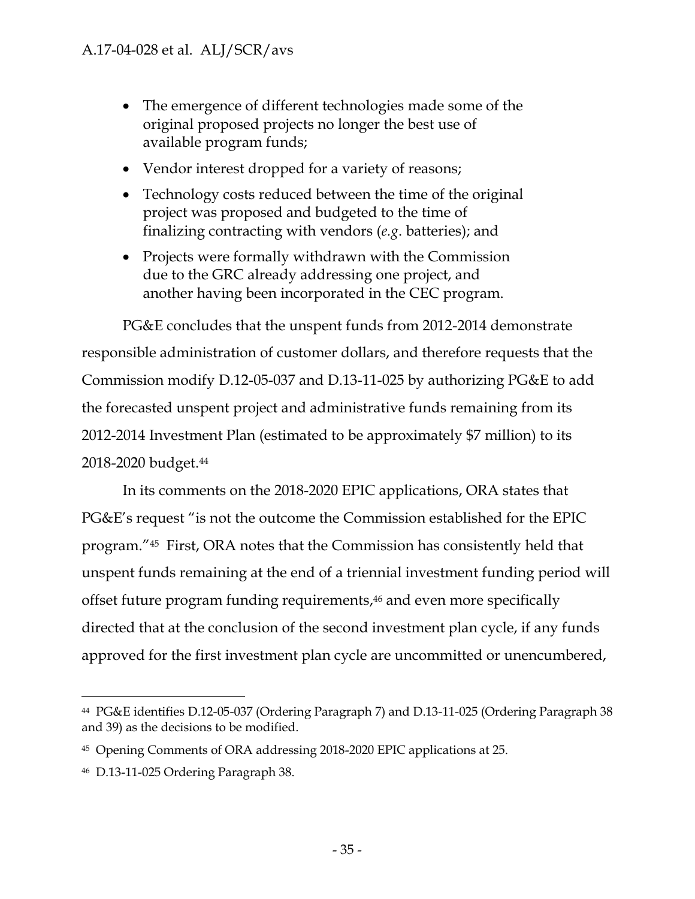- The emergence of different technologies made some of the original proposed projects no longer the best use of available program funds;
- Vendor interest dropped for a variety of reasons;
- Technology costs reduced between the time of the original project was proposed and budgeted to the time of finalizing contracting with vendors (*e.g.* batteries); and
- Projects were formally withdrawn with the Commission due to the GRC already addressing one project, and another having been incorporated in the CEC program.

PG&E concludes that the unspent funds from 2012-2014 demonstrate responsible administration of customer dollars, and therefore requests that the Commission modify D.12-05-037 and D.13-11-025 by authorizing PG&E to add the forecasted unspent project and administrative funds remaining from its 2012-2014 Investment Plan (estimated to be approximately $7 million) to its 2018-2020 budget.[44]

In its comments on the 2018-2020 EPIC applications, ORA states that PG&E's request "is not the outcome the Commission established for the EPIC program."[45] First, ORA notes that the Commission has consistently held that unspent funds remaining at the end of a triennial investment funding period will offset future program funding requirements,[46] and even more specifically directed that at the conclusion of the second investment plan cycle, if any funds approved for the first investment plan cycle are uncommitted or unencumbered,

---

[44] PG&E identifies D.12-05-037 (Ordering Paragraph 7) and D.13-11-025 (Ordering Paragraph 38 and 39) as the decisions to be modified.

[45] Opening Comments of ORA addressing 2018-2020 EPIC applications at 25.

[46] D.13-11-025 Ordering Paragraph 38.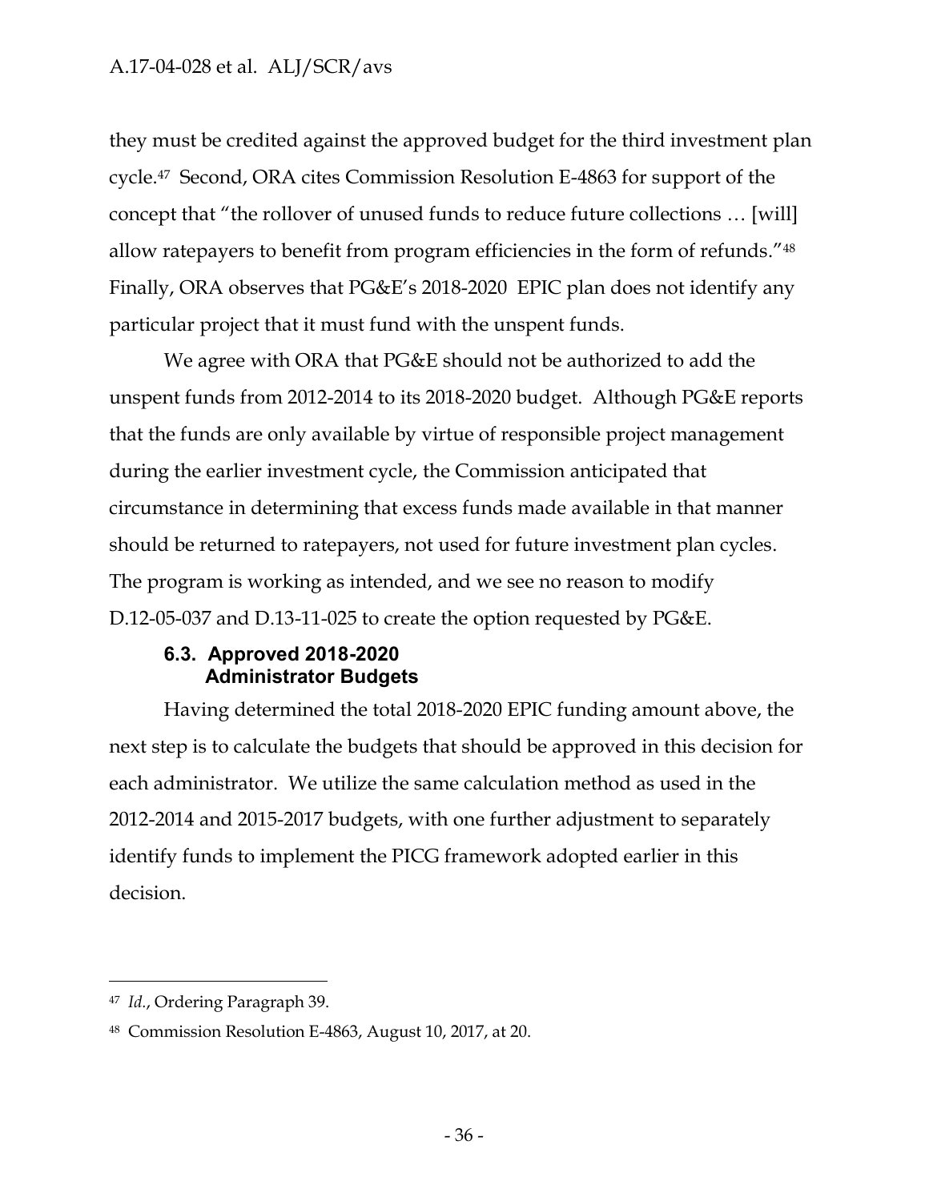they must be credited against the approved budget for the third investment plan cycle.[47] Second, ORA cites Commission Resolution E-4863 for support of the concept that "the rollover of unused funds to reduce future collections … [will] allow ratepayers to benefit from program efficiencies in the form of refunds."[48] Finally, ORA observes that PG&E's 2018-2020 EPIC plan does not identify any particular project that it must fund with the unspent funds.

We agree with ORA that PG&E should not be authorized to add the unspent funds from 2012-2014 to its 2018-2020 budget. Although PG&E reports that the funds are only available by virtue of responsible project management during the earlier investment cycle, the Commission anticipated that circumstance in determining that excess funds made available in that manner should be returned to ratepayers, not used for future investment plan cycles. The program is working as intended, and we see no reason to modify D.12-05-037 and D.13-11-025 to create the option requested by PG&E.

### 6.3. Approved 2018-2020 Administrator Budgets

Having determined the total 2018-2020 EPIC funding amount above, the next step is to calculate the budgets that should be approved in this decision for each administrator. We utilize the same calculation method as used in the 2012-2014 and 2015-2017 budgets, with one further adjustment to separately identify funds to implement the PICG framework adopted earlier in this decision.

---

[47] *Id.*, Ordering Paragraph 39.

[48] Commission Resolution E-4863, August 10, 2017, at 20.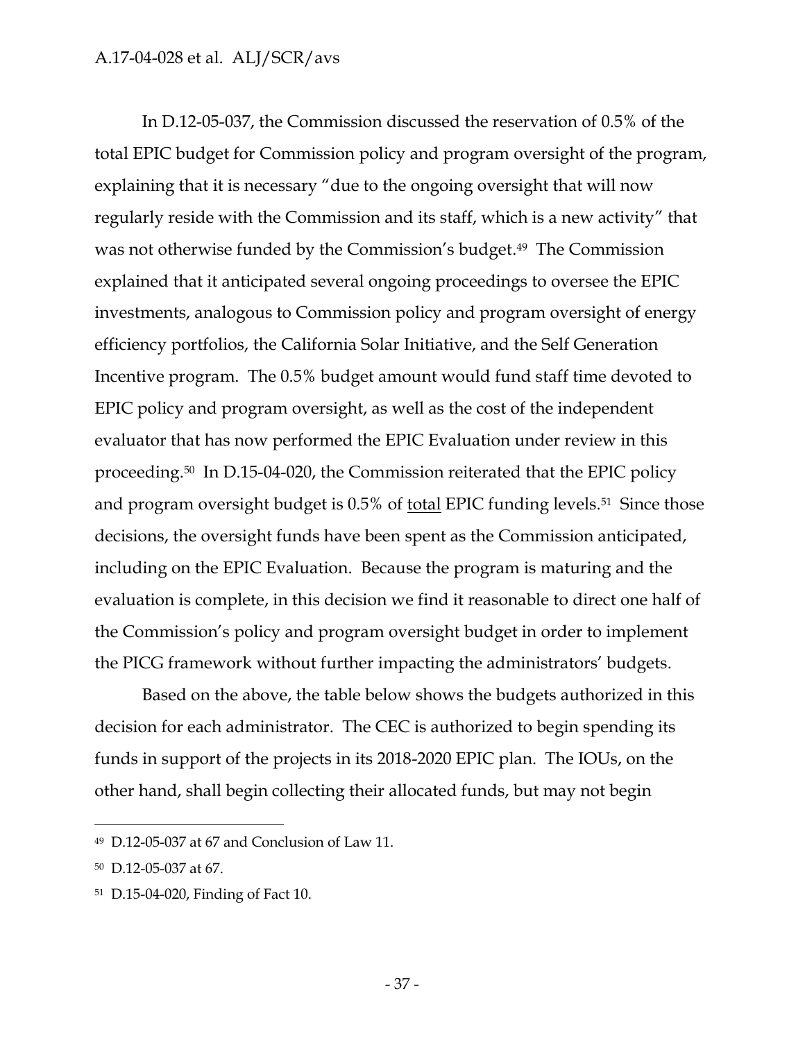In D.12-05-037, the Commission discussed the reservation of 0.5% of the total EPIC budget for Commission policy and program oversight of the program, explaining that it is necessary "due to the ongoing oversight that will now regularly reside with the Commission and its staff, which is a new activity" that was not otherwise funded by the Commission's budget.[49] The Commission explained that it anticipated several ongoing proceedings to oversee the EPIC investments, analogous to Commission policy and program oversight of energy efficiency portfolios, the California Solar Initiative, and the Self Generation Incentive program. The 0.5% budget amount would fund staff time devoted to EPIC policy and program oversight, as well as the cost of the independent evaluator that has now performed the EPIC Evaluation under review in this proceeding.[50] In D.15-04-020, the Commission reiterated that the EPIC policy and program oversight budget is 0.5% of <u>total</u> EPIC funding levels.[51] Since those decisions, the oversight funds have been spent as the Commission anticipated, including on the EPIC Evaluation. Because the program is maturing and the evaluation is complete, in this decision we find it reasonable to direct one half of the Commission's policy and program oversight budget in order to implement the PICG framework without further impacting the administrators' budgets.

Based on the above, the table below shows the budgets authorized in this decision for each administrator. The CEC is authorized to begin spending its funds in support of the projects in its 2018-2020 EPIC plan. The IOUs, on the other hand, shall begin collecting their allocated funds, but may not begin

---

[49] D.12-05-037 at 67 and Conclusion of Law 11.

[50] D.12-05-037 at 67.

[51] D.15-04-020, Finding of Fact 10.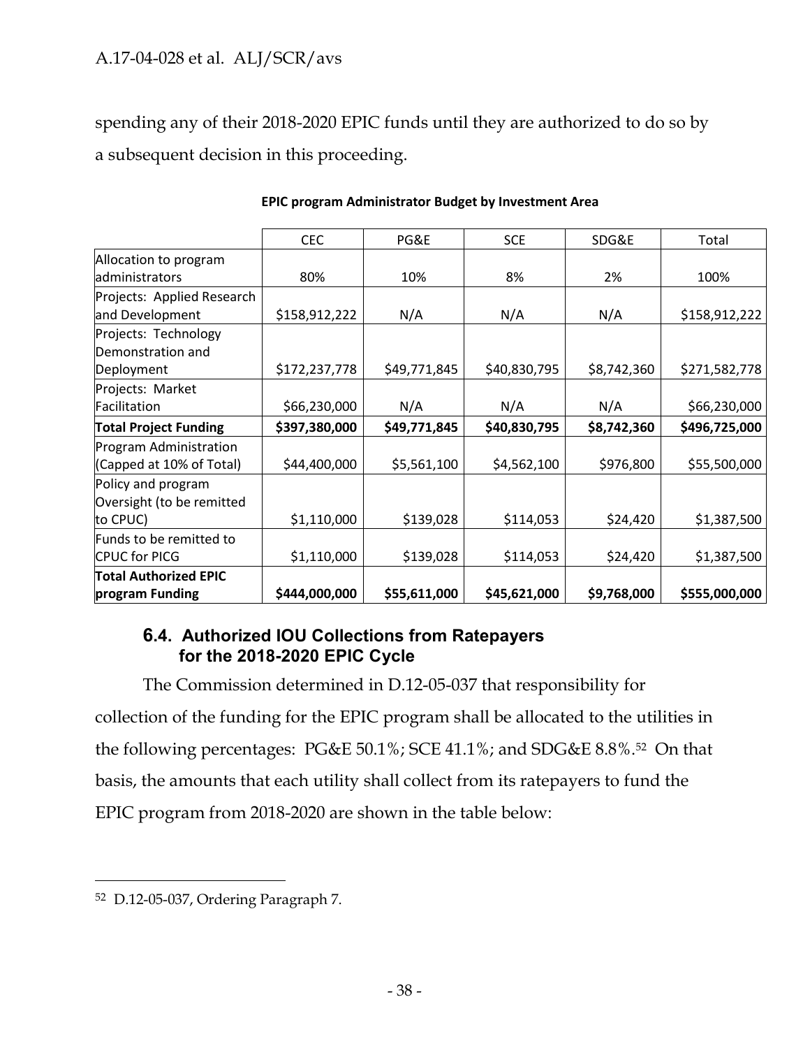spending any of their 2018-2020 EPIC funds until they are authorized to do so by a subsequent decision in this proceeding.

**EPIC program Administrator Budget by Investment Area**

| | CEC | PG&E | SCE | SDG&E | Total |
|---|---|---|---|---|---|
| Allocation to program administrators | 80% | 10% | 8% | 2% | 100% |
| Projects: Applied Research and Development | $158,912,222 | N/A | N/A | N/A | $158,912,222 |
| Projects: Technology Demonstration and Deployment | $172,237,778 | $49,771,845 | $40,830,795 | $8,742,360 | $271,582,778 |
| Projects: Market Facilitation | $66,230,000 | N/A | N/A | N/A | $66,230,000 |
| **Total Project Funding** | **$397,380,000** | **$49,771,845** | **$40,830,795** | **$8,742,360** | **$496,725,000** |
| Program Administration (Capped at 10% of Total) | $44,400,000 | $5,561,100 | $4,562,100 | $976,800 | $55,500,000 |
| Policy and program Oversight (to be remitted to CPUC) | $1,110,000 | $139,028 | $114,053 | $24,420 | $1,387,500 |
| Funds to be remitted to CPUC for PICG | $1,110,000 | $139,028 | $114,053 | $24,420 | $1,387,500 |
| **Total Authorized EPIC program Funding** | **$444,000,000** | **$55,611,000** | **$45,621,000** | **$9,768,000** | **$555,000,000** |

### 6.4. Authorized IOU Collections from Ratepayers for the 2018-2020 EPIC Cycle

The Commission determined in D.12-05-037 that responsibility for collection of the funding for the EPIC program shall be allocated to the utilities in the following percentages: PG&E 50.1%; SCE 41.1%; and SDG&E 8.8%.[52] On that basis, the amounts that each utility shall collect from its ratepayers to fund the EPIC program from 2018-2020 are shown in the table below:

[52] D.12-05-037, Ordering Paragraph 7.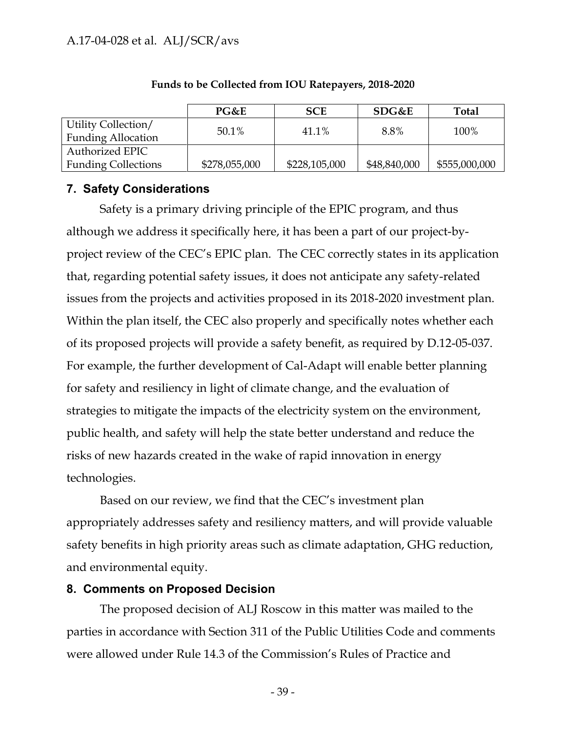**Funds to be Collected from IOU Ratepayers, 2018-2020**

| | PG&E | SCE | SDG&E | Total |
|---|---|---|---|---|
| Utility Collection/ Funding Allocation | 50.1% | 41.1% | 8.8% | 100% |
| Authorized EPIC Funding Collections | $278,055,000 | $228,105,000 | $48,840,000 | $555,000,000 |

## 7. Safety Considerations

Safety is a primary driving principle of the EPIC program, and thus although we address it specifically here, it has been a part of our project-by-project review of the CEC's EPIC plan. The CEC correctly states in its application that, regarding potential safety issues, it does not anticipate any safety-related issues from the projects and activities proposed in its 2018-2020 investment plan. Within the plan itself, the CEC also properly and specifically notes whether each of its proposed projects will provide a safety benefit, as required by D.12-05-037. For example, the further development of Cal-Adapt will enable better planning for safety and resiliency in light of climate change, and the evaluation of strategies to mitigate the impacts of the electricity system on the environment, public health, and safety will help the state better understand and reduce the risks of new hazards created in the wake of rapid innovation in energy technologies.

Based on our review, we find that the CEC's investment plan appropriately addresses safety and resiliency matters, and will provide valuable safety benefits in high priority areas such as climate adaptation, GHG reduction, and environmental equity.

## 8. Comments on Proposed Decision

The proposed decision of ALJ Roscow in this matter was mailed to the parties in accordance with Section 311 of the Public Utilities Code and comments were allowed under Rule 14.3 of the Commission's Rules of Practice and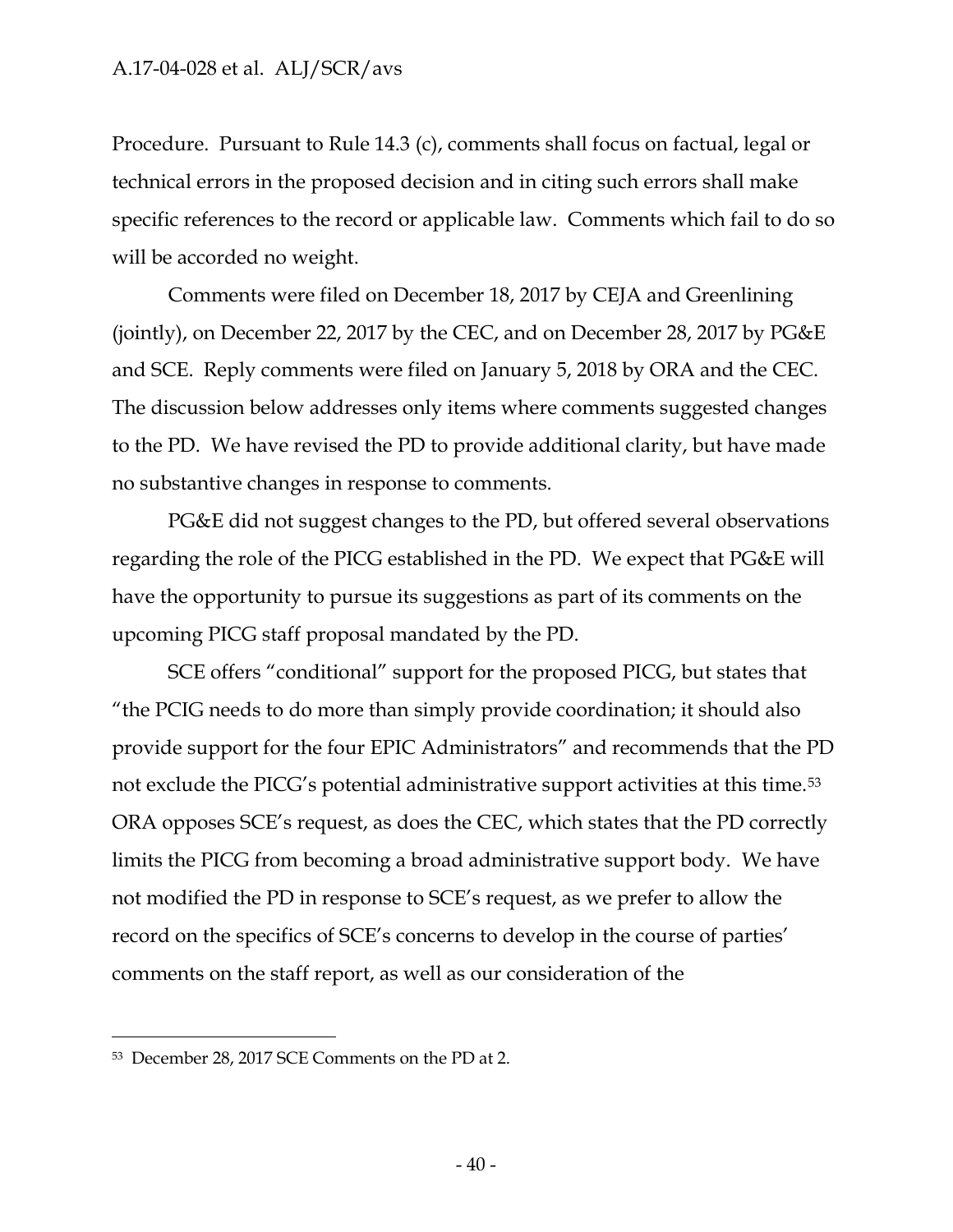Procedure. Pursuant to Rule 14.3 (c), comments shall focus on factual, legal or technical errors in the proposed decision and in citing such errors shall make specific references to the record or applicable law. Comments which fail to do so will be accorded no weight.

Comments were filed on December 18, 2017 by CEJA and Greenlining (jointly), on December 22, 2017 by the CEC, and on December 28, 2017 by PG&E and SCE. Reply comments were filed on January 5, 2018 by ORA and the CEC. The discussion below addresses only items where comments suggested changes to the PD. We have revised the PD to provide additional clarity, but have made no substantive changes in response to comments.

PG&E did not suggest changes to the PD, but offered several observations regarding the role of the PICG established in the PD. We expect that PG&E will have the opportunity to pursue its suggestions as part of its comments on the upcoming PICG staff proposal mandated by the PD.

SCE offers "conditional" support for the proposed PICG, but states that "the PCIG needs to do more than simply provide coordination; it should also provide support for the four EPIC Administrators" and recommends that the PD not exclude the PICG's potential administrative support activities at this time.[53] ORA opposes SCE's request, as does the CEC, which states that the PD correctly limits the PICG from becoming a broad administrative support body. We have not modified the PD in response to SCE's request, as we prefer to allow the record on the specifics of SCE's concerns to develop in the course of parties' comments on the staff report, as well as our consideration of the

---

[53] December 28, 2017 SCE Comments on the PD at 2.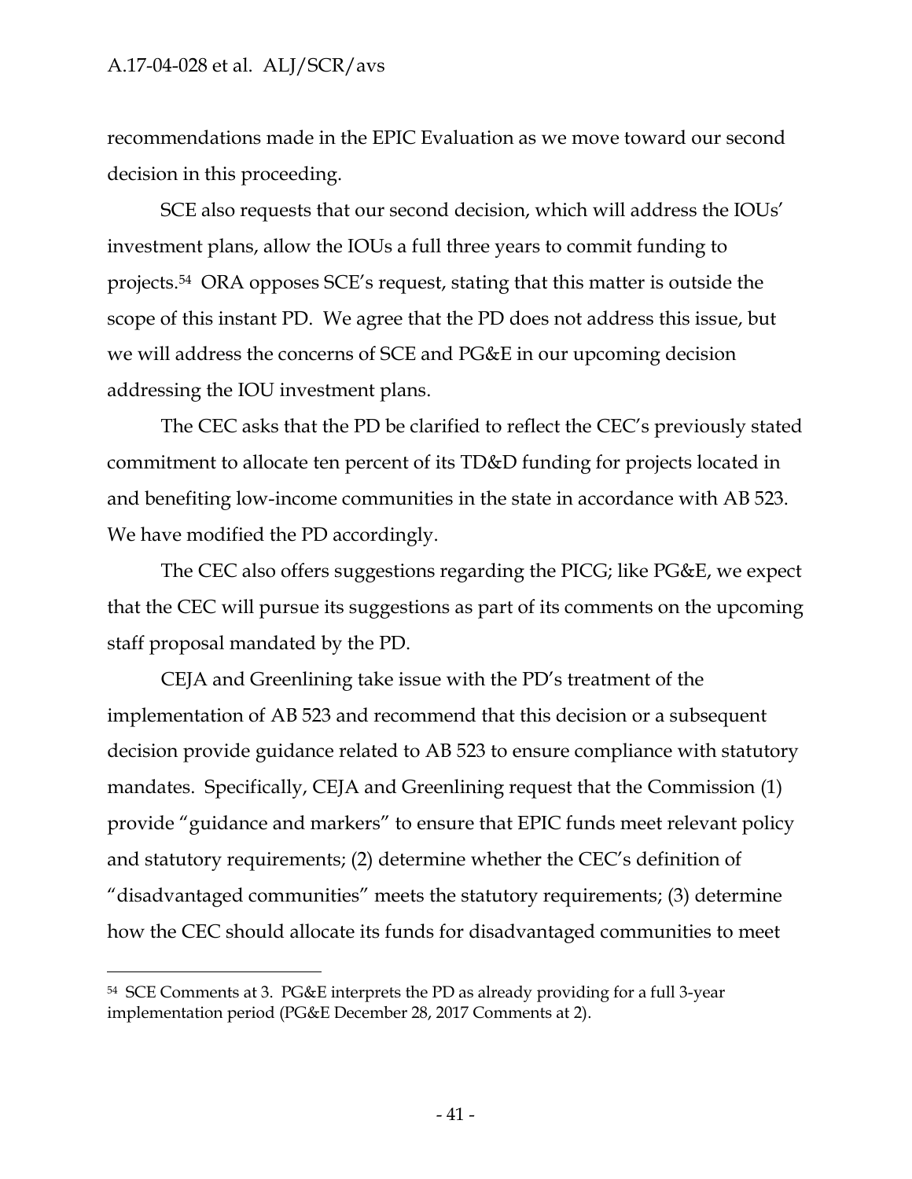recommendations made in the EPIC Evaluation as we move toward our second decision in this proceeding.

SCE also requests that our second decision, which will address the IOUs' investment plans, allow the IOUs a full three years to commit funding to projects.[54] ORA opposes SCE's request, stating that this matter is outside the scope of this instant PD. We agree that the PD does not address this issue, but we will address the concerns of SCE and PG&E in our upcoming decision addressing the IOU investment plans.

The CEC asks that the PD be clarified to reflect the CEC's previously stated commitment to allocate ten percent of its TD&D funding for projects located in and benefiting low-income communities in the state in accordance with AB 523. We have modified the PD accordingly.

The CEC also offers suggestions regarding the PICG; like PG&E, we expect that the CEC will pursue its suggestions as part of its comments on the upcoming staff proposal mandated by the PD.

CEJA and Greenlining take issue with the PD's treatment of the implementation of AB 523 and recommend that this decision or a subsequent decision provide guidance related to AB 523 to ensure compliance with statutory mandates. Specifically, CEJA and Greenlining request that the Commission (1) provide "guidance and markers" to ensure that EPIC funds meet relevant policy and statutory requirements; (2) determine whether the CEC's definition of "disadvantaged communities" meets the statutory requirements; (3) determine how the CEC should allocate its funds for disadvantaged communities to meet

---

[54] SCE Comments at 3. PG&E interprets the PD as already providing for a full 3-year implementation period (PG&E December 28, 2017 Comments at 2).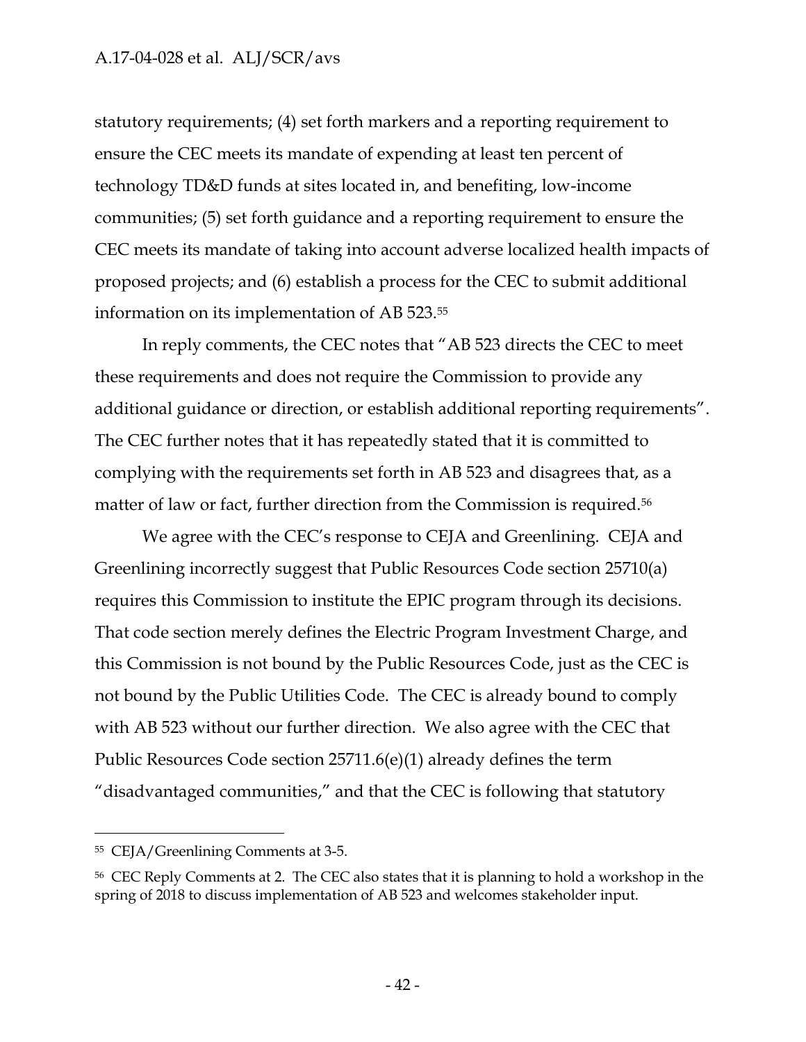statutory requirements; (4) set forth markers and a reporting requirement to ensure the CEC meets its mandate of expending at least ten percent of technology TD&D funds at sites located in, and benefiting, low-income communities; (5) set forth guidance and a reporting requirement to ensure the CEC meets its mandate of taking into account adverse localized health impacts of proposed projects; and (6) establish a process for the CEC to submit additional information on its implementation of AB 523.[55]

In reply comments, the CEC notes that "AB 523 directs the CEC to meet these requirements and does not require the Commission to provide any additional guidance or direction, or establish additional reporting requirements". The CEC further notes that it has repeatedly stated that it is committed to complying with the requirements set forth in AB 523 and disagrees that, as a matter of law or fact, further direction from the Commission is required.[56]

We agree with the CEC's response to CEJA and Greenlining. CEJA and Greenlining incorrectly suggest that Public Resources Code section 25710(a) requires this Commission to institute the EPIC program through its decisions. That code section merely defines the Electric Program Investment Charge, and this Commission is not bound by the Public Resources Code, just as the CEC is not bound by the Public Utilities Code. The CEC is already bound to comply with AB 523 without our further direction. We also agree with the CEC that Public Resources Code section 25711.6(e)(1) already defines the term "disadvantaged communities," and that the CEC is following that statutory

---

[55] CEJA/Greenlining Comments at 3-5.

[56] CEC Reply Comments at 2. The CEC also states that it is planning to hold a workshop in the spring of 2018 to discuss implementation of AB 523 and welcomes stakeholder input.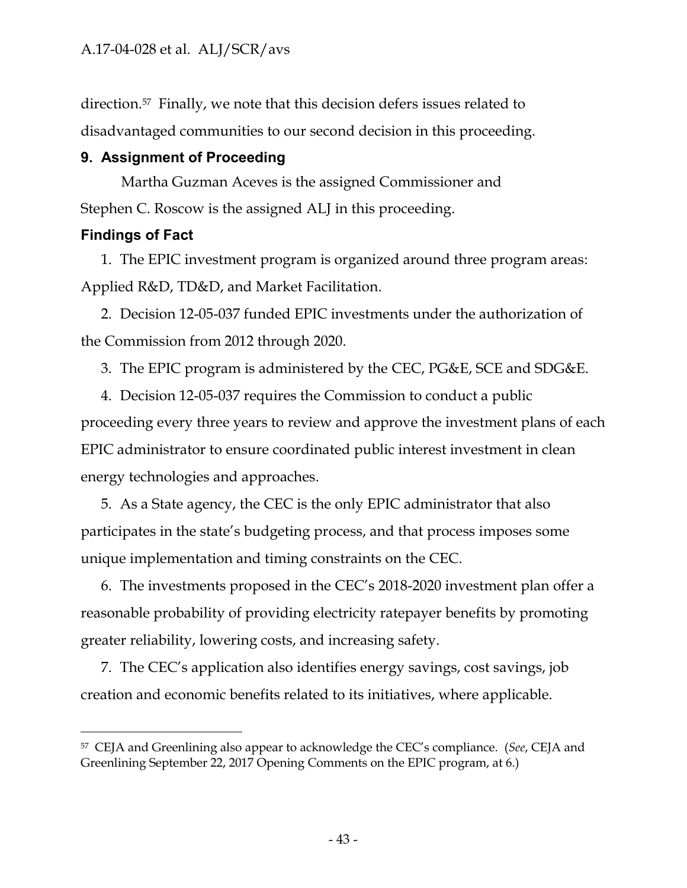direction.[57] Finally, we note that this decision defers issues related to disadvantaged communities to our second decision in this proceeding.

## 9. Assignment of Proceeding

Martha Guzman Aceves is the assigned Commissioner and Stephen C. Roscow is the assigned ALJ in this proceeding.

## Findings of Fact

1. The EPIC investment program is organized around three program areas: Applied R&D, TD&D, and Market Facilitation.

2. Decision 12-05-037 funded EPIC investments under the authorization of the Commission from 2012 through 2020.

3. The EPIC program is administered by the CEC, PG&E, SCE and SDG&E.

4. Decision 12-05-037 requires the Commission to conduct a public proceeding every three years to review and approve the investment plans of each EPIC administrator to ensure coordinated public interest investment in clean energy technologies and approaches.

5. As a State agency, the CEC is the only EPIC administrator that also participates in the state's budgeting process, and that process imposes some unique implementation and timing constraints on the CEC.

6. The investments proposed in the CEC's 2018-2020 investment plan offer a reasonable probability of providing electricity ratepayer benefits by promoting greater reliability, lowering costs, and increasing safety.

7. The CEC's application also identifies energy savings, cost savings, job creation and economic benefits related to its initiatives, where applicable.

---

[57] CEJA and Greenlining also appear to acknowledge the CEC's compliance. (*See*, CEJA and Greenlining September 22, 2017 Opening Comments on the EPIC program, at 6.)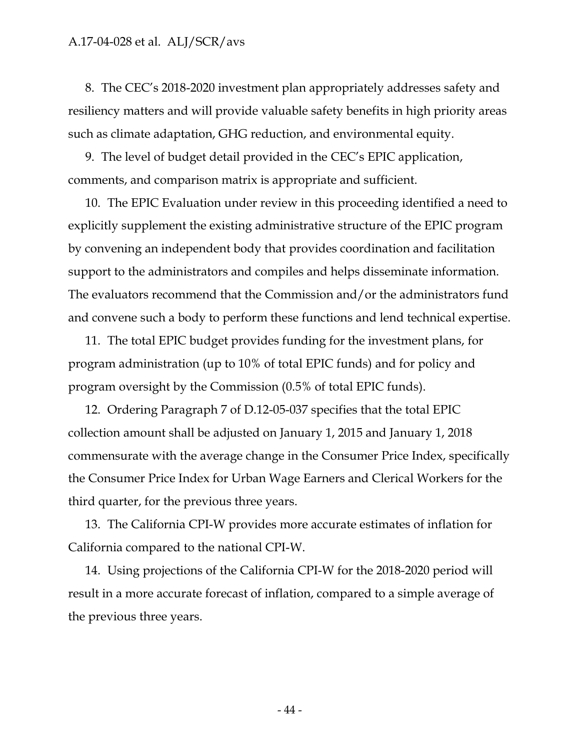8. The CEC's 2018-2020 investment plan appropriately addresses safety and resiliency matters and will provide valuable safety benefits in high priority areas such as climate adaptation, GHG reduction, and environmental equity.

9. The level of budget detail provided in the CEC's EPIC application, comments, and comparison matrix is appropriate and sufficient.

10. The EPIC Evaluation under review in this proceeding identified a need to explicitly supplement the existing administrative structure of the EPIC program by convening an independent body that provides coordination and facilitation support to the administrators and compiles and helps disseminate information. The evaluators recommend that the Commission and/or the administrators fund and convene such a body to perform these functions and lend technical expertise.

11. The total EPIC budget provides funding for the investment plans, for program administration (up to 10% of total EPIC funds) and for policy and program oversight by the Commission (0.5% of total EPIC funds).

12. Ordering Paragraph 7 of D.12-05-037 specifies that the total EPIC collection amount shall be adjusted on January 1, 2015 and January 1, 2018 commensurate with the average change in the Consumer Price Index, specifically the Consumer Price Index for Urban Wage Earners and Clerical Workers for the third quarter, for the previous three years.

13. The California CPI-W provides more accurate estimates of inflation for California compared to the national CPI-W.

14. Using projections of the California CPI-W for the 2018-2020 period will result in a more accurate forecast of inflation, compared to a simple average of the previous three years.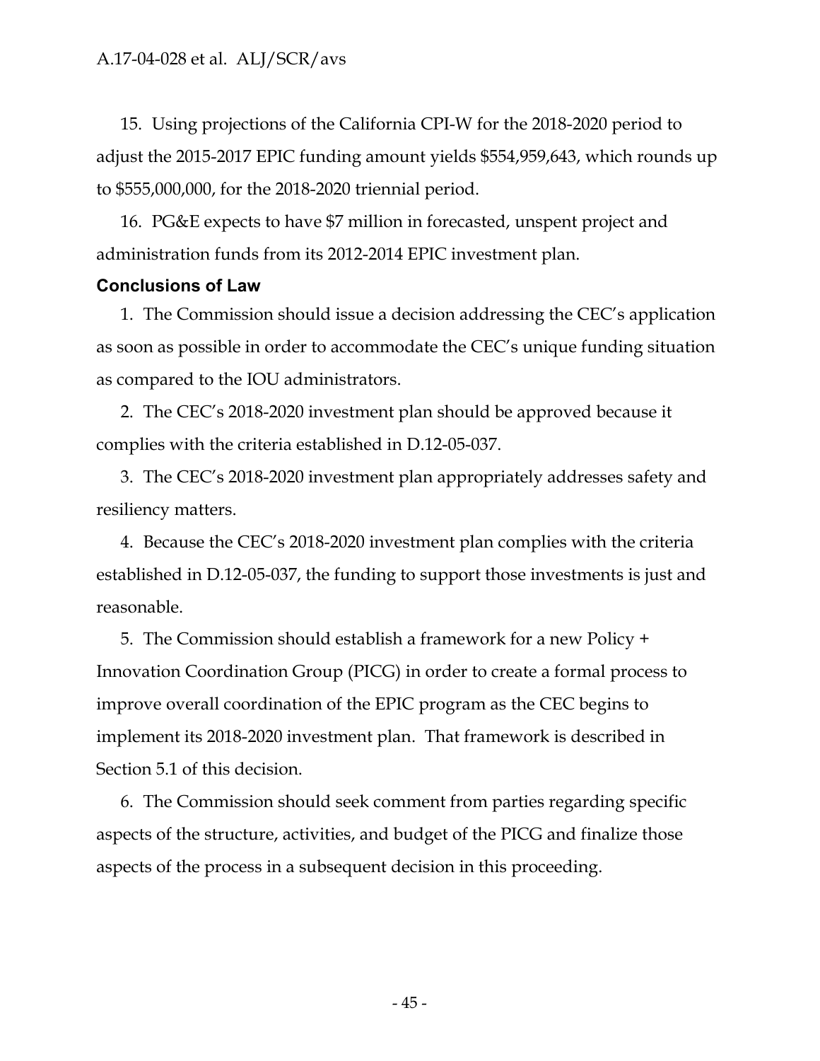15. Using projections of the California CPI-W for the 2018-2020 period to adjust the 2015-2017 EPIC funding amount yields $554,959,643, which rounds up to $555,000,000, for the 2018-2020 triennial period.

16. PG&E expects to have $7 million in forecasted, unspent project and administration funds from its 2012-2014 EPIC investment plan.

## Conclusions of Law

1. The Commission should issue a decision addressing the CEC's application as soon as possible in order to accommodate the CEC's unique funding situation as compared to the IOU administrators.

2. The CEC's 2018-2020 investment plan should be approved because it complies with the criteria established in D.12-05-037.

3. The CEC's 2018-2020 investment plan appropriately addresses safety and resiliency matters.

4. Because the CEC's 2018-2020 investment plan complies with the criteria established in D.12-05-037, the funding to support those investments is just and reasonable.

5. The Commission should establish a framework for a new Policy + Innovation Coordination Group (PICG) in order to create a formal process to improve overall coordination of the EPIC program as the CEC begins to implement its 2018-2020 investment plan. That framework is described in Section 5.1 of this decision.

6. The Commission should seek comment from parties regarding specific aspects of the structure, activities, and budget of the PICG and finalize those aspects of the process in a subsequent decision in this proceeding.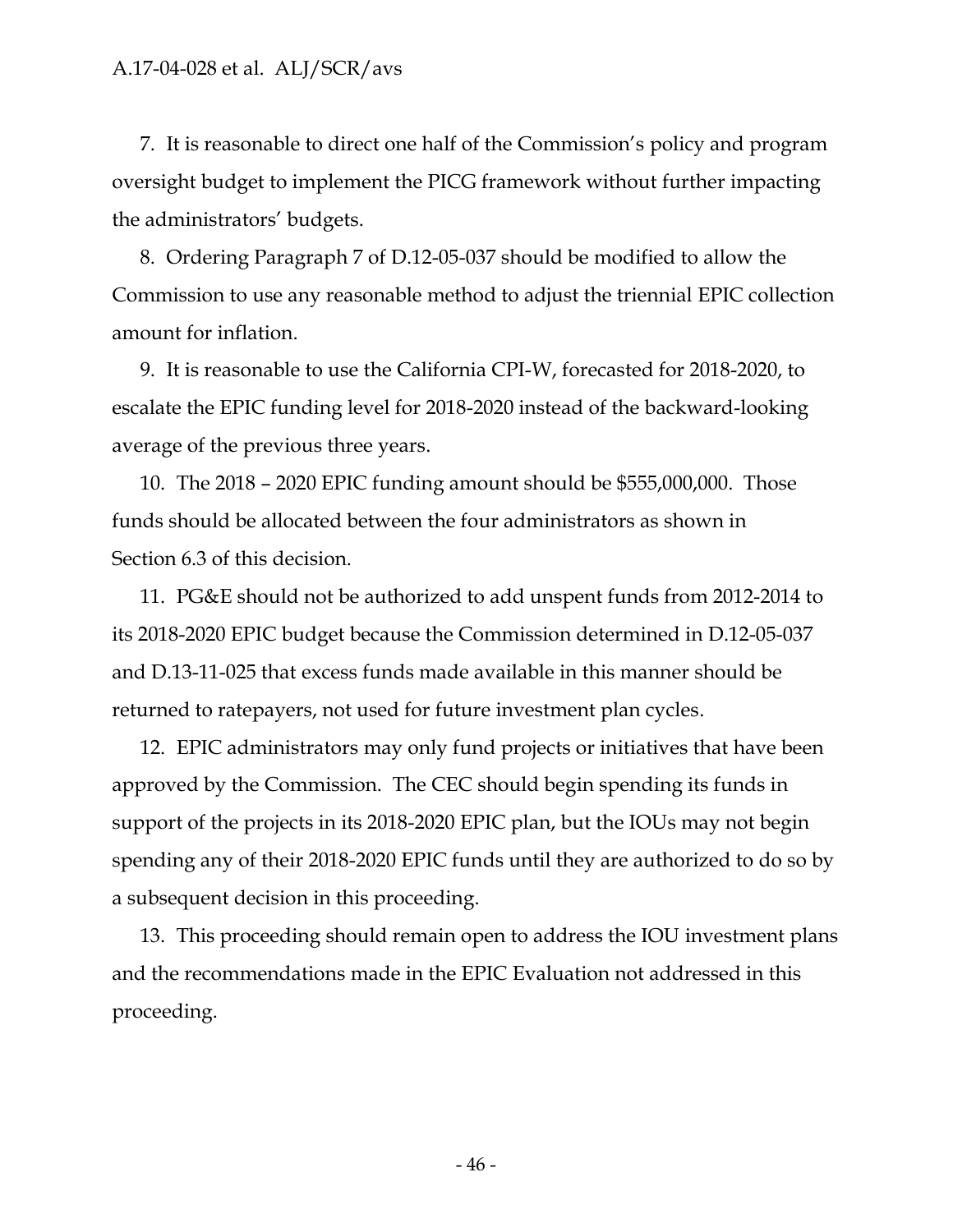7. It is reasonable to direct one half of the Commission's policy and program oversight budget to implement the PICG framework without further impacting the administrators' budgets.

8. Ordering Paragraph 7 of D.12-05-037 should be modified to allow the Commission to use any reasonable method to adjust the triennial EPIC collection amount for inflation.

9. It is reasonable to use the California CPI-W, forecasted for 2018-2020, to escalate the EPIC funding level for 2018-2020 instead of the backward-looking average of the previous three years.

10. The 2018 – 2020 EPIC funding amount should be $555,000,000. Those funds should be allocated between the four administrators as shown in Section 6.3 of this decision.

11. PG&E should not be authorized to add unspent funds from 2012-2014 to its 2018-2020 EPIC budget because the Commission determined in D.12-05-037 and D.13-11-025 that excess funds made available in this manner should be returned to ratepayers, not used for future investment plan cycles.

12. EPIC administrators may only fund projects or initiatives that have been approved by the Commission. The CEC should begin spending its funds in support of the projects in its 2018-2020 EPIC plan, but the IOUs may not begin spending any of their 2018-2020 EPIC funds until they are authorized to do so by a subsequent decision in this proceeding.

13. This proceeding should remain open to address the IOU investment plans and the recommendations made in the EPIC Evaluation not addressed in this proceeding.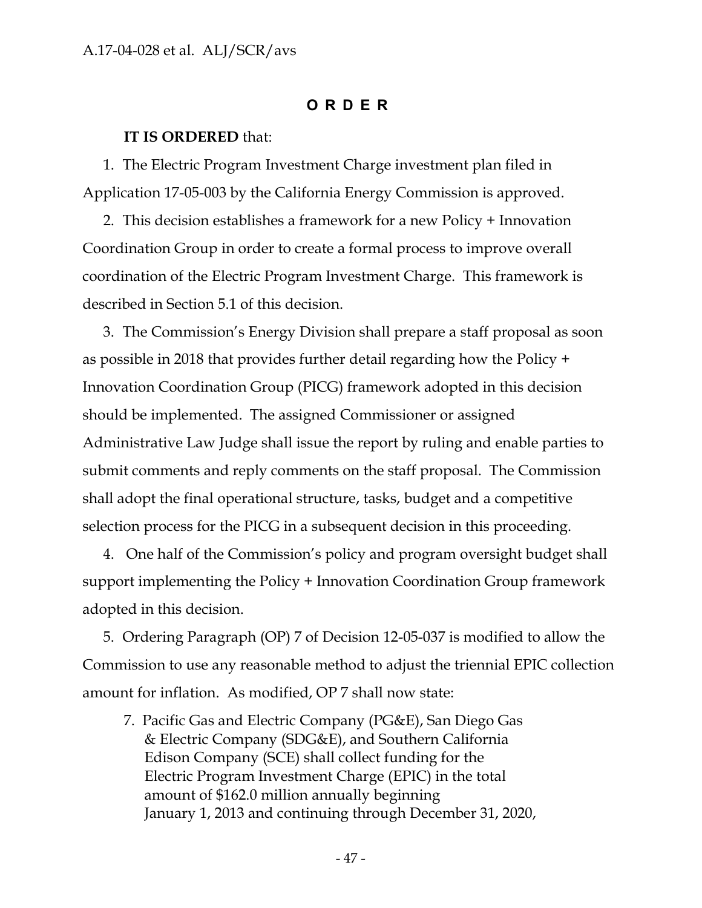## ORDER

**IT IS ORDERED** that:

1. The Electric Program Investment Charge investment plan filed in Application 17-05-003 by the California Energy Commission is approved.

2. This decision establishes a framework for a new Policy + Innovation Coordination Group in order to create a formal process to improve overall coordination of the Electric Program Investment Charge. This framework is described in Section 5.1 of this decision.

3. The Commission's Energy Division shall prepare a staff proposal as soon as possible in 2018 that provides further detail regarding how the Policy + Innovation Coordination Group (PICG) framework adopted in this decision should be implemented. The assigned Commissioner or assigned Administrative Law Judge shall issue the report by ruling and enable parties to submit comments and reply comments on the staff proposal. The Commission shall adopt the final operational structure, tasks, budget and a competitive selection process for the PICG in a subsequent decision in this proceeding.

4. One half of the Commission's policy and program oversight budget shall support implementing the Policy + Innovation Coordination Group framework adopted in this decision.

5. Ordering Paragraph (OP) 7 of Decision 12-05-037 is modified to allow the Commission to use any reasonable method to adjust the triennial EPIC collection amount for inflation. As modified, OP 7 shall now state:

   7. Pacific Gas and Electric Company (PG&E), San Diego Gas & Electric Company (SDG&E), and Southern California Edison Company (SCE) shall collect funding for the Electric Program Investment Charge (EPIC) in the total amount of $162.0 million annually beginning January 1, 2013 and continuing through December 31, 2020,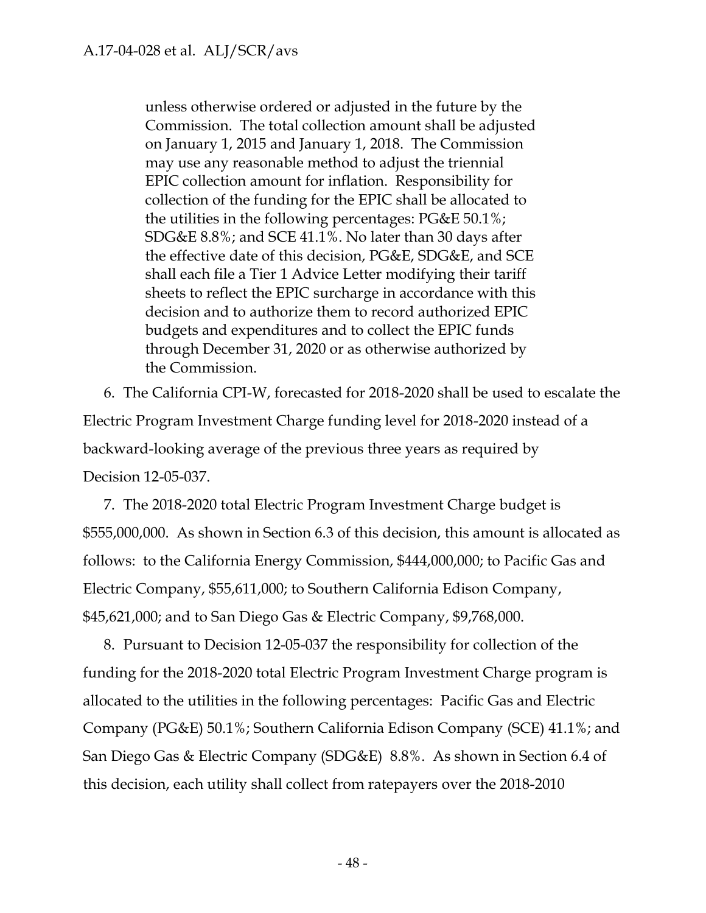> unless otherwise ordered or adjusted in the future by the Commission. The total collection amount shall be adjusted on January 1, 2015 and January 1, 2018. The Commission may use any reasonable method to adjust the triennial EPIC collection amount for inflation. Responsibility for collection of the funding for the EPIC shall be allocated to the utilities in the following percentages: PG&E 50.1%; SDG&E 8.8%; and SCE 41.1%. No later than 30 days after the effective date of this decision, PG&E, SDG&E, and SCE shall each file a Tier 1 Advice Letter modifying their tariff sheets to reflect the EPIC surcharge in accordance with this decision and to authorize them to record authorized EPIC budgets and expenditures and to collect the EPIC funds through December 31, 2020 or as otherwise authorized by the Commission.

6. The California CPI-W, forecasted for 2018-2020 shall be used to escalate the Electric Program Investment Charge funding level for 2018-2020 instead of a backward-looking average of the previous three years as required by Decision 12-05-037.

7. The 2018-2020 total Electric Program Investment Charge budget is $555,000,000. As shown in Section 6.3 of this decision, this amount is allocated as follows: to the California Energy Commission, $444,000,000; to Pacific Gas and Electric Company, $55,611,000; to Southern California Edison Company, $45,621,000; and to San Diego Gas & Electric Company, $9,768,000.

8. Pursuant to Decision 12-05-037 the responsibility for collection of the funding for the 2018-2020 total Electric Program Investment Charge program is allocated to the utilities in the following percentages: Pacific Gas and Electric Company (PG&E) 50.1%; Southern California Edison Company (SCE) 41.1%; and San Diego Gas & Electric Company (SDG&E) 8.8%. As shown in Section 6.4 of this decision, each utility shall collect from ratepayers over the 2018-2010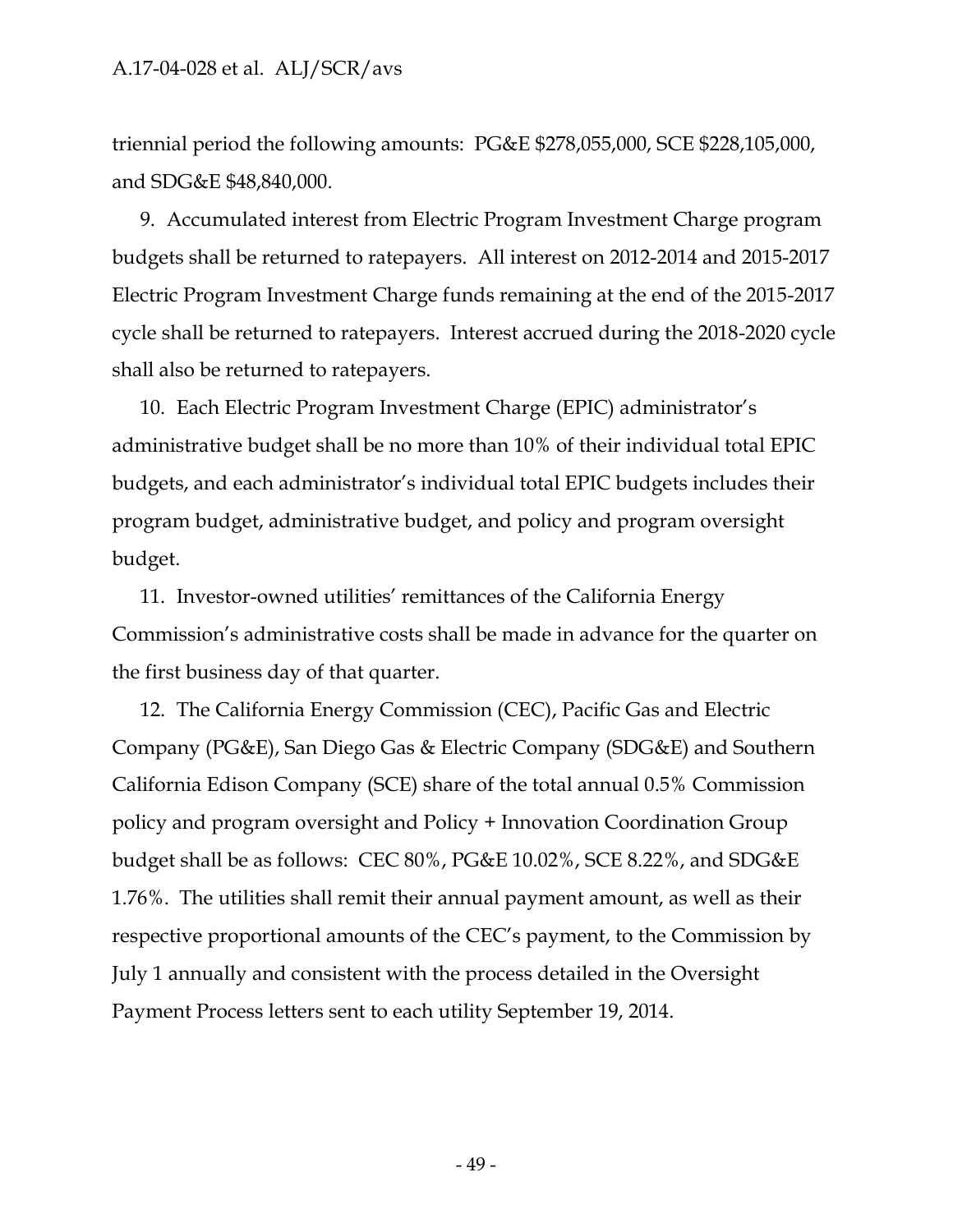triennial period the following amounts: PG&E $278,055,000, SCE $228,105,000, and SDG&E $48,840,000.

9. Accumulated interest from Electric Program Investment Charge program budgets shall be returned to ratepayers. All interest on 2012-2014 and 2015-2017 Electric Program Investment Charge funds remaining at the end of the 2015-2017 cycle shall be returned to ratepayers. Interest accrued during the 2018-2020 cycle shall also be returned to ratepayers.

10. Each Electric Program Investment Charge (EPIC) administrator's administrative budget shall be no more than 10% of their individual total EPIC budgets, and each administrator's individual total EPIC budgets includes their program budget, administrative budget, and policy and program oversight budget.

11. Investor-owned utilities' remittances of the California Energy Commission's administrative costs shall be made in advance for the quarter on the first business day of that quarter.

12. The California Energy Commission (CEC), Pacific Gas and Electric Company (PG&E), San Diego Gas & Electric Company (SDG&E) and Southern California Edison Company (SCE) share of the total annual 0.5% Commission policy and program oversight and Policy + Innovation Coordination Group budget shall be as follows: CEC 80%, PG&E 10.02%, SCE 8.22%, and SDG&E 1.76%. The utilities shall remit their annual payment amount, as well as their respective proportional amounts of the CEC's payment, to the Commission by July 1 annually and consistent with the process detailed in the Oversight Payment Process letters sent to each utility September 19, 2014.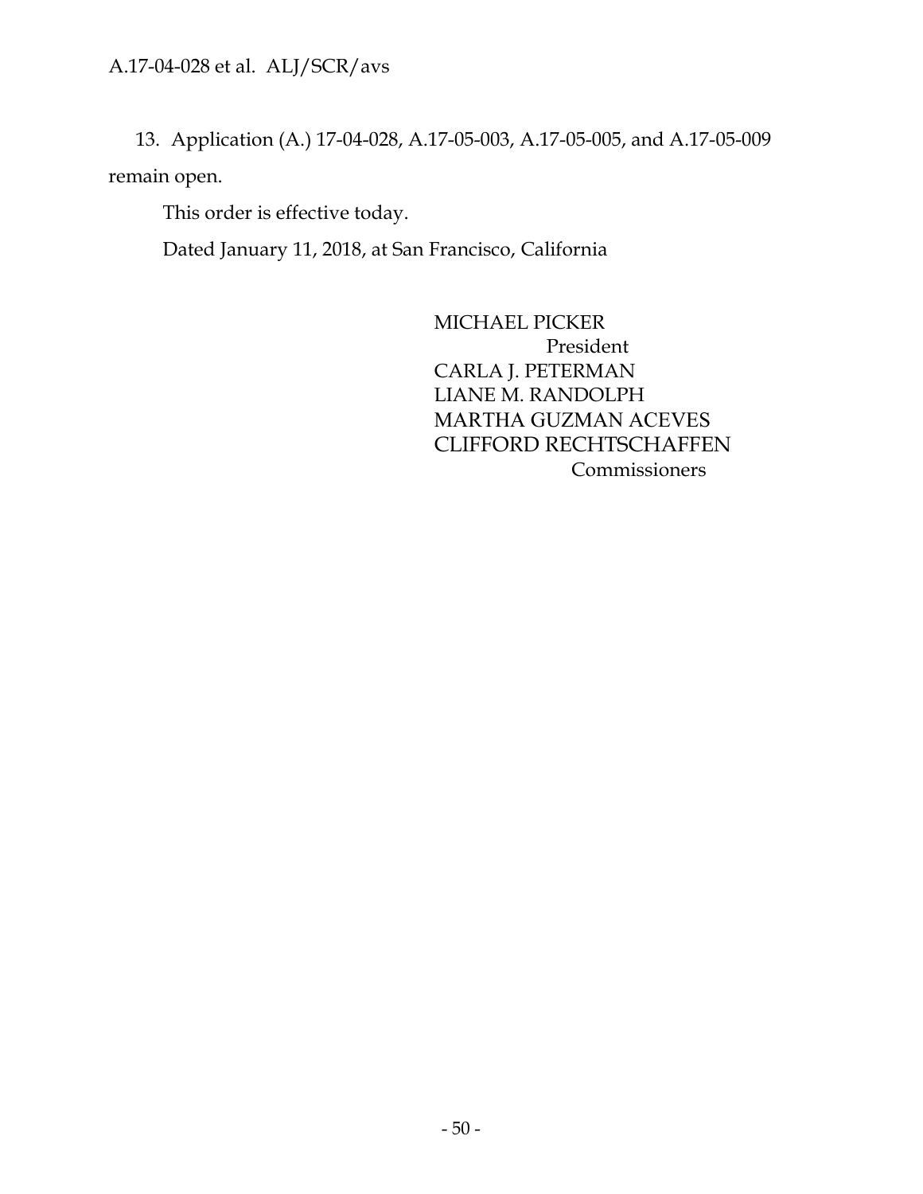13. Application (A.) 17-04-028, A.17-05-003, A.17-05-005, and A.17-05-009 remain open.

This order is effective today.

Dated January 11, 2018, at San Francisco, California

MICHAEL PICKER
President
CARLA J. PETERMAN
LIANE M. RANDOLPH
MARTHA GUZMAN ACEVES
CLIFFORD RECHTSCHAFFEN
Commissioners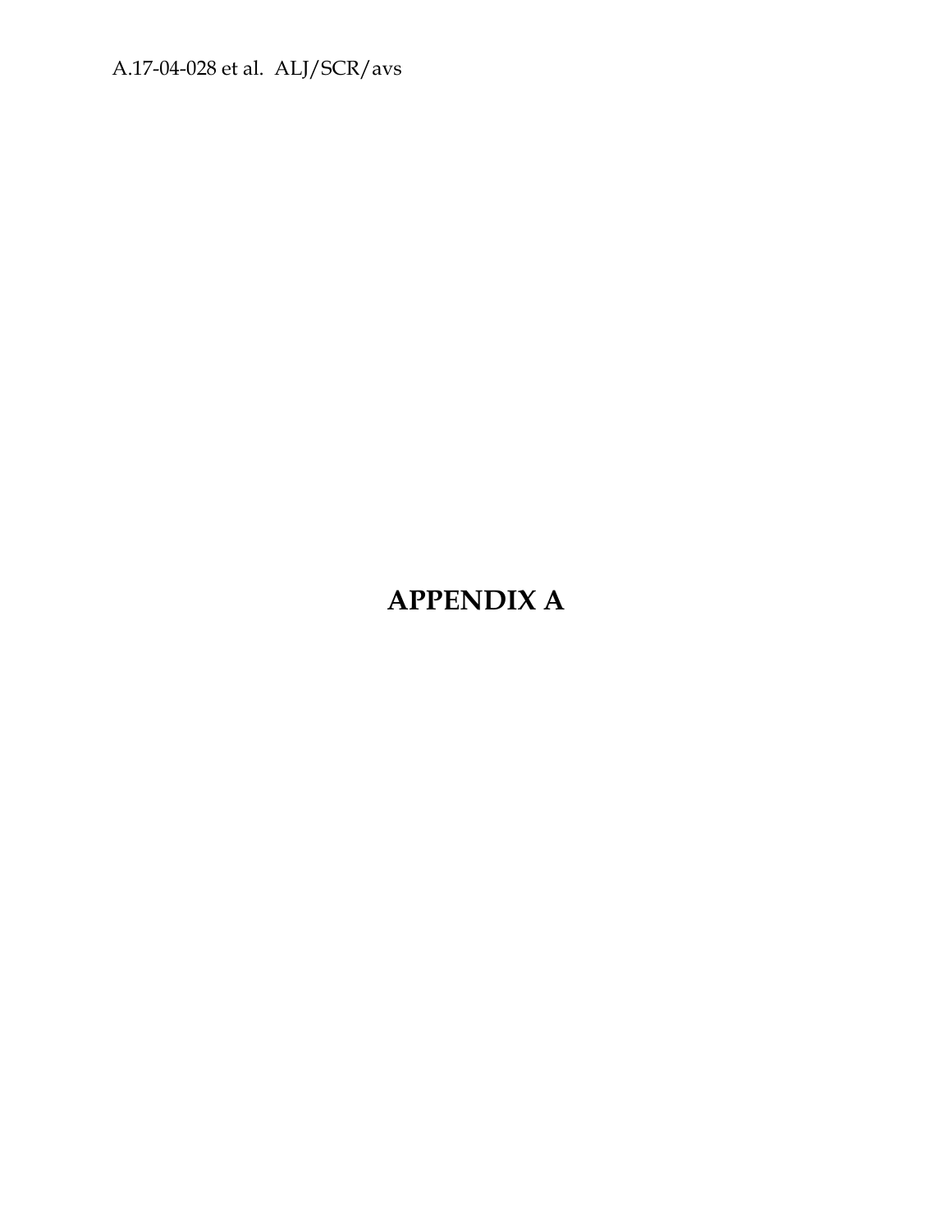# APPENDIX A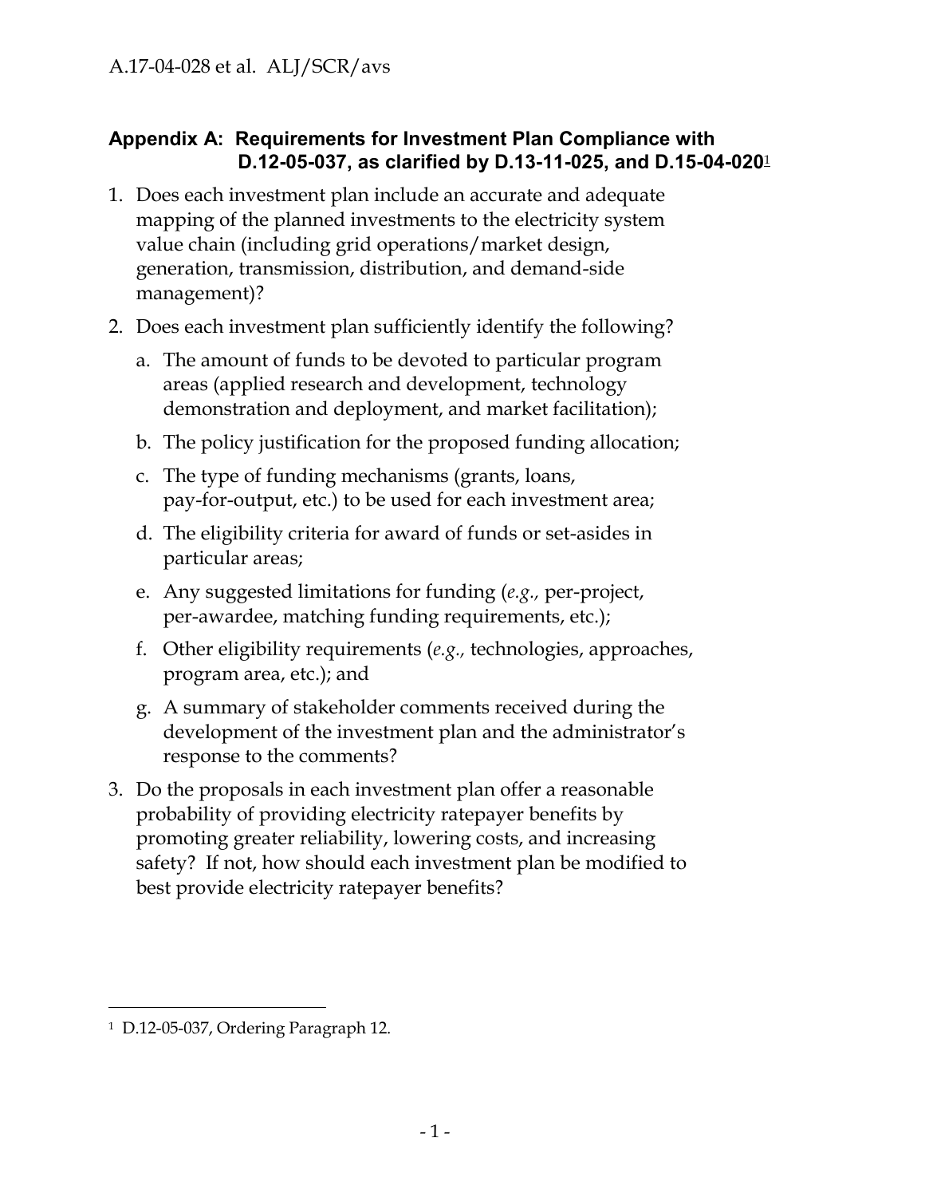## Appendix A: Requirements for Investment Plan Compliance with D.12-05-037, as clarified by D.13-11-025, and D.15-04-020[1]

1. Does each investment plan include an accurate and adequate mapping of the planned investments to the electricity system value chain (including grid operations/market design, generation, transmission, distribution, and demand-side management)?

2. Does each investment plan sufficiently identify the following?

   a. The amount of funds to be devoted to particular program areas (applied research and development, technology demonstration and deployment, and market facilitation);

   b. The policy justification for the proposed funding allocation;

   c. The type of funding mechanisms (grants, loans, pay-for-output, etc.) to be used for each investment area;

   d. The eligibility criteria for award of funds or set-asides in particular areas;

   e. Any suggested limitations for funding (*e.g.,* per-project, per-awardee, matching funding requirements, etc.);

   f. Other eligibility requirements (*e.g.,* technologies, approaches, program area, etc.); and

   g. A summary of stakeholder comments received during the development of the investment plan and the administrator's response to the comments?

3. Do the proposals in each investment plan offer a reasonable probability of providing electricity ratepayer benefits by promoting greater reliability, lowering costs, and increasing safety? If not, how should each investment plan be modified to best provide electricity ratepayer benefits?

---

[1] D.12-05-037, Ordering Paragraph 12.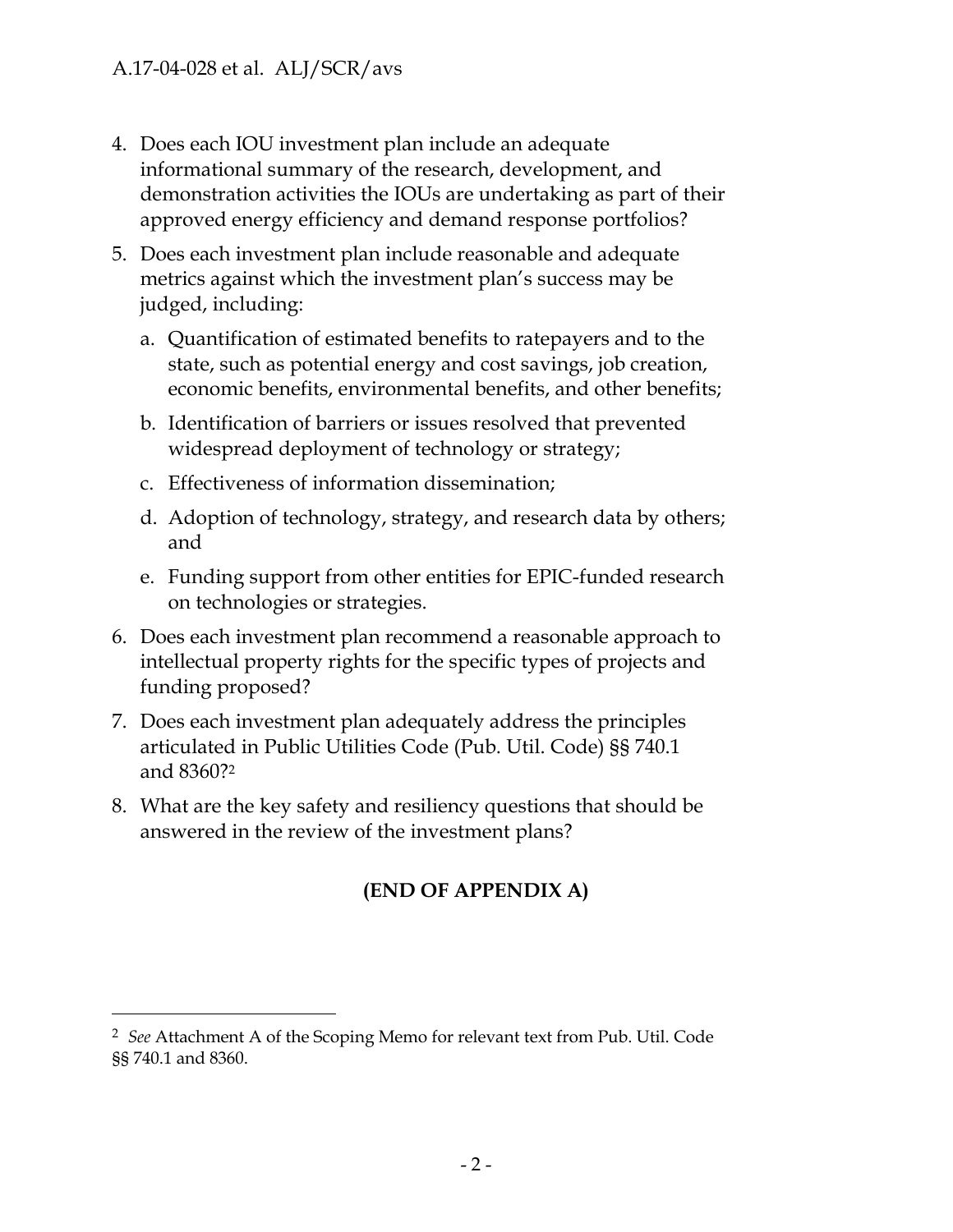4. Does each IOU investment plan include an adequate informational summary of the research, development, and demonstration activities the IOUs are undertaking as part of their approved energy efficiency and demand response portfolios?
5. Does each investment plan include reasonable and adequate metrics against which the investment plan's success may be judged, including:
   a. Quantification of estimated benefits to ratepayers and to the state, such as potential energy and cost savings, job creation, economic benefits, environmental benefits, and other benefits;
   b. Identification of barriers or issues resolved that prevented widespread deployment of technology or strategy;
   c. Effectiveness of information dissemination;
   d. Adoption of technology, strategy, and research data by others; and
   e. Funding support from other entities for EPIC-funded research on technologies or strategies.
6. Does each investment plan recommend a reasonable approach to intellectual property rights for the specific types of projects and funding proposed?
7. Does each investment plan adequately address the principles articulated in Public Utilities Code (Pub. Util. Code) §§ 740.1 and 8360?[2]
8. What are the key safety and resiliency questions that should be answered in the review of the investment plans?

**(END OF APPENDIX A)**

---

[2] *See* Attachment A of the Scoping Memo for relevant text from Pub. Util. Code §§ 740.1 and 8360.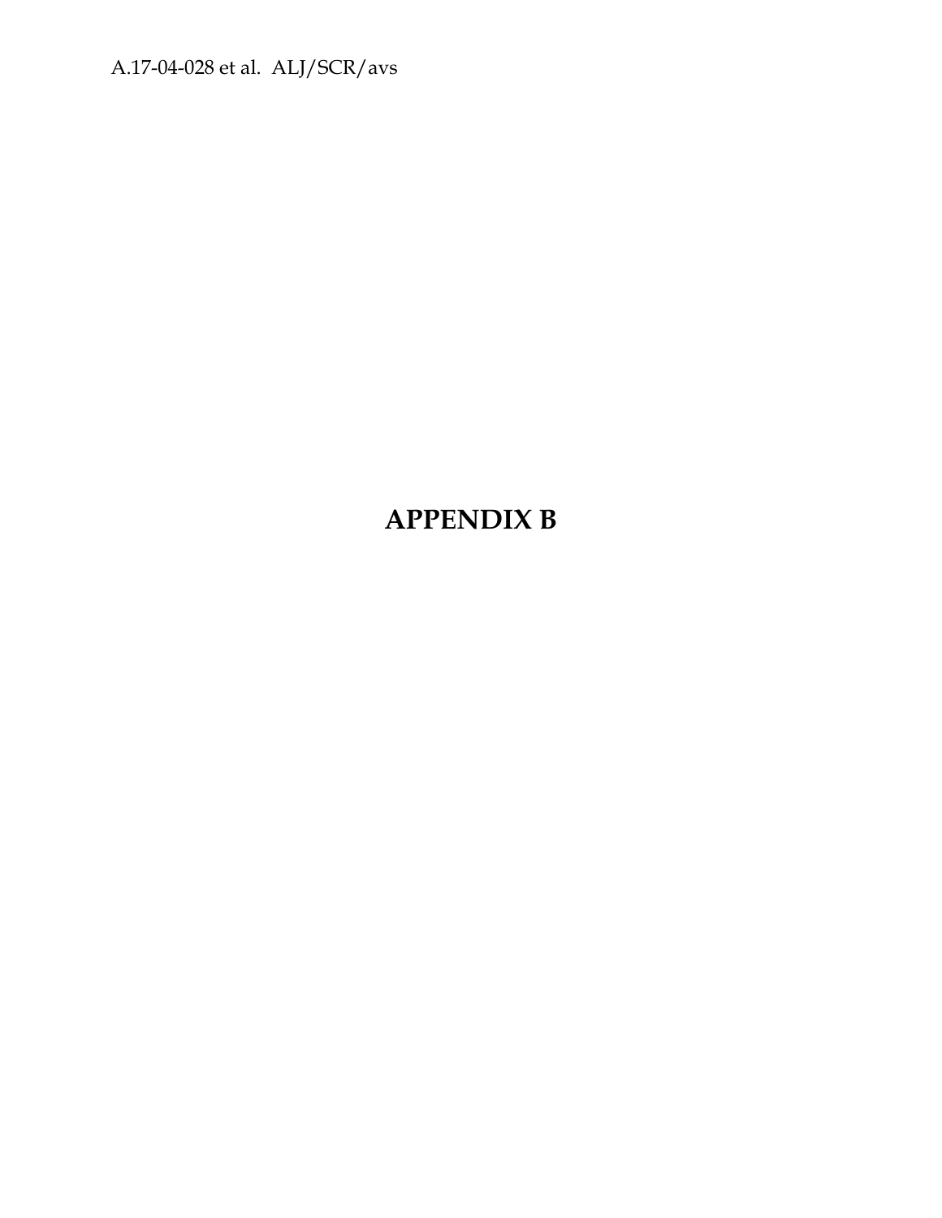# APPENDIX B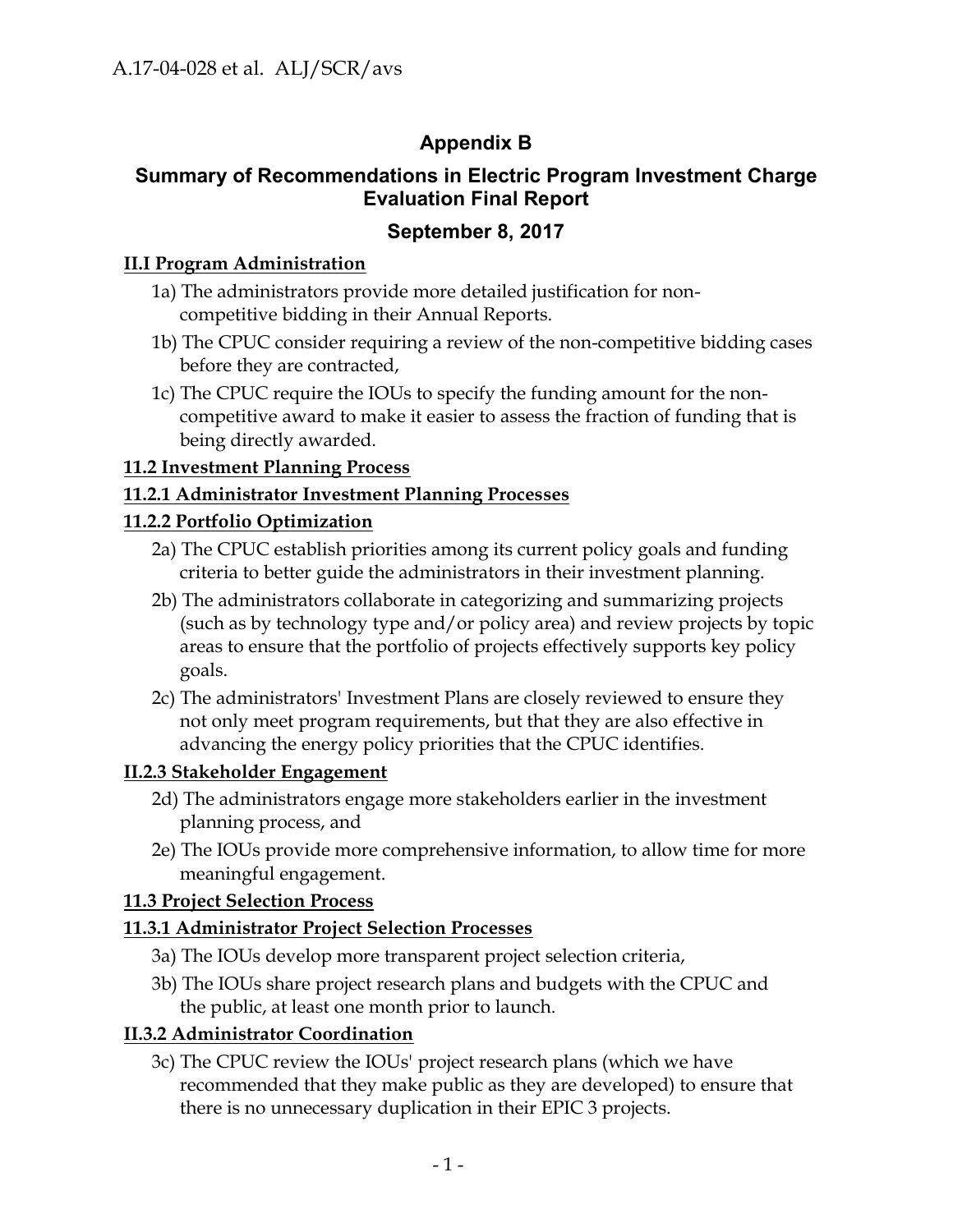# Appendix B

## Summary of Recommendations in Electric Program Investment Charge Evaluation Final Report

## September 8, 2017

**II.I Program Administration**

1a) The administrators provide more detailed justification for non-competitive bidding in their Annual Reports.

1b) The CPUC consider requiring a review of the non-competitive bidding cases before they are contracted,

1c) The CPUC require the IOUs to specify the funding amount for the non-competitive award to make it easier to assess the fraction of funding that is being directly awarded.

**11.2 Investment Planning Process**

**11.2.1 Administrator Investment Planning Processes**

**11.2.2 Portfolio Optimization**

2a) The CPUC establish priorities among its current policy goals and funding criteria to better guide the administrators in their investment planning.

2b) The administrators collaborate in categorizing and summarizing projects (such as by technology type and/or policy area) and review projects by topic areas to ensure that the portfolio of projects effectively supports key policy goals.

2c) The administrators' Investment Plans are closely reviewed to ensure they not only meet program requirements, but that they are also effective in advancing the energy policy priorities that the CPUC identifies.

**II.2.3 Stakeholder Engagement**

2d) The administrators engage more stakeholders earlier in the investment planning process, and

2e) The IOUs provide more comprehensive information, to allow time for more meaningful engagement.

**11.3 Project Selection Process**

**11.3.1 Administrator Project Selection Processes**

3a) The IOUs develop more transparent project selection criteria,

3b) The IOUs share project research plans and budgets with the CPUC and the public, at least one month prior to launch.

**II.3.2 Administrator Coordination**

3c) The CPUC review the IOUs' project research plans (which we have recommended that they make public as they are developed) to ensure that there is no unnecessary duplication in their EPIC 3 projects.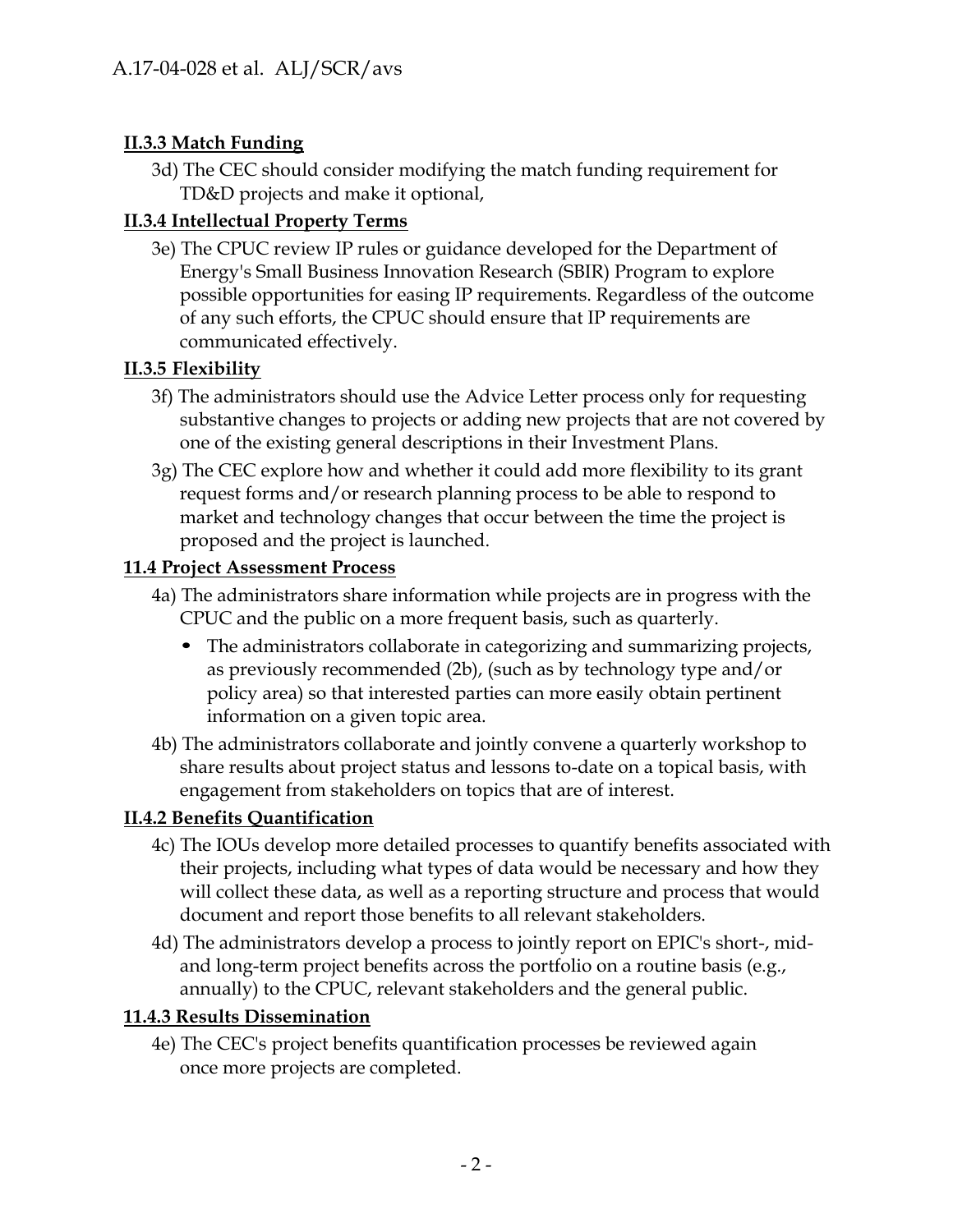**II.3.3 Match Funding**

3d) The CEC should consider modifying the match funding requirement for TD&D projects and make it optional,

**II.3.4 Intellectual Property Terms**

3e) The CPUC review IP rules or guidance developed for the Department of Energy's Small Business Innovation Research (SBIR) Program to explore possible opportunities for easing IP requirements. Regardless of the outcome of any such efforts, the CPUC should ensure that IP requirements are communicated effectively.

**II.3.5 Flexibility**

3f) The administrators should use the Advice Letter process only for requesting substantive changes to projects or adding new projects that are not covered by one of the existing general descriptions in their Investment Plans.

3g) The CEC explore how and whether it could add more flexibility to its grant request forms and/or research planning process to be able to respond to market and technology changes that occur between the time the project is proposed and the project is launched.

**11.4 Project Assessment Process**

4a) The administrators share information while projects are in progress with the CPUC and the public on a more frequent basis, such as quarterly.

- The administrators collaborate in categorizing and summarizing projects, as previously recommended (2b), (such as by technology type and/or policy area) so that interested parties can more easily obtain pertinent information on a given topic area.

4b) The administrators collaborate and jointly convene a quarterly workshop to share results about project status and lessons to-date on a topical basis, with engagement from stakeholders on topics that are of interest.

**II.4.2 Benefits Quantification**

4c) The IOUs develop more detailed processes to quantify benefits associated with their projects, including what types of data would be necessary and how they will collect these data, as well as a reporting structure and process that would document and report those benefits to all relevant stakeholders.

4d) The administrators develop a process to jointly report on EPIC's short-, mid- and long-term project benefits across the portfolio on a routine basis (e.g., annually) to the CPUC, relevant stakeholders and the general public.

**11.4.3 Results Dissemination**

4e) The CEC's project benefits quantification processes be reviewed again once more projects are completed.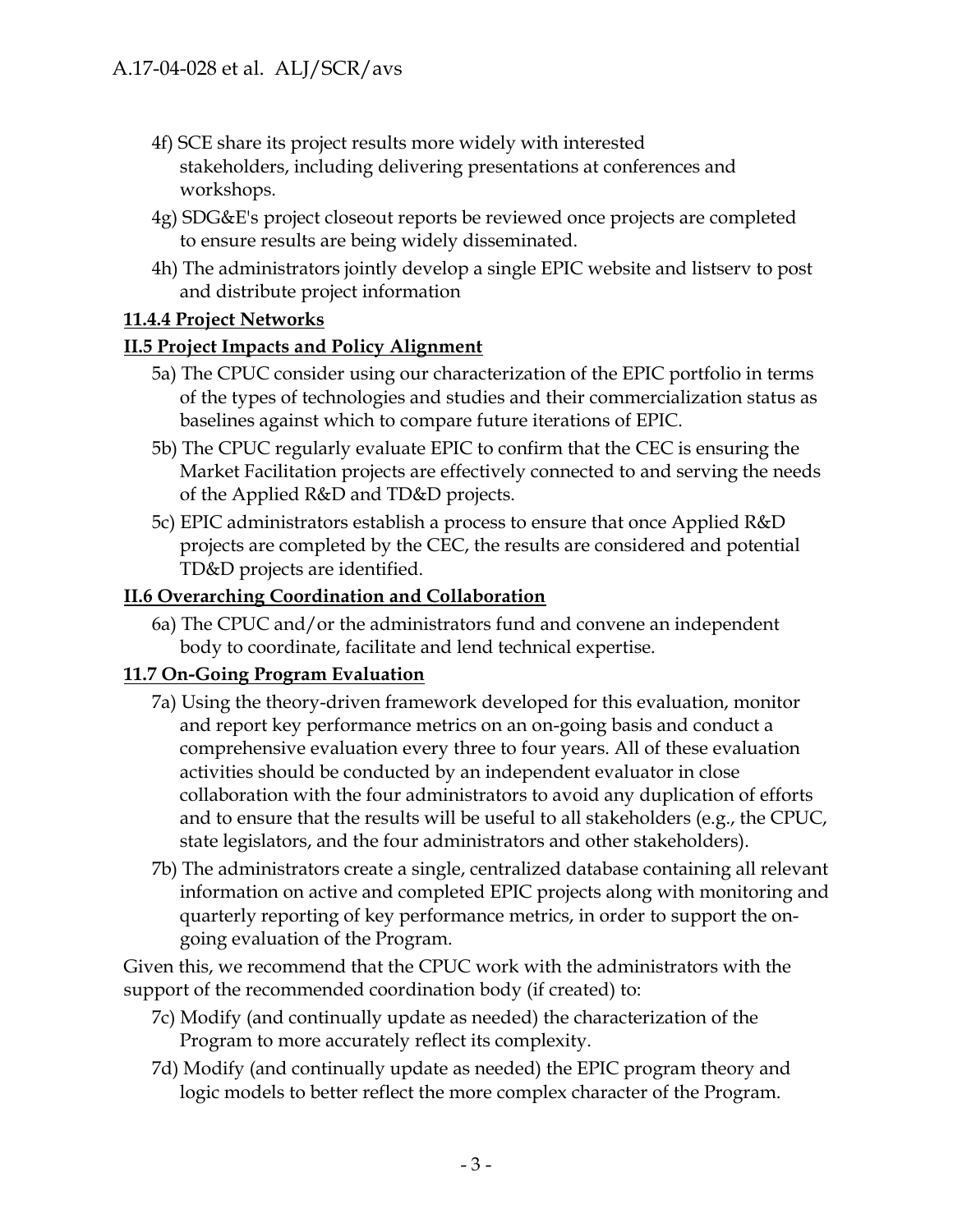- 4f) SCE share its project results more widely with interested stakeholders, including delivering presentations at conferences and workshops.
- 4g) SDG&E's project closeout reports be reviewed once projects are completed to ensure results are being widely disseminated.
- 4h) The administrators jointly develop a single EPIC website and listserv to post and distribute project information

**11.4.4 Project Networks**

**II.5 Project Impacts and Policy Alignment**

- 5a) The CPUC consider using our characterization of the EPIC portfolio in terms of the types of technologies and studies and their commercialization status as baselines against which to compare future iterations of EPIC.
- 5b) The CPUC regularly evaluate EPIC to confirm that the CEC is ensuring the Market Facilitation projects are effectively connected to and serving the needs of the Applied R&D and TD&D projects.
- 5c) EPIC administrators establish a process to ensure that once Applied R&D projects are completed by the CEC, the results are considered and potential TD&D projects are identified.

**II.6 Overarching Coordination and Collaboration**

- 6a) The CPUC and/or the administrators fund and convene an independent body to coordinate, facilitate and lend technical expertise.

**11.7 On-Going Program Evaluation**

- 7a) Using the theory-driven framework developed for this evaluation, monitor and report key performance metrics on an on-going basis and conduct a comprehensive evaluation every three to four years. All of these evaluation activities should be conducted by an independent evaluator in close collaboration with the four administrators to avoid any duplication of efforts and to ensure that the results will be useful to all stakeholders (e.g., the CPUC, state legislators, and the four administrators and other stakeholders).
- 7b) The administrators create a single, centralized database containing all relevant information on active and completed EPIC projects along with monitoring and quarterly reporting of key performance metrics, in order to support the on-going evaluation of the Program.

Given this, we recommend that the CPUC work with the administrators with the support of the recommended coordination body (if created) to:

- 7c) Modify (and continually update as needed) the characterization of the Program to more accurately reflect its complexity.
- 7d) Modify (and continually update as needed) the EPIC program theory and logic models to better reflect the more complex character of the Program.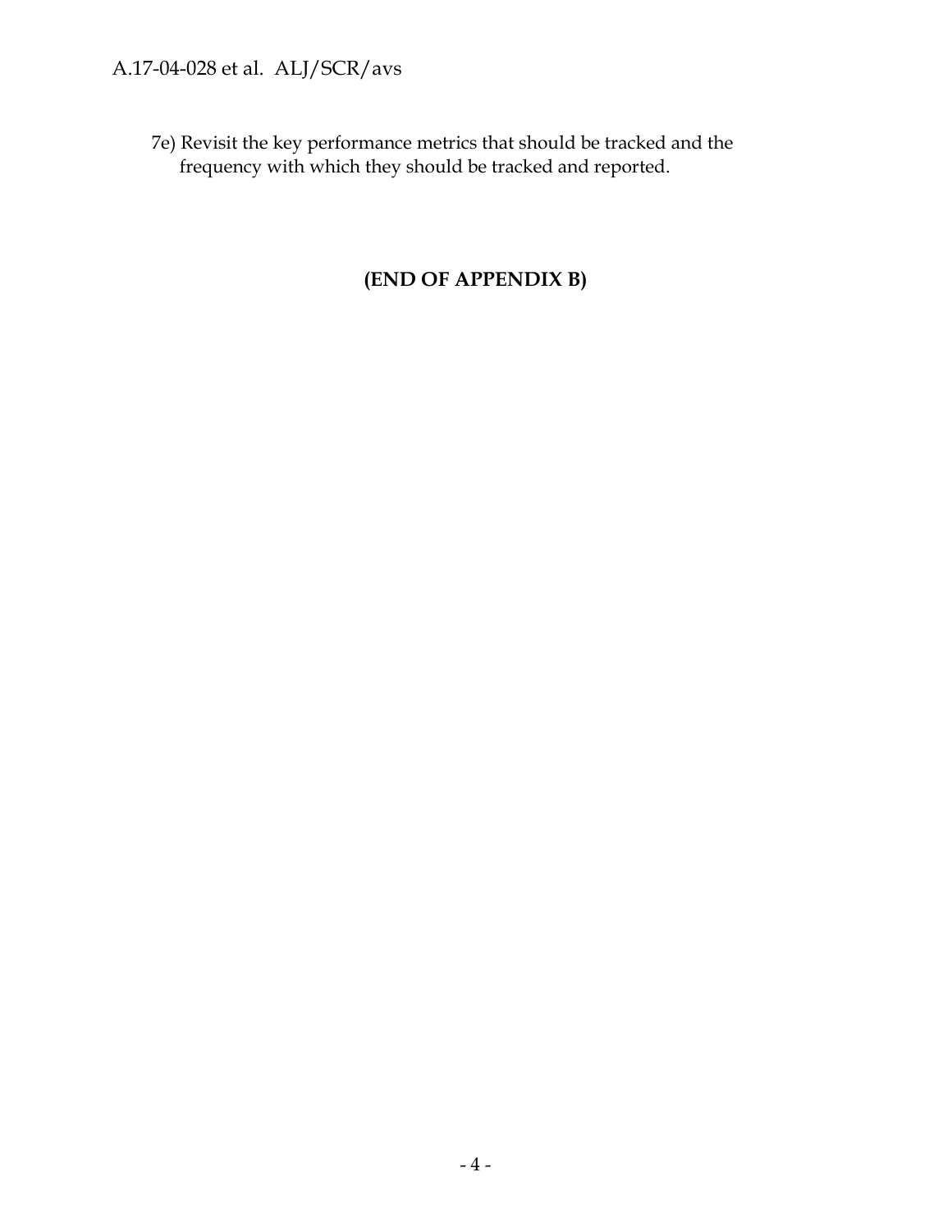7e) Revisit the key performance metrics that should be tracked and the frequency with which they should be tracked and reported.

**(END OF APPENDIX B)**